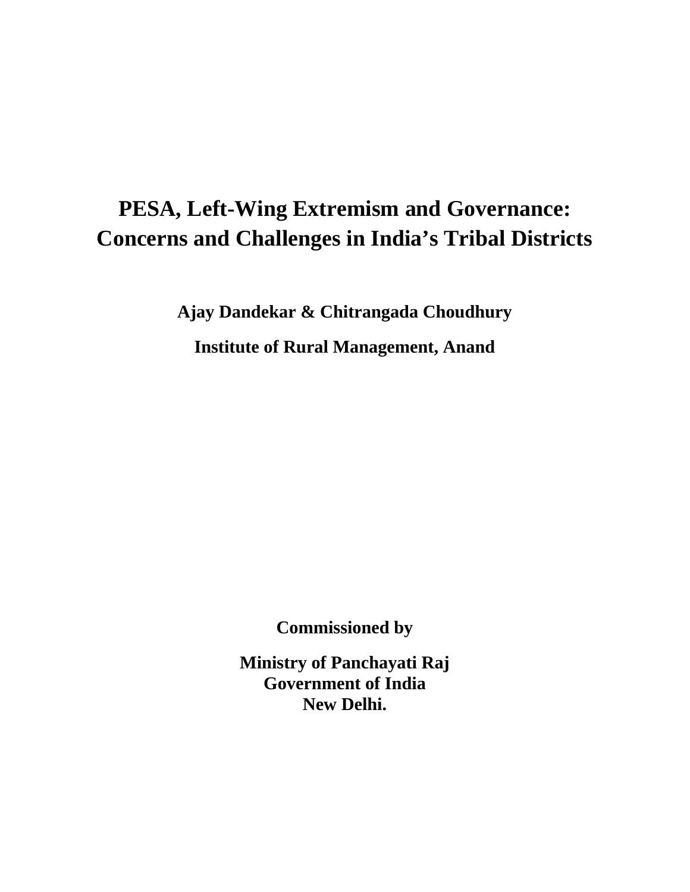# PESA, Left-Wing Extremism and Governance: Concerns and Challenges in India's Tribal Districts

**Ajay Dandekar & Chitrangada Choudhury**

**Institute of Rural Management, Anand**

**Commissioned by**

**Ministry of Panchayati Raj**
**Government of India**
**New Delhi.**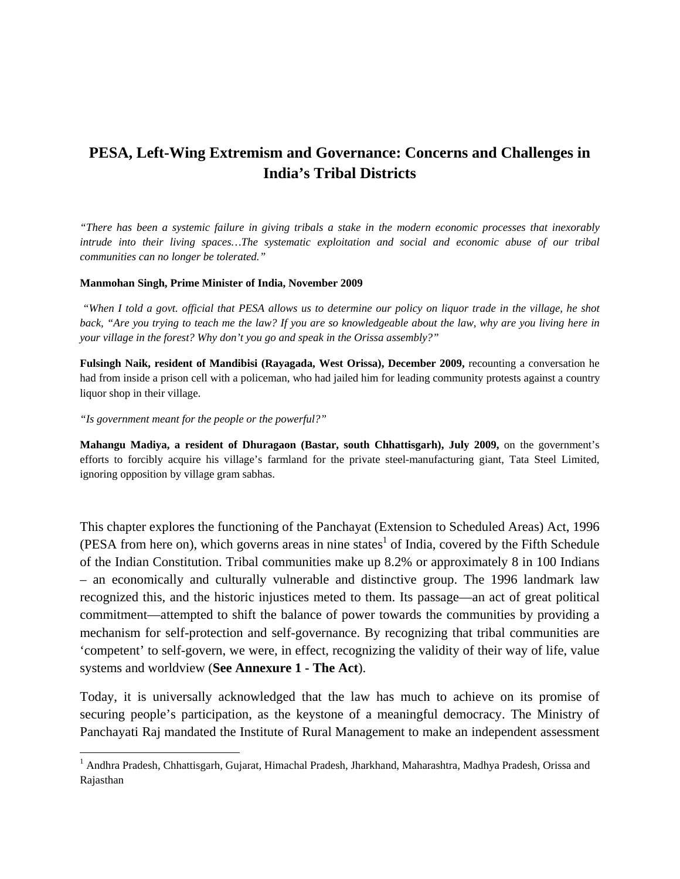# PESA, Left-Wing Extremism and Governance: Concerns and Challenges in India's Tribal Districts

*"There has been a systemic failure in giving tribals a stake in the modern economic processes that inexorably intrude into their living spaces…The systematic exploitation and social and economic abuse of our tribal communities can no longer be tolerated."*

**Manmohan Singh, Prime Minister of India, November 2009**

*"When I told a govt. official that PESA allows us to determine our policy on liquor trade in the village, he shot back, "Are you trying to teach me the law? If you are so knowledgeable about the law, why are you living here in your village in the forest? Why don't you go and speak in the Orissa assembly?"*

**Fulsingh Naik, resident of Mandibisi (Rayagada, West Orissa), December 2009,** recounting a conversation he had from inside a prison cell with a policeman, who had jailed him for leading community protests against a country liquor shop in their village.

*"Is government meant for the people or the powerful?"*

**Mahangu Madiya, a resident of Dhuragaon (Bastar, south Chhattisgarh), July 2009,** on the government's efforts to forcibly acquire his village's farmland for the private steel-manufacturing giant, Tata Steel Limited, ignoring opposition by village gram sabhas.

This chapter explores the functioning of the Panchayat (Extension to Scheduled Areas) Act, 1996 (PESA from here on), which governs areas in nine states[1] of India, covered by the Fifth Schedule of the Indian Constitution. Tribal communities make up 8.2% or approximately 8 in 100 Indians – an economically and culturally vulnerable and distinctive group. The 1996 landmark law recognized this, and the historic injustices meted to them. Its passage—an act of great political commitment—attempted to shift the balance of power towards the communities by providing a mechanism for self-protection and self-governance. By recognizing that tribal communities are 'competent' to self-govern, we were, in effect, recognizing the validity of their way of life, value systems and worldview (**See Annexure 1 - The Act**).

Today, it is universally acknowledged that the law has much to achieve on its promise of securing people's participation, as the keystone of a meaningful democracy. The Ministry of Panchayati Raj mandated the Institute of Rural Management to make an independent assessment

[1] Andhra Pradesh, Chhattisgarh, Gujarat, Himachal Pradesh, Jharkhand, Maharashtra, Madhya Pradesh, Orissa and Rajasthan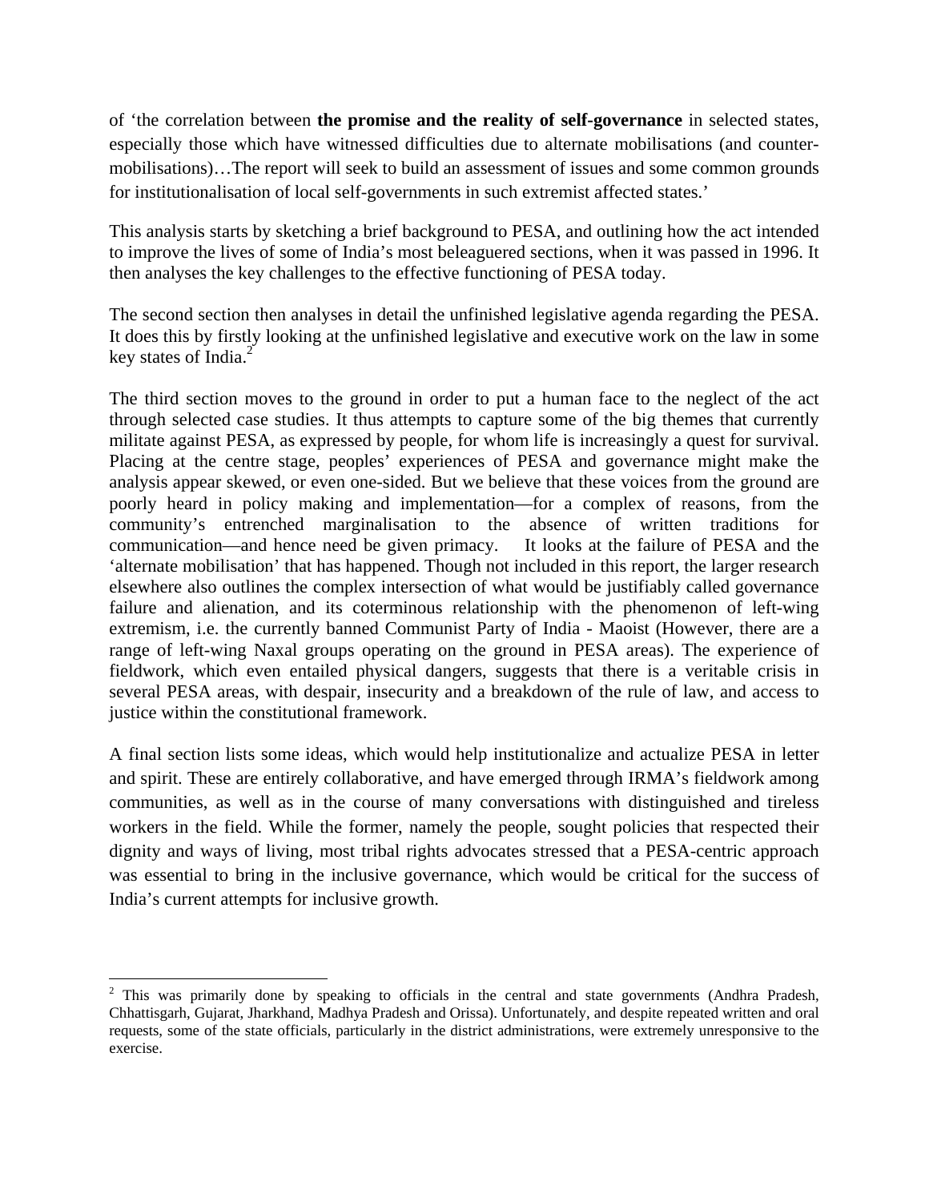of 'the correlation between **the promise and the reality of self-governance** in selected states, especially those which have witnessed difficulties due to alternate mobilisations (and counter-mobilisations)…The report will seek to build an assessment of issues and some common grounds for institutionalisation of local self-governments in such extremist affected states.'

This analysis starts by sketching a brief background to PESA, and outlining how the act intended to improve the lives of some of India's most beleaguered sections, when it was passed in 1996. It then analyses the key challenges to the effective functioning of PESA today.

The second section then analyses in detail the unfinished legislative agenda regarding the PESA. It does this by firstly looking at the unfinished legislative and executive work on the law in some key states of India.[2]

The third section moves to the ground in order to put a human face to the neglect of the act through selected case studies. It thus attempts to capture some of the big themes that currently militate against PESA, as expressed by people, for whom life is increasingly a quest for survival. Placing at the centre stage, peoples' experiences of PESA and governance might make the analysis appear skewed, or even one-sided. But we believe that these voices from the ground are poorly heard in policy making and implementation—for a complex of reasons, from the community's entrenched marginalisation to the absence of written traditions for communication—and hence need be given primacy. It looks at the failure of PESA and the 'alternate mobilisation' that has happened. Though not included in this report, the larger research elsewhere also outlines the complex intersection of what would be justifiably called governance failure and alienation, and its coterminous relationship with the phenomenon of left-wing extremism, i.e. the currently banned Communist Party of India - Maoist (However, there are a range of left-wing Naxal groups operating on the ground in PESA areas). The experience of fieldwork, which even entailed physical dangers, suggests that there is a veritable crisis in several PESA areas, with despair, insecurity and a breakdown of the rule of law, and access to justice within the constitutional framework.

A final section lists some ideas, which would help institutionalize and actualize PESA in letter and spirit. These are entirely collaborative, and have emerged through IRMA's fieldwork among communities, as well as in the course of many conversations with distinguished and tireless workers in the field. While the former, namely the people, sought policies that respected their dignity and ways of living, most tribal rights advocates stressed that a PESA-centric approach was essential to bring in the inclusive governance, which would be critical for the success of India's current attempts for inclusive growth.

---

[2] This was primarily done by speaking to officials in the central and state governments (Andhra Pradesh, Chhattisgarh, Gujarat, Jharkhand, Madhya Pradesh and Orissa). Unfortunately, and despite repeated written and oral requests, some of the state officials, particularly in the district administrations, were extremely unresponsive to the exercise.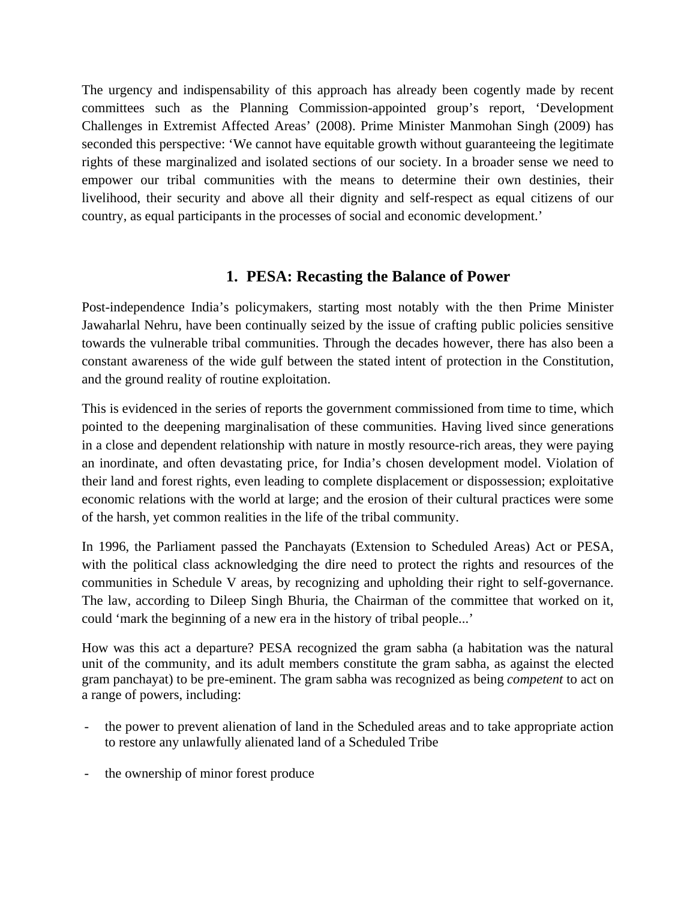The urgency and indispensability of this approach has already been cogently made by recent committees such as the Planning Commission-appointed group's report, 'Development Challenges in Extremist Affected Areas' (2008). Prime Minister Manmohan Singh (2009) has seconded this perspective: 'We cannot have equitable growth without guaranteeing the legitimate rights of these marginalized and isolated sections of our society. In a broader sense we need to empower our tribal communities with the means to determine their own destinies, their livelihood, their security and above all their dignity and self-respect as equal citizens of our country, as equal participants in the processes of social and economic development.'

## 1. PESA: Recasting the Balance of Power

Post-independence India's policymakers, starting most notably with the then Prime Minister Jawaharlal Nehru, have been continually seized by the issue of crafting public policies sensitive towards the vulnerable tribal communities. Through the decades however, there has also been a constant awareness of the wide gulf between the stated intent of protection in the Constitution, and the ground reality of routine exploitation.

This is evidenced in the series of reports the government commissioned from time to time, which pointed to the deepening marginalisation of these communities. Having lived since generations in a close and dependent relationship with nature in mostly resource-rich areas, they were paying an inordinate, and often devastating price, for India's chosen development model. Violation of their land and forest rights, even leading to complete displacement or dispossession; exploitative economic relations with the world at large; and the erosion of their cultural practices were some of the harsh, yet common realities in the life of the tribal community.

In 1996, the Parliament passed the Panchayats (Extension to Scheduled Areas) Act or PESA, with the political class acknowledging the dire need to protect the rights and resources of the communities in Schedule V areas, by recognizing and upholding their right to self-governance. The law, according to Dileep Singh Bhuria, the Chairman of the committee that worked on it, could 'mark the beginning of a new era in the history of tribal people...'

How was this act a departure? PESA recognized the gram sabha (a habitation was the natural unit of the community, and its adult members constitute the gram sabha, as against the elected gram panchayat) to be pre-eminent. The gram sabha was recognized as being *competent* to act on a range of powers, including:

- the power to prevent alienation of land in the Scheduled areas and to take appropriate action to restore any unlawfully alienated land of a Scheduled Tribe
- the ownership of minor forest produce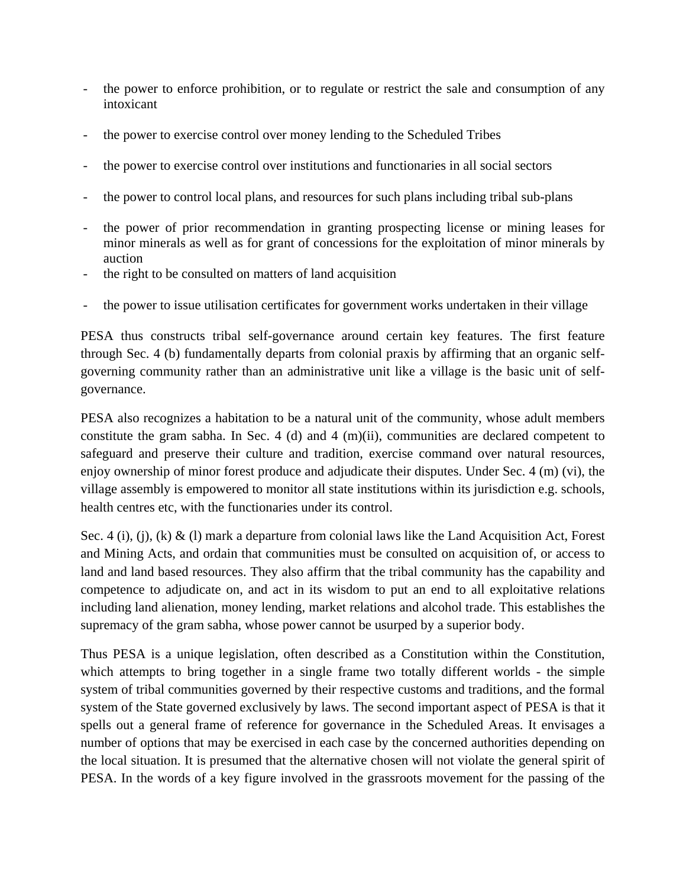- the power to enforce prohibition, or to regulate or restrict the sale and consumption of any intoxicant
- the power to exercise control over money lending to the Scheduled Tribes
- the power to exercise control over institutions and functionaries in all social sectors
- the power to control local plans, and resources for such plans including tribal sub-plans
- the power of prior recommendation in granting prospecting license or mining leases for minor minerals as well as for grant of concessions for the exploitation of minor minerals by auction
- the right to be consulted on matters of land acquisition
- the power to issue utilisation certificates for government works undertaken in their village

PESA thus constructs tribal self-governance around certain key features. The first feature through Sec. 4 (b) fundamentally departs from colonial praxis by affirming that an organic self-governing community rather than an administrative unit like a village is the basic unit of self-governance.

PESA also recognizes a habitation to be a natural unit of the community, whose adult members constitute the gram sabha. In Sec. 4 (d) and 4 (m)(ii), communities are declared competent to safeguard and preserve their culture and tradition, exercise command over natural resources, enjoy ownership of minor forest produce and adjudicate their disputes. Under Sec. 4 (m) (vi), the village assembly is empowered to monitor all state institutions within its jurisdiction e.g. schools, health centres etc, with the functionaries under its control.

Sec. 4 (i), (j), (k) & (l) mark a departure from colonial laws like the Land Acquisition Act, Forest and Mining Acts, and ordain that communities must be consulted on acquisition of, or access to land and land based resources. They also affirm that the tribal community has the capability and competence to adjudicate on, and act in its wisdom to put an end to all exploitative relations including land alienation, money lending, market relations and alcohol trade. This establishes the supremacy of the gram sabha, whose power cannot be usurped by a superior body.

Thus PESA is a unique legislation, often described as a Constitution within the Constitution, which attempts to bring together in a single frame two totally different worlds - the simple system of tribal communities governed by their respective customs and traditions, and the formal system of the State governed exclusively by laws. The second important aspect of PESA is that it spells out a general frame of reference for governance in the Scheduled Areas. It envisages a number of options that may be exercised in each case by the concerned authorities depending on the local situation. It is presumed that the alternative chosen will not violate the general spirit of PESA. In the words of a key figure involved in the grassroots movement for the passing of the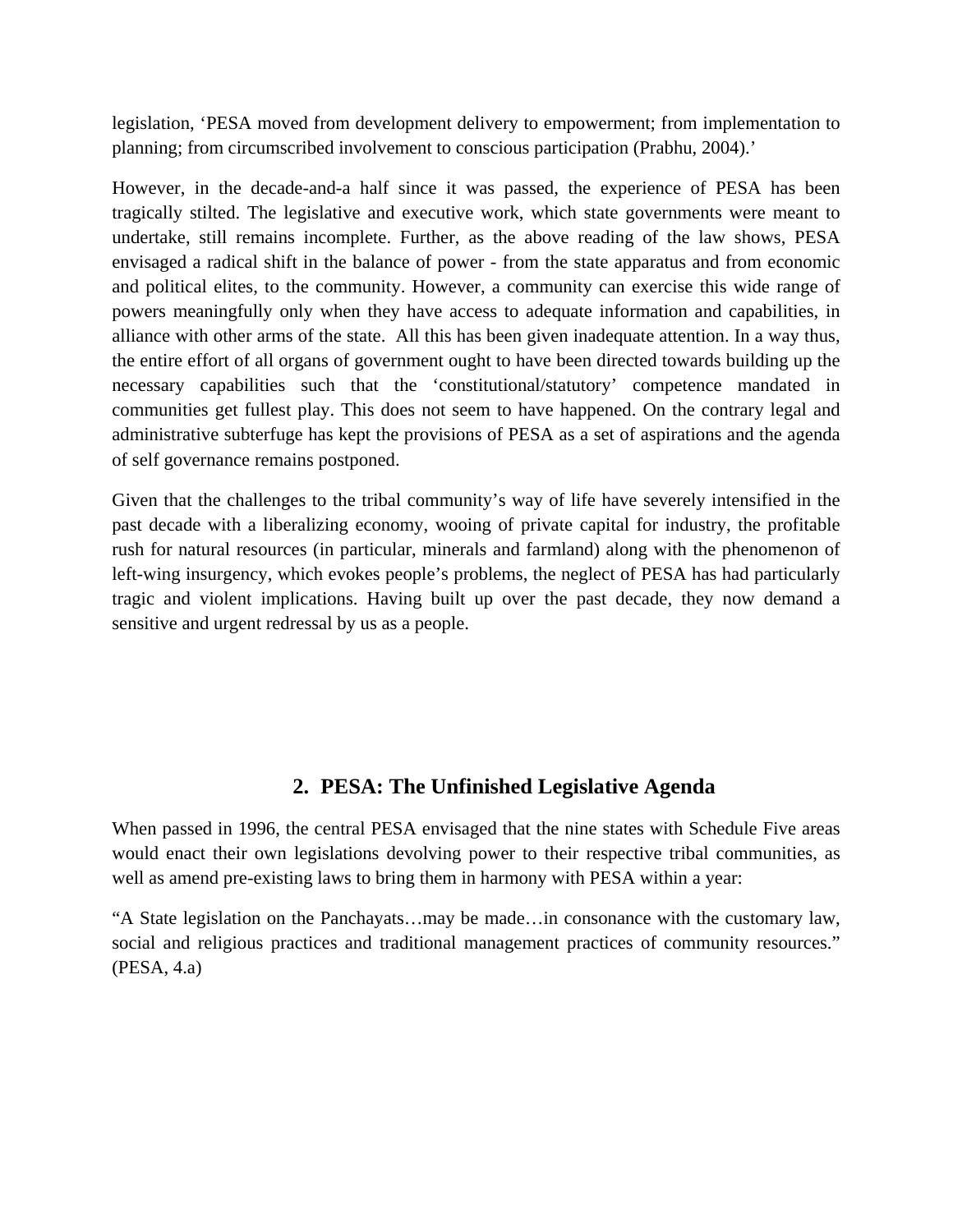legislation, 'PESA moved from development delivery to empowerment; from implementation to planning; from circumscribed involvement to conscious participation (Prabhu, 2004).'

However, in the decade-and-a half since it was passed, the experience of PESA has been tragically stilted. The legislative and executive work, which state governments were meant to undertake, still remains incomplete. Further, as the above reading of the law shows, PESA envisaged a radical shift in the balance of power - from the state apparatus and from economic and political elites, to the community. However, a community can exercise this wide range of powers meaningfully only when they have access to adequate information and capabilities, in alliance with other arms of the state. All this has been given inadequate attention. In a way thus, the entire effort of all organs of government ought to have been directed towards building up the necessary capabilities such that the 'constitutional/statutory' competence mandated in communities get fullest play. This does not seem to have happened. On the contrary legal and administrative subterfuge has kept the provisions of PESA as a set of aspirations and the agenda of self governance remains postponed.

Given that the challenges to the tribal community's way of life have severely intensified in the past decade with a liberalizing economy, wooing of private capital for industry, the profitable rush for natural resources (in particular, minerals and farmland) along with the phenomenon of left-wing insurgency, which evokes people's problems, the neglect of PESA has had particularly tragic and violent implications. Having built up over the past decade, they now demand a sensitive and urgent redressal by us as a people.

## 2. PESA: The Unfinished Legislative Agenda

When passed in 1996, the central PESA envisaged that the nine states with Schedule Five areas would enact their own legislations devolving power to their respective tribal communities, as well as amend pre-existing laws to bring them in harmony with PESA within a year:

"A State legislation on the Panchayats…may be made…in consonance with the customary law, social and religious practices and traditional management practices of community resources." (PESA, 4.a)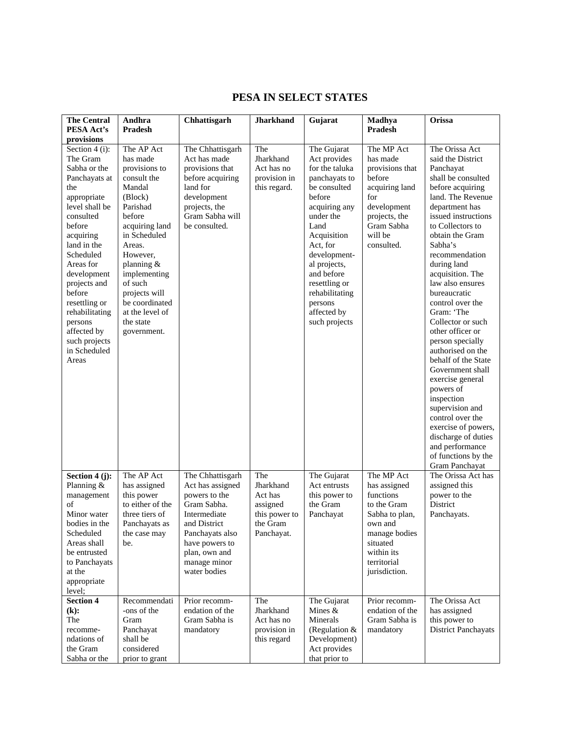# PESA IN SELECT STATES

| The Central PESA Act's provisions | Andhra Pradesh | Chhattisgarh | Jharkhand | Gujarat | Madhya Pradesh | Orissa |
|---|---|---|---|---|---|---|
| Section 4 (i): The Gram Sabha or the Panchayats at the appropriate level shall be consulted before acquiring land in the Scheduled Areas for development projects and before resettling or rehabilitating persons affected by such projects in Scheduled Areas | The AP Act has made provisions to consult the Mandal (Block) Parishad before acquiring land in Scheduled Areas. However, planning & implementing of such projects will be coordinated at the level of the state government. | The Chhattisgarh Act has made provisions that before acquiring land for development projects, the Gram Sabha will be consulted. | The Jharkhand Act has no provision in this regard. | The Gujarat Act provides for the taluka panchayats to be consulted before acquiring any under the Land Acquisition Act, for development-al projects, and before resettling or rehabilitating persons affected by such projects | The MP Act has made provisions that before acquiring land for development projects, the Gram Sabha will be consulted. | The Orissa Act said the District Panchayat shall be consulted before acquiring land. The Revenue department has issued instructions to Collectors to obtain the Gram Sabha's recommendation during land acquisition. The law also ensures bureaucratic control over the Gram: 'The Collector or such other officer or person specially authorised on the behalf of the State Government shall exercise general powers of inspection supervision and control over the exercise of powers, discharge of duties and performance of functions by the Gram Panchayat |
| **Section 4 (j):** Planning & management of Minor water bodies in the Scheduled Areas shall be entrusted to Panchayats at the appropriate level; | The AP Act has assigned this power to either of the three tiers of Panchayats as the case may be. | The Chhattisgarh Act has assigned powers to the Gram Sabha. Intermediate and District Panchayats also have powers to plan, own and manage minor water bodies | The Jharkhand Act has assigned this power to the Gram Panchayat. | The Gujarat Act entrusts this power to the Gram Panchayat | The MP Act has assigned functions to the Gram Sabha to plan, own and manage bodies situated within its territorial jurisdiction. | The Orissa Act has assigned this power to the District Panchayats. |
| **Section 4 (k):** The recomme-ndations of the Gram Sabha or the | Recommendati-ons of the Gram Panchayat shall be considered prior to grant | Prior recomm-endation of the Gram Sabha is mandatory | The Jharkhand Act has no provision in this regard | The Gujarat Mines & Minerals (Regulation & Development) Act provides that prior to | Prior recomm-endation of the Gram Sabha is mandatory | The Orissa Act has assigned this power to District Panchayats |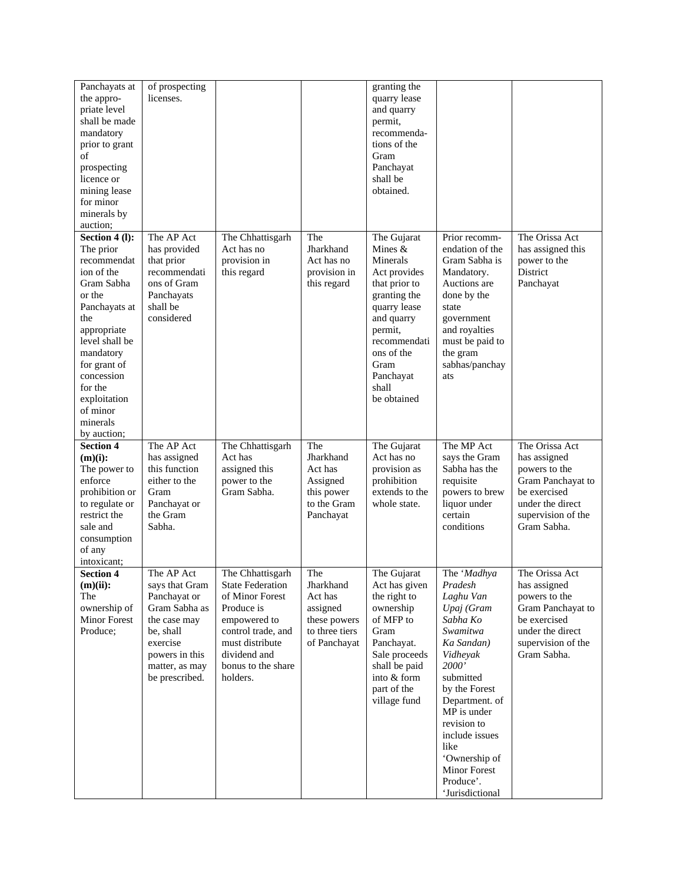| | | | | | | |
|---|---|---|---|---|---|---|
| Panchayats at the appropriate level shall be made mandatory prior to grant of prospecting licence or mining lease for minor minerals by auction; | of prospecting licenses. | | | granting the quarry lease and quarry permit, recommendations of the Gram Panchayat shall be obtained. | | |
| **Section 4 (l):** The prior recommendation of the Gram Sabha or the Panchayats at the appropriate level shall be mandatory for grant of concession for the exploitation of minor minerals by auction; | The AP Act has provided that prior recommendations of Gram Panchayats shall be considered | The Chhattisgarh Act has no provision in this regard | The Jharkhand Act has no provision in this regard | The Gujarat Mines & Minerals Act provides that prior to granting the quarry lease and quarry permit, recommendations of the Gram Panchayat shall be obtained | Prior recommendation of the Gram Sabha is Mandatory. Auctions are done by the state government and royalties must be paid to the gram sabhas/panchayats | The Orissa Act has assigned this power to the District Panchayat |
| **Section 4 (m)(i):** The power to enforce prohibition or to regulate or restrict the sale and consumption of any intoxicant; | The AP Act has assigned this function either to the Gram Panchayat or the Gram Sabha. | The Chhattisgarh Act has assigned this power to the Gram Sabha. | The Jharkhand Act has Assigned this power to the Gram Panchayat | The Gujarat Act has no provision as prohibition extends to the whole state. | The MP Act says the Gram Sabha has the requisite powers to brew liquor under certain conditions | The Orissa Act has assigned powers to the Gram Panchayat to be exercised under the direct supervision of the Gram Sabha. |
| **Section 4 (m)(ii):** The ownership of Minor Forest Produce; | The AP Act says that Gram Panchayat or Gram Sabha as the case may be, shall exercise powers in this matter, as may be prescribed. | The Chhattisgarh State Federation of Minor Forest Produce is empowered to control trade, and must distribute dividend and bonus to the share holders. | The Jharkhand Act has assigned these powers to three tiers of Panchayat | The Gujarat Act has given the right to ownership of MFP to Gram Panchayat. Sale proceeds shall be paid into & form part of the village fund | The '*Madhya Pradesh Laghu Van Upaj (Gram Sabha Ko Swamitwa Ka Sandan) Vidheyak 2000*' submitted by the Forest Department. of MP is under revision to include issues like 'Ownership of Minor Forest Produce'. 'Jurisdictional | The Orissa Act has assigned powers to the Gram Panchayat to be exercised under the direct supervision of the Gram Sabha. |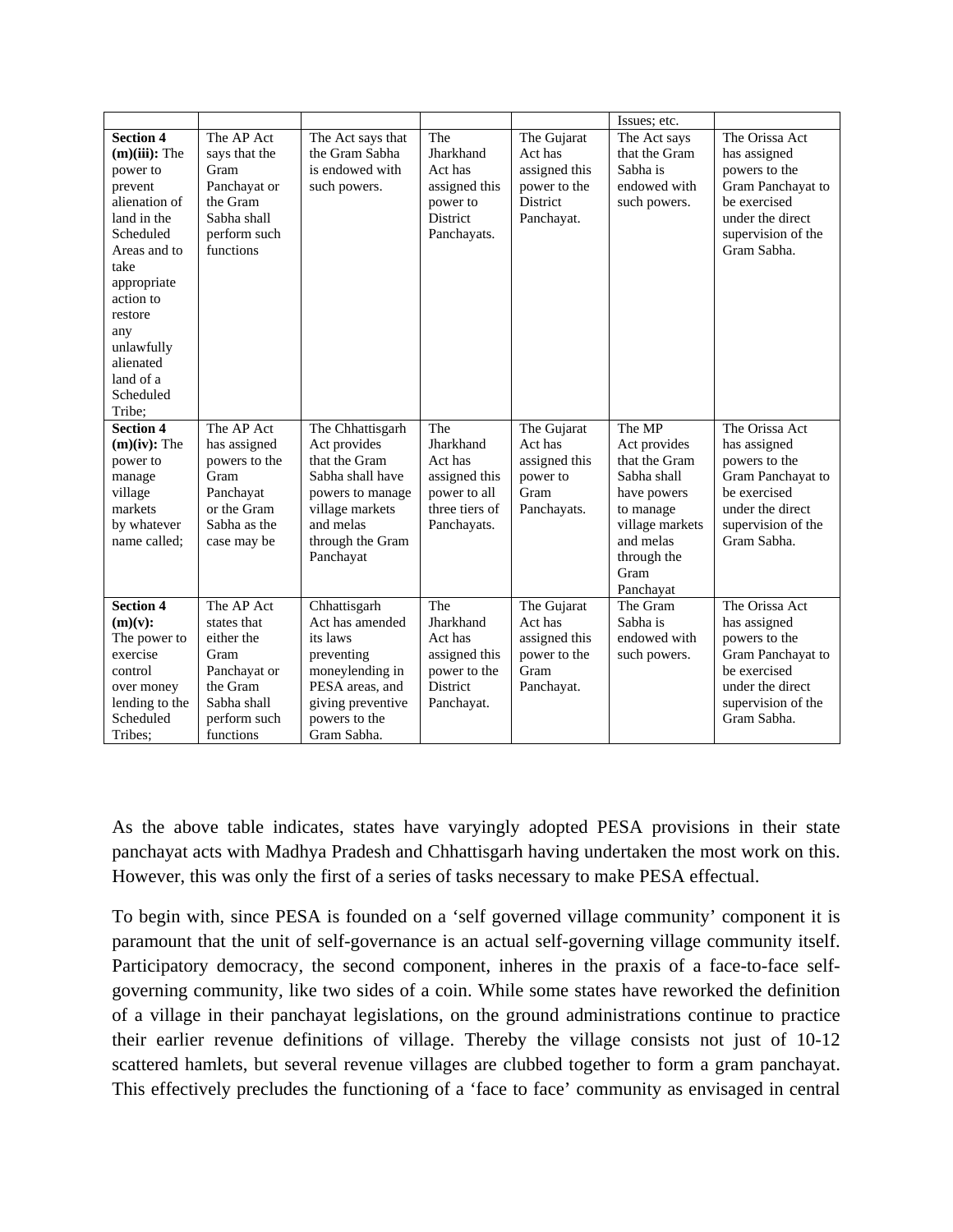| | | | | | Issues; etc. | |
|---|---|---|---|---|---|---|
| **Section 4 (m)(iii):** The power to prevent alienation of land in the Scheduled Areas and to take appropriate action to restore any unlawfully alienated land of a Scheduled Tribe; | The AP Act says that the Gram Panchayat or the Gram Sabha shall perform such functions | The Act says that the Gram Sabha is endowed with such powers. | The Jharkhand Act has assigned this power to District Panchayats. | The Gujarat Act has assigned this power to the District Panchayat. | The Act says that the Gram Sabha is endowed with such powers. | The Orissa Act has assigned powers to the Gram Panchayat to be exercised under the direct supervision of the Gram Sabha. |
| **Section 4 (m)(iv):** The power to manage village markets by whatever name called; | The AP Act has assigned powers to the Gram Panchayat or the Gram Sabha as the case may be | The Chhattisgarh Act provides that the Gram Sabha shall have powers to manage village markets and melas through the Gram Panchayat | The Jharkhand Act has assigned this power to all three tiers of Panchayats. | The Gujarat Act has assigned this power to Gram Panchayats. | The MP Act provides that the Gram Sabha shall have powers to manage village markets and melas through the Gram Panchayat | The Orissa Act has assigned powers to the Gram Panchayat to be exercised under the direct supervision of the Gram Sabha. |
| **Section 4 (m)(v):** The power to exercise control over money lending to the Scheduled Tribes; | The AP Act states that either the Gram Panchayat or the Gram Sabha shall perform such functions | Chhattisgarh Act has amended its laws preventing moneylending in PESA areas, and giving preventive powers to the Gram Sabha. | The Jharkhand Act has assigned this power to the District Panchayat. | The Gujarat Act has assigned this power to the Gram Panchayat. | The Gram Sabha is endowed with such powers. | The Orissa Act has assigned powers to the Gram Panchayat to be exercised under the direct supervision of the Gram Sabha. |

As the above table indicates, states have varyingly adopted PESA provisions in their state panchayat acts with Madhya Pradesh and Chhattisgarh having undertaken the most work on this. However, this was only the first of a series of tasks necessary to make PESA effectual.

To begin with, since PESA is founded on a 'self governed village community' component it is paramount that the unit of self-governance is an actual self-governing village community itself. Participatory democracy, the second component, inheres in the praxis of a face-to-face self-governing community, like two sides of a coin. While some states have reworked the definition of a village in their panchayat legislations, on the ground administrations continue to practice their earlier revenue definitions of village. Thereby the village consists not just of 10-12 scattered hamlets, but several revenue villages are clubbed together to form a gram panchayat. This effectively precludes the functioning of a 'face to face' community as envisaged in central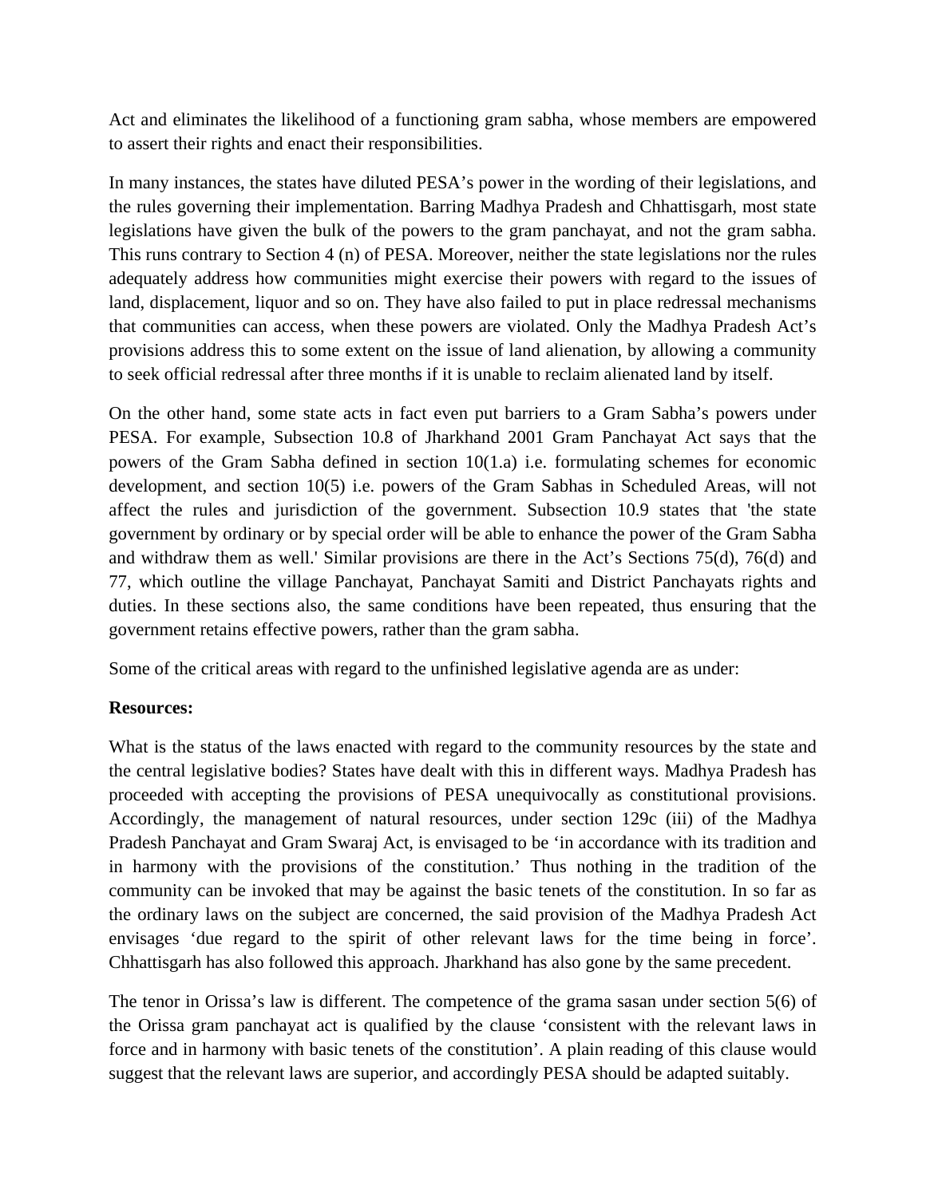Act and eliminates the likelihood of a functioning gram sabha, whose members are empowered to assert their rights and enact their responsibilities.

In many instances, the states have diluted PESA's power in the wording of their legislations, and the rules governing their implementation. Barring Madhya Pradesh and Chhattisgarh, most state legislations have given the bulk of the powers to the gram panchayat, and not the gram sabha. This runs contrary to Section 4 (n) of PESA. Moreover, neither the state legislations nor the rules adequately address how communities might exercise their powers with regard to the issues of land, displacement, liquor and so on. They have also failed to put in place redressal mechanisms that communities can access, when these powers are violated. Only the Madhya Pradesh Act's provisions address this to some extent on the issue of land alienation, by allowing a community to seek official redressal after three months if it is unable to reclaim alienated land by itself.

On the other hand, some state acts in fact even put barriers to a Gram Sabha's powers under PESA. For example, Subsection 10.8 of Jharkhand 2001 Gram Panchayat Act says that the powers of the Gram Sabha defined in section 10(1.a) i.e. formulating schemes for economic development, and section 10(5) i.e. powers of the Gram Sabhas in Scheduled Areas, will not affect the rules and jurisdiction of the government. Subsection 10.9 states that 'the state government by ordinary or by special order will be able to enhance the power of the Gram Sabha and withdraw them as well.' Similar provisions are there in the Act's Sections 75(d), 76(d) and 77, which outline the village Panchayat, Panchayat Samiti and District Panchayats rights and duties. In these sections also, the same conditions have been repeated, thus ensuring that the government retains effective powers, rather than the gram sabha.

Some of the critical areas with regard to the unfinished legislative agenda are as under:

**Resources:**

What is the status of the laws enacted with regard to the community resources by the state and the central legislative bodies? States have dealt with this in different ways. Madhya Pradesh has proceeded with accepting the provisions of PESA unequivocally as constitutional provisions. Accordingly, the management of natural resources, under section 129c (iii) of the Madhya Pradesh Panchayat and Gram Swaraj Act, is envisaged to be 'in accordance with its tradition and in harmony with the provisions of the constitution.' Thus nothing in the tradition of the community can be invoked that may be against the basic tenets of the constitution. In so far as the ordinary laws on the subject are concerned, the said provision of the Madhya Pradesh Act envisages 'due regard to the spirit of other relevant laws for the time being in force'. Chhattisgarh has also followed this approach. Jharkhand has also gone by the same precedent.

The tenor in Orissa's law is different. The competence of the grama sasan under section 5(6) of the Orissa gram panchayat act is qualified by the clause 'consistent with the relevant laws in force and in harmony with basic tenets of the constitution'. A plain reading of this clause would suggest that the relevant laws are superior, and accordingly PESA should be adapted suitably.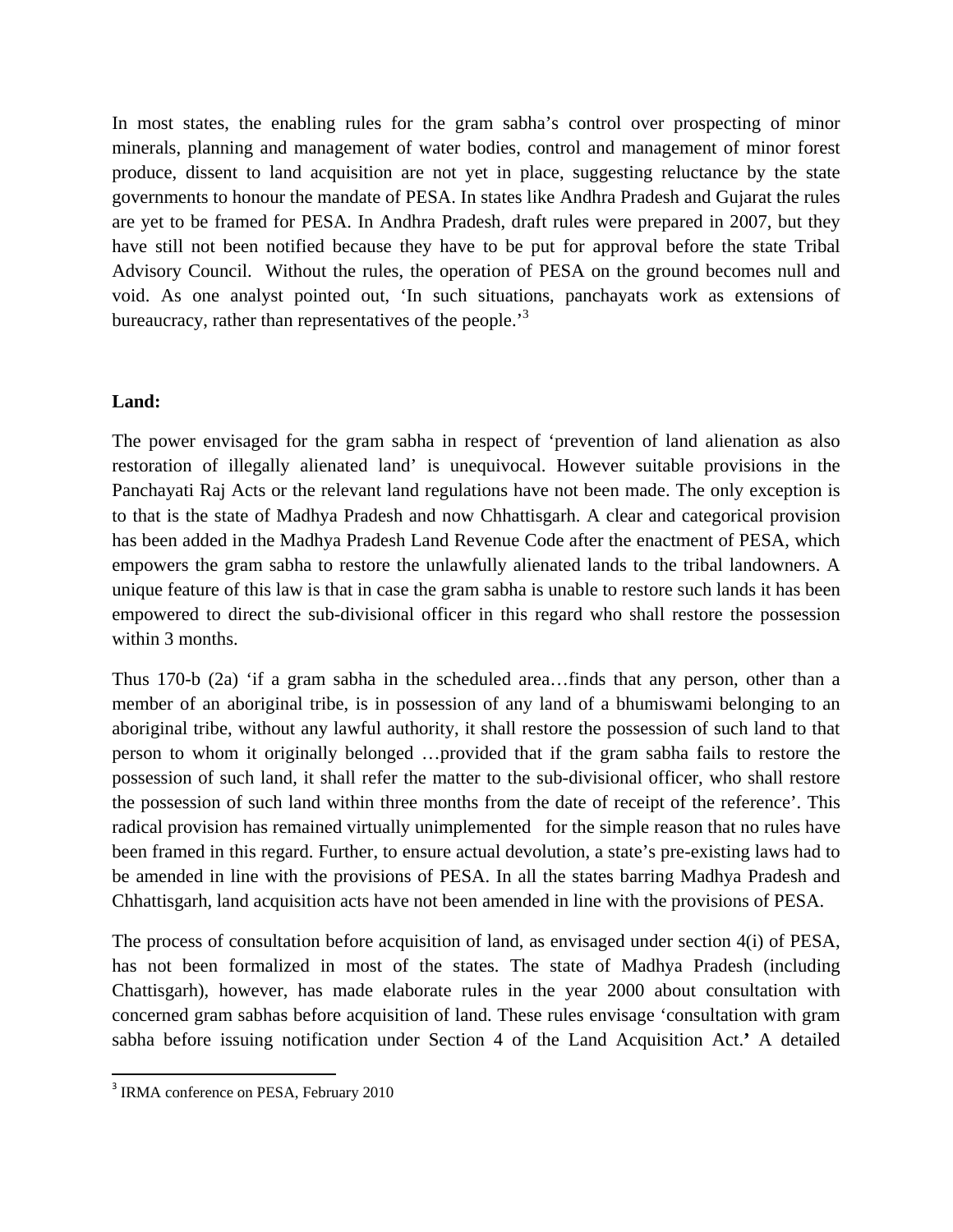In most states, the enabling rules for the gram sabha's control over prospecting of minor minerals, planning and management of water bodies, control and management of minor forest produce, dissent to land acquisition are not yet in place, suggesting reluctance by the state governments to honour the mandate of PESA. In states like Andhra Pradesh and Gujarat the rules are yet to be framed for PESA. In Andhra Pradesh, draft rules were prepared in 2007, but they have still not been notified because they have to be put for approval before the state Tribal Advisory Council. Without the rules, the operation of PESA on the ground becomes null and void. As one analyst pointed out, 'In such situations, panchayats work as extensions of bureaucracy, rather than representatives of the people.'[3]

**Land:**

The power envisaged for the gram sabha in respect of 'prevention of land alienation as also restoration of illegally alienated land' is unequivocal. However suitable provisions in the Panchayati Raj Acts or the relevant land regulations have not been made. The only exception is to that is the state of Madhya Pradesh and now Chhattisgarh. A clear and categorical provision has been added in the Madhya Pradesh Land Revenue Code after the enactment of PESA, which empowers the gram sabha to restore the unlawfully alienated lands to the tribal landowners. A unique feature of this law is that in case the gram sabha is unable to restore such lands it has been empowered to direct the sub-divisional officer in this regard who shall restore the possession within 3 months.

Thus 170-b (2a) 'if a gram sabha in the scheduled area…finds that any person, other than a member of an aboriginal tribe, is in possession of any land of a bhumiswami belonging to an aboriginal tribe, without any lawful authority, it shall restore the possession of such land to that person to whom it originally belonged …provided that if the gram sabha fails to restore the possession of such land, it shall refer the matter to the sub-divisional officer, who shall restore the possession of such land within three months from the date of receipt of the reference'. This radical provision has remained virtually unimplemented for the simple reason that no rules have been framed in this regard. Further, to ensure actual devolution, a state's pre-existing laws had to be amended in line with the provisions of PESA. In all the states barring Madhya Pradesh and Chhattisgarh, land acquisition acts have not been amended in line with the provisions of PESA.

The process of consultation before acquisition of land, as envisaged under section 4(i) of PESA, has not been formalized in most of the states. The state of Madhya Pradesh (including Chattisgarh), however, has made elaborate rules in the year 2000 about consultation with concerned gram sabhas before acquisition of land. These rules envisage 'consultation with gram sabha before issuing notification under Section 4 of the Land Acquisition Act.**'** A detailed

---

[3] IRMA conference on PESA, February 2010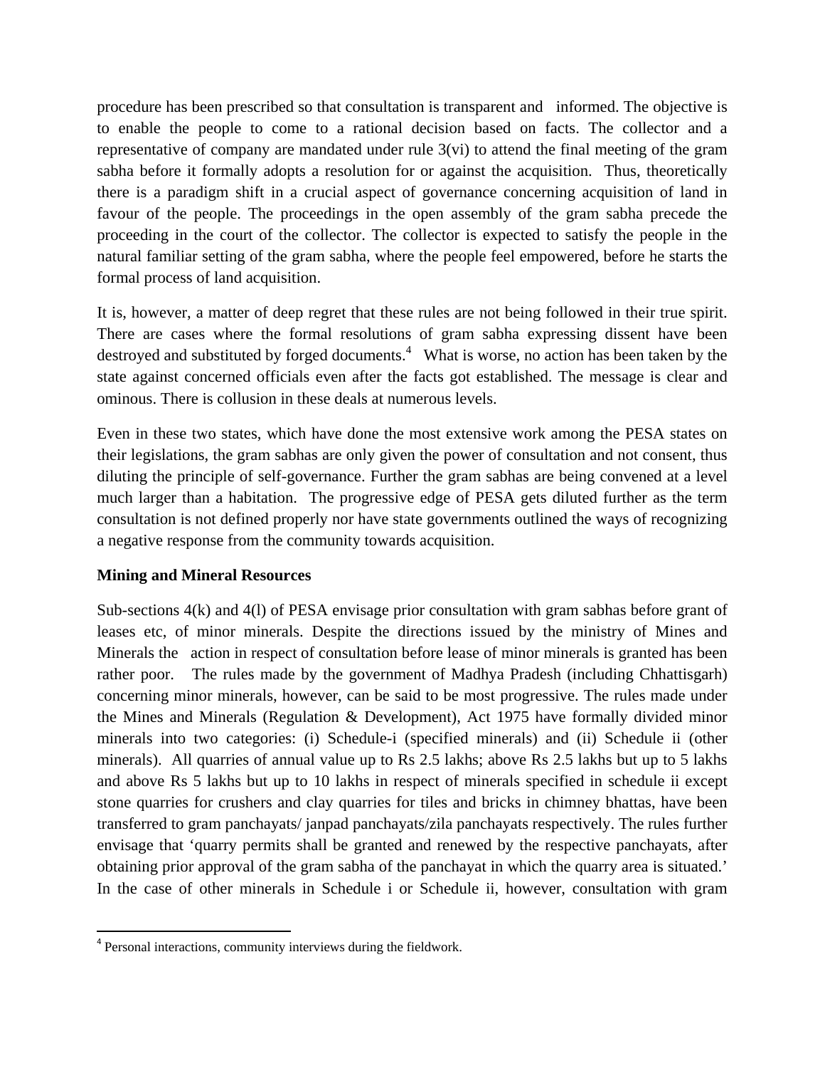procedure has been prescribed so that consultation is transparent and informed. The objective is to enable the people to come to a rational decision based on facts. The collector and a representative of company are mandated under rule 3(vi) to attend the final meeting of the gram sabha before it formally adopts a resolution for or against the acquisition. Thus, theoretically there is a paradigm shift in a crucial aspect of governance concerning acquisition of land in favour of the people. The proceedings in the open assembly of the gram sabha precede the proceeding in the court of the collector. The collector is expected to satisfy the people in the natural familiar setting of the gram sabha, where the people feel empowered, before he starts the formal process of land acquisition.

It is, however, a matter of deep regret that these rules are not being followed in their true spirit. There are cases where the formal resolutions of gram sabha expressing dissent have been destroyed and substituted by forged documents.[4] What is worse, no action has been taken by the state against concerned officials even after the facts got established. The message is clear and ominous. There is collusion in these deals at numerous levels.

Even in these two states, which have done the most extensive work among the PESA states on their legislations, the gram sabhas are only given the power of consultation and not consent, thus diluting the principle of self-governance. Further the gram sabhas are being convened at a level much larger than a habitation. The progressive edge of PESA gets diluted further as the term consultation is not defined properly nor have state governments outlined the ways of recognizing a negative response from the community towards acquisition.

**Mining and Mineral Resources**

Sub-sections 4(k) and 4(l) of PESA envisage prior consultation with gram sabhas before grant of leases etc, of minor minerals. Despite the directions issued by the ministry of Mines and Minerals the action in respect of consultation before lease of minor minerals is granted has been rather poor. The rules made by the government of Madhya Pradesh (including Chhattisgarh) concerning minor minerals, however, can be said to be most progressive. The rules made under the Mines and Minerals (Regulation & Development), Act 1975 have formally divided minor minerals into two categories: (i) Schedule-i (specified minerals) and (ii) Schedule ii (other minerals). All quarries of annual value up to Rs 2.5 lakhs; above Rs 2.5 lakhs but up to 5 lakhs and above Rs 5 lakhs but up to 10 lakhs in respect of minerals specified in schedule ii except stone quarries for crushers and clay quarries for tiles and bricks in chimney bhattas, have been transferred to gram panchayats/ janpad panchayats/zila panchayats respectively. The rules further envisage that 'quarry permits shall be granted and renewed by the respective panchayats, after obtaining prior approval of the gram sabha of the panchayat in which the quarry area is situated.' In the case of other minerals in Schedule i or Schedule ii, however, consultation with gram

[4] Personal interactions, community interviews during the fieldwork.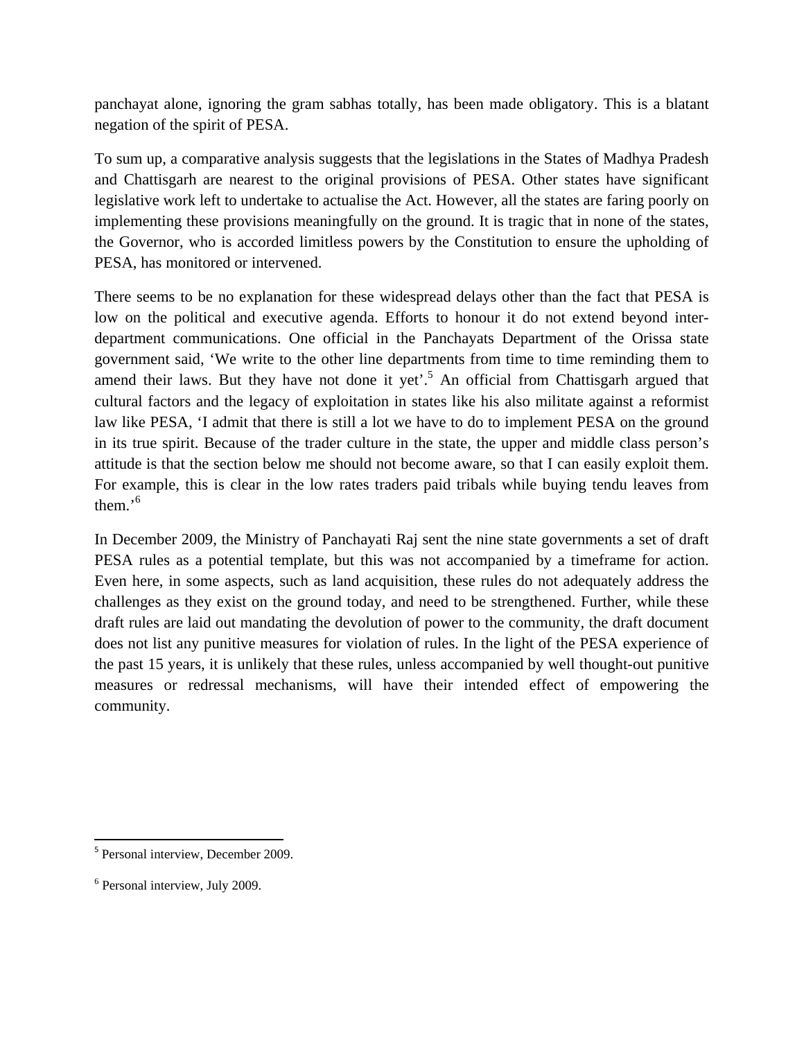panchayat alone, ignoring the gram sabhas totally, has been made obligatory. This is a blatant negation of the spirit of PESA.

To sum up, a comparative analysis suggests that the legislations in the States of Madhya Pradesh and Chattisgarh are nearest to the original provisions of PESA. Other states have significant legislative work left to undertake to actualise the Act. However, all the states are faring poorly on implementing these provisions meaningfully on the ground. It is tragic that in none of the states, the Governor, who is accorded limitless powers by the Constitution to ensure the upholding of PESA, has monitored or intervened.

There seems to be no explanation for these widespread delays other than the fact that PESA is low on the political and executive agenda. Efforts to honour it do not extend beyond inter-department communications. One official in the Panchayats Department of the Orissa state government said, 'We write to the other line departments from time to time reminding them to amend their laws. But they have not done it yet'.[5] An official from Chattisgarh argued that cultural factors and the legacy of exploitation in states like his also militate against a reformist law like PESA, 'I admit that there is still a lot we have to do to implement PESA on the ground in its true spirit. Because of the trader culture in the state, the upper and middle class person's attitude is that the section below me should not become aware, so that I can easily exploit them. For example, this is clear in the low rates traders paid tribals while buying tendu leaves from them.'[6]

In December 2009, the Ministry of Panchayati Raj sent the nine state governments a set of draft PESA rules as a potential template, but this was not accompanied by a timeframe for action. Even here, in some aspects, such as land acquisition, these rules do not adequately address the challenges as they exist on the ground today, and need to be strengthened. Further, while these draft rules are laid out mandating the devolution of power to the community, the draft document does not list any punitive measures for violation of rules. In the light of the PESA experience of the past 15 years, it is unlikely that these rules, unless accompanied by well thought-out punitive measures or redressal mechanisms, will have their intended effect of empowering the community.

---

[5] Personal interview, December 2009.

[6] Personal interview, July 2009.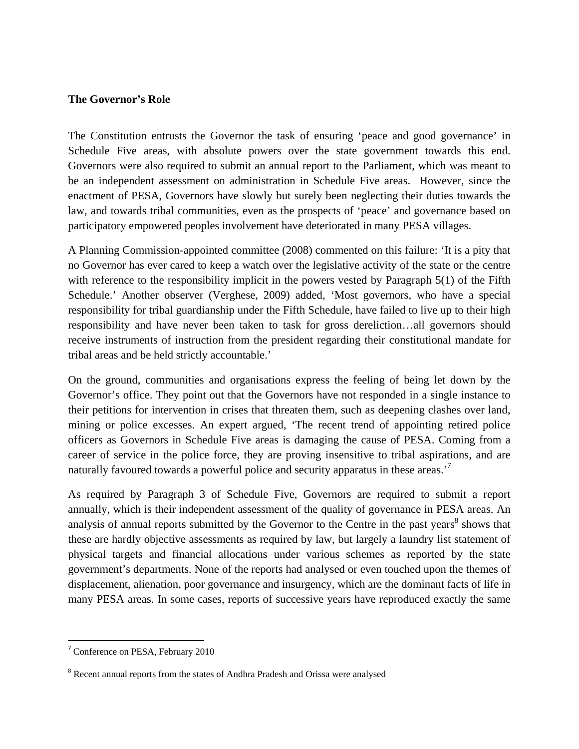## The Governor's Role

The Constitution entrusts the Governor the task of ensuring 'peace and good governance' in Schedule Five areas, with absolute powers over the state government towards this end. Governors were also required to submit an annual report to the Parliament, which was meant to be an independent assessment on administration in Schedule Five areas. However, since the enactment of PESA, Governors have slowly but surely been neglecting their duties towards the law, and towards tribal communities, even as the prospects of 'peace' and governance based on participatory empowered peoples involvement have deteriorated in many PESA villages.

A Planning Commission-appointed committee (2008) commented on this failure: 'It is a pity that no Governor has ever cared to keep a watch over the legislative activity of the state or the centre with reference to the responsibility implicit in the powers vested by Paragraph 5(1) of the Fifth Schedule.' Another observer (Verghese, 2009) added, 'Most governors, who have a special responsibility for tribal guardianship under the Fifth Schedule, have failed to live up to their high responsibility and have never been taken to task for gross dereliction…all governors should receive instruments of instruction from the president regarding their constitutional mandate for tribal areas and be held strictly accountable.'

On the ground, communities and organisations express the feeling of being let down by the Governor's office. They point out that the Governors have not responded in a single instance to their petitions for intervention in crises that threaten them, such as deepening clashes over land, mining or police excesses. An expert argued, 'The recent trend of appointing retired police officers as Governors in Schedule Five areas is damaging the cause of PESA. Coming from a career of service in the police force, they are proving insensitive to tribal aspirations, and are naturally favoured towards a powerful police and security apparatus in these areas.'[7]

As required by Paragraph 3 of Schedule Five, Governors are required to submit a report annually, which is their independent assessment of the quality of governance in PESA areas. An analysis of annual reports submitted by the Governor to the Centre in the past years[8] shows that these are hardly objective assessments as required by law, but largely a laundry list statement of physical targets and financial allocations under various schemes as reported by the state government's departments. None of the reports had analysed or even touched upon the themes of displacement, alienation, poor governance and insurgency, which are the dominant facts of life in many PESA areas. In some cases, reports of successive years have reproduced exactly the same

---

[7] Conference on PESA, February 2010

[8] Recent annual reports from the states of Andhra Pradesh and Orissa were analysed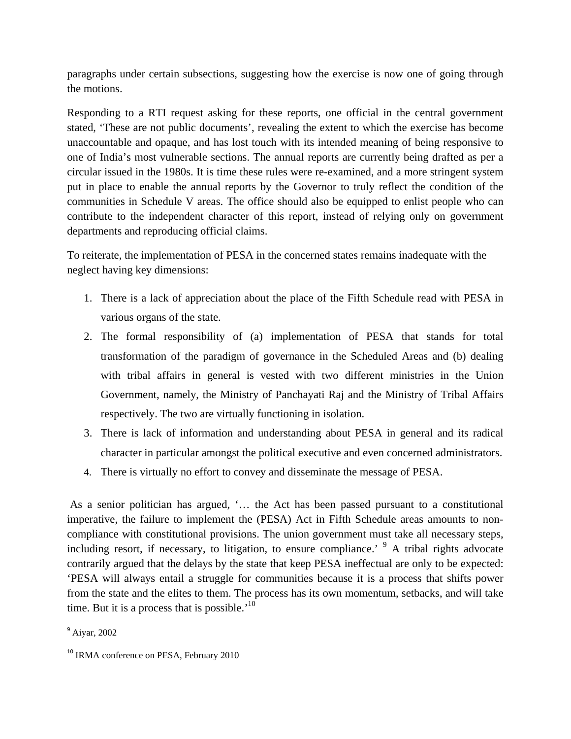paragraphs under certain subsections, suggesting how the exercise is now one of going through the motions.

Responding to a RTI request asking for these reports, one official in the central government stated, 'These are not public documents', revealing the extent to which the exercise has become unaccountable and opaque, and has lost touch with its intended meaning of being responsive to one of India's most vulnerable sections. The annual reports are currently being drafted as per a circular issued in the 1980s. It is time these rules were re-examined, and a more stringent system put in place to enable the annual reports by the Governor to truly reflect the condition of the communities in Schedule V areas. The office should also be equipped to enlist people who can contribute to the independent character of this report, instead of relying only on government departments and reproducing official claims.

To reiterate, the implementation of PESA in the concerned states remains inadequate with the neglect having key dimensions:

1. There is a lack of appreciation about the place of the Fifth Schedule read with PESA in various organs of the state.
2. The formal responsibility of (a) implementation of PESA that stands for total transformation of the paradigm of governance in the Scheduled Areas and (b) dealing with tribal affairs in general is vested with two different ministries in the Union Government, namely, the Ministry of Panchayati Raj and the Ministry of Tribal Affairs respectively. The two are virtually functioning in isolation.
3. There is lack of information and understanding about PESA in general and its radical character in particular amongst the political executive and even concerned administrators.
4. There is virtually no effort to convey and disseminate the message of PESA.

As a senior politician has argued, '… the Act has been passed pursuant to a constitutional imperative, the failure to implement the (PESA) Act in Fifth Schedule areas amounts to non-compliance with constitutional provisions. The union government must take all necessary steps, including resort, if necessary, to litigation, to ensure compliance.' [9] A tribal rights advocate contrarily argued that the delays by the state that keep PESA ineffectual are only to be expected: 'PESA will always entail a struggle for communities because it is a process that shifts power from the state and the elites to them. The process has its own momentum, setbacks, and will take time. But it is a process that is possible.'[10]

[9] Aiyar, 2002

[10] IRMA conference on PESA, February 2010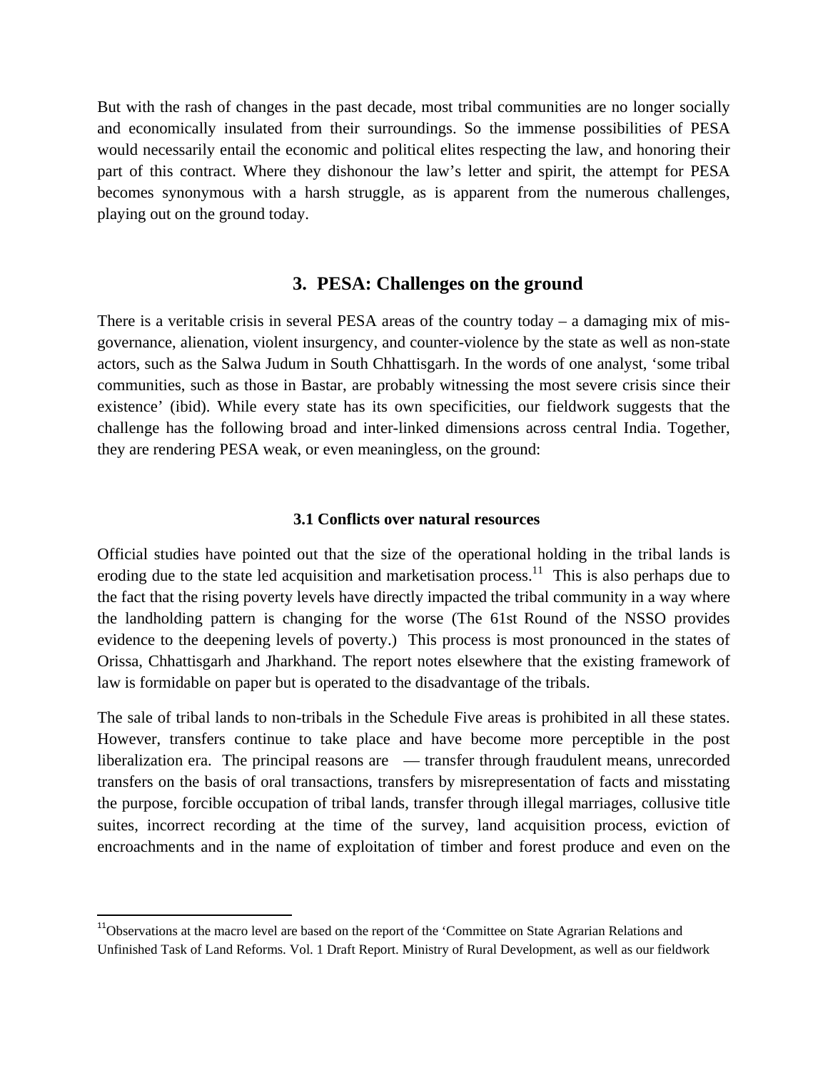But with the rash of changes in the past decade, most tribal communities are no longer socially and economically insulated from their surroundings. So the immense possibilities of PESA would necessarily entail the economic and political elites respecting the law, and honoring their part of this contract. Where they dishonour the law's letter and spirit, the attempt for PESA becomes synonymous with a harsh struggle, as is apparent from the numerous challenges, playing out on the ground today.

## 3. PESA: Challenges on the ground

There is a veritable crisis in several PESA areas of the country today – a damaging mix of mis-governance, alienation, violent insurgency, and counter-violence by the state as well as non-state actors, such as the Salwa Judum in South Chhattisgarh. In the words of one analyst, 'some tribal communities, such as those in Bastar, are probably witnessing the most severe crisis since their existence' (ibid). While every state has its own specificities, our fieldwork suggests that the challenge has the following broad and inter-linked dimensions across central India. Together, they are rendering PESA weak, or even meaningless, on the ground:

### 3.1 Conflicts over natural resources

Official studies have pointed out that the size of the operational holding in the tribal lands is eroding due to the state led acquisition and marketisation process.[11] This is also perhaps due to the fact that the rising poverty levels have directly impacted the tribal community in a way where the landholding pattern is changing for the worse (The 61st Round of the NSSO provides evidence to the deepening levels of poverty.) This process is most pronounced in the states of Orissa, Chhattisgarh and Jharkhand. The report notes elsewhere that the existing framework of law is formidable on paper but is operated to the disadvantage of the tribals.

The sale of tribal lands to non-tribals in the Schedule Five areas is prohibited in all these states. However, transfers continue to take place and have become more perceptible in the post liberalization era. The principal reasons are — transfer through fraudulent means, unrecorded transfers on the basis of oral transactions, transfers by misrepresentation of facts and misstating the purpose, forcible occupation of tribal lands, transfer through illegal marriages, collusive title suites, incorrect recording at the time of the survey, land acquisition process, eviction of encroachments and in the name of exploitation of timber and forest produce and even on the

---

[11] Observations at the macro level are based on the report of the 'Committee on State Agrarian Relations and Unfinished Task of Land Reforms. Vol. 1 Draft Report. Ministry of Rural Development, as well as our fieldwork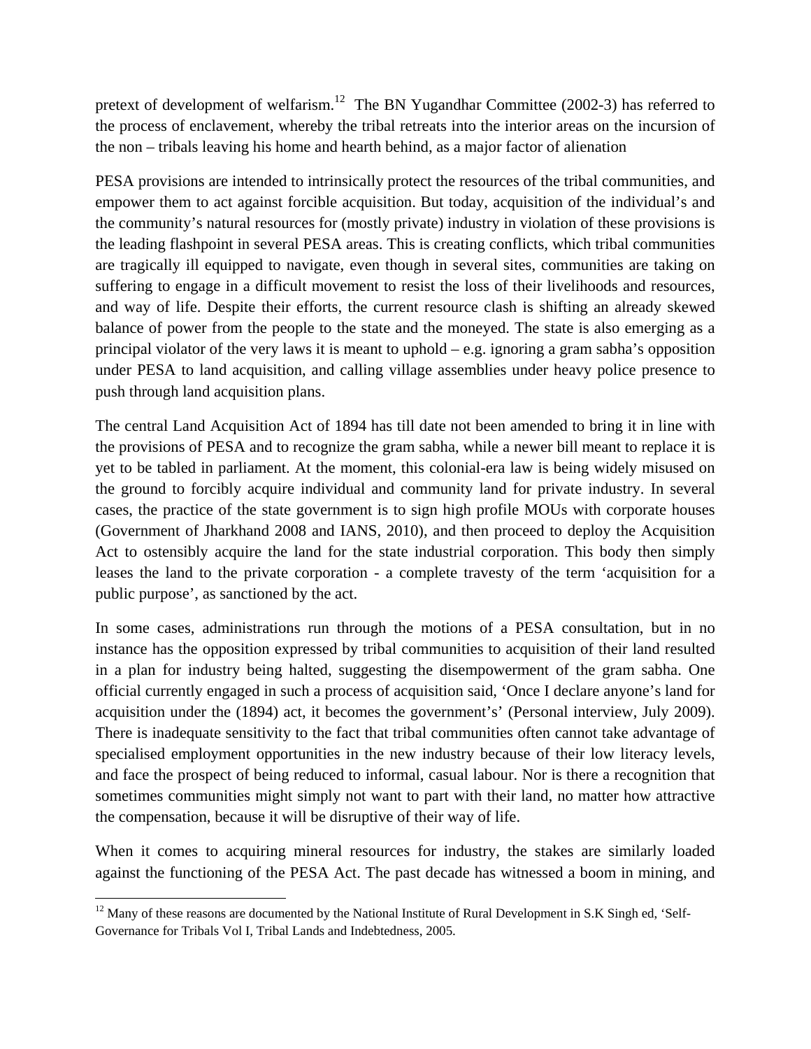pretext of development of welfarism.[12] The BN Yugandhar Committee (2002-3) has referred to the process of enclavement, whereby the tribal retreats into the interior areas on the incursion of the non – tribals leaving his home and hearth behind, as a major factor of alienation

PESA provisions are intended to intrinsically protect the resources of the tribal communities, and empower them to act against forcible acquisition. But today, acquisition of the individual's and the community's natural resources for (mostly private) industry in violation of these provisions is the leading flashpoint in several PESA areas. This is creating conflicts, which tribal communities are tragically ill equipped to navigate, even though in several sites, communities are taking on suffering to engage in a difficult movement to resist the loss of their livelihoods and resources, and way of life. Despite their efforts, the current resource clash is shifting an already skewed balance of power from the people to the state and the moneyed. The state is also emerging as a principal violator of the very laws it is meant to uphold – e.g. ignoring a gram sabha's opposition under PESA to land acquisition, and calling village assemblies under heavy police presence to push through land acquisition plans.

The central Land Acquisition Act of 1894 has till date not been amended to bring it in line with the provisions of PESA and to recognize the gram sabha, while a newer bill meant to replace it is yet to be tabled in parliament. At the moment, this colonial-era law is being widely misused on the ground to forcibly acquire individual and community land for private industry. In several cases, the practice of the state government is to sign high profile MOUs with corporate houses (Government of Jharkhand 2008 and IANS, 2010), and then proceed to deploy the Acquisition Act to ostensibly acquire the land for the state industrial corporation. This body then simply leases the land to the private corporation - a complete travesty of the term 'acquisition for a public purpose', as sanctioned by the act.

In some cases, administrations run through the motions of a PESA consultation, but in no instance has the opposition expressed by tribal communities to acquisition of their land resulted in a plan for industry being halted, suggesting the disempowerment of the gram sabha. One official currently engaged in such a process of acquisition said, 'Once I declare anyone's land for acquisition under the (1894) act, it becomes the government's' (Personal interview, July 2009). There is inadequate sensitivity to the fact that tribal communities often cannot take advantage of specialised employment opportunities in the new industry because of their low literacy levels, and face the prospect of being reduced to informal, casual labour. Nor is there a recognition that sometimes communities might simply not want to part with their land, no matter how attractive the compensation, because it will be disruptive of their way of life.

When it comes to acquiring mineral resources for industry, the stakes are similarly loaded against the functioning of the PESA Act. The past decade has witnessed a boom in mining, and

[12] Many of these reasons are documented by the National Institute of Rural Development in S.K Singh ed, 'Self-Governance for Tribals Vol I, Tribal Lands and Indebtedness, 2005.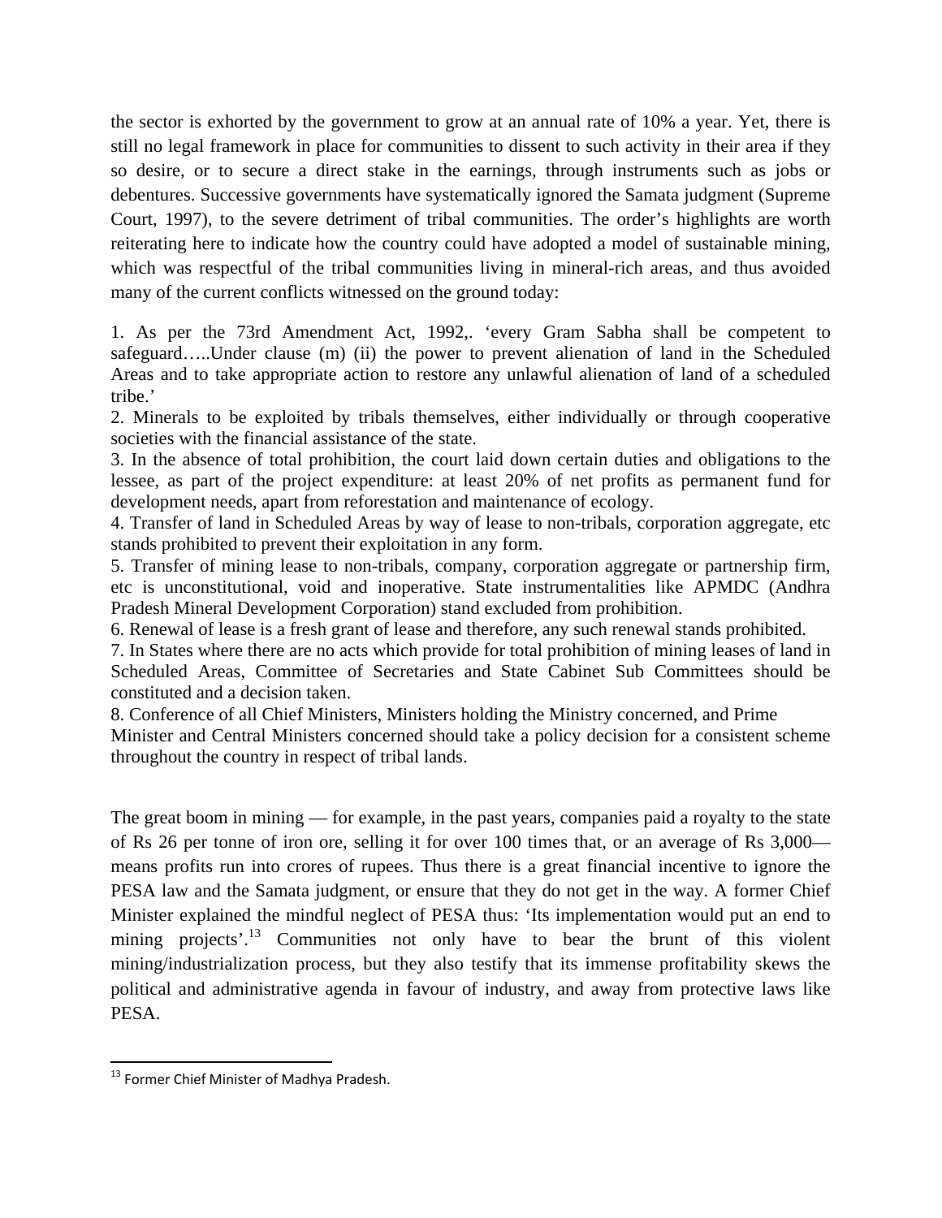the sector is exhorted by the government to grow at an annual rate of 10% a year. Yet, there is still no legal framework in place for communities to dissent to such activity in their area if they so desire, or to secure a direct stake in the earnings, through instruments such as jobs or debentures. Successive governments have systematically ignored the Samata judgment (Supreme Court, 1997), to the severe detriment of tribal communities. The order's highlights are worth reiterating here to indicate how the country could have adopted a model of sustainable mining, which was respectful of the tribal communities living in mineral-rich areas, and thus avoided many of the current conflicts witnessed on the ground today:

1. As per the 73rd Amendment Act, 1992,. 'every Gram Sabha shall be competent to safeguard…..Under clause (m) (ii) the power to prevent alienation of land in the Scheduled Areas and to take appropriate action to restore any unlawful alienation of land of a scheduled tribe.'
2. Minerals to be exploited by tribals themselves, either individually or through cooperative societies with the financial assistance of the state.
3. In the absence of total prohibition, the court laid down certain duties and obligations to the lessee, as part of the project expenditure: at least 20% of net profits as permanent fund for development needs, apart from reforestation and maintenance of ecology.
4. Transfer of land in Scheduled Areas by way of lease to non-tribals, corporation aggregate, etc stands prohibited to prevent their exploitation in any form.
5. Transfer of mining lease to non-tribals, company, corporation aggregate or partnership firm, etc is unconstitutional, void and inoperative. State instrumentalities like APMDC (Andhra Pradesh Mineral Development Corporation) stand excluded from prohibition.
6. Renewal of lease is a fresh grant of lease and therefore, any such renewal stands prohibited.
7. In States where there are no acts which provide for total prohibition of mining leases of land in Scheduled Areas, Committee of Secretaries and State Cabinet Sub Committees should be constituted and a decision taken.
8. Conference of all Chief Ministers, Ministers holding the Ministry concerned, and Prime Minister and Central Ministers concerned should take a policy decision for a consistent scheme throughout the country in respect of tribal lands.

The great boom in mining — for example, in the past years, companies paid a royalty to the state of Rs 26 per tonne of iron ore, selling it for over 100 times that, or an average of Rs 3,000— means profits run into crores of rupees. Thus there is a great financial incentive to ignore the PESA law and the Samata judgment, or ensure that they do not get in the way. A former Chief Minister explained the mindful neglect of PESA thus: 'Its implementation would put an end to mining projects'.[13] Communities not only have to bear the brunt of this violent mining/industrialization process, but they also testify that its immense profitability skews the political and administrative agenda in favour of industry, and away from protective laws like PESA.

---

[13] Former Chief Minister of Madhya Pradesh.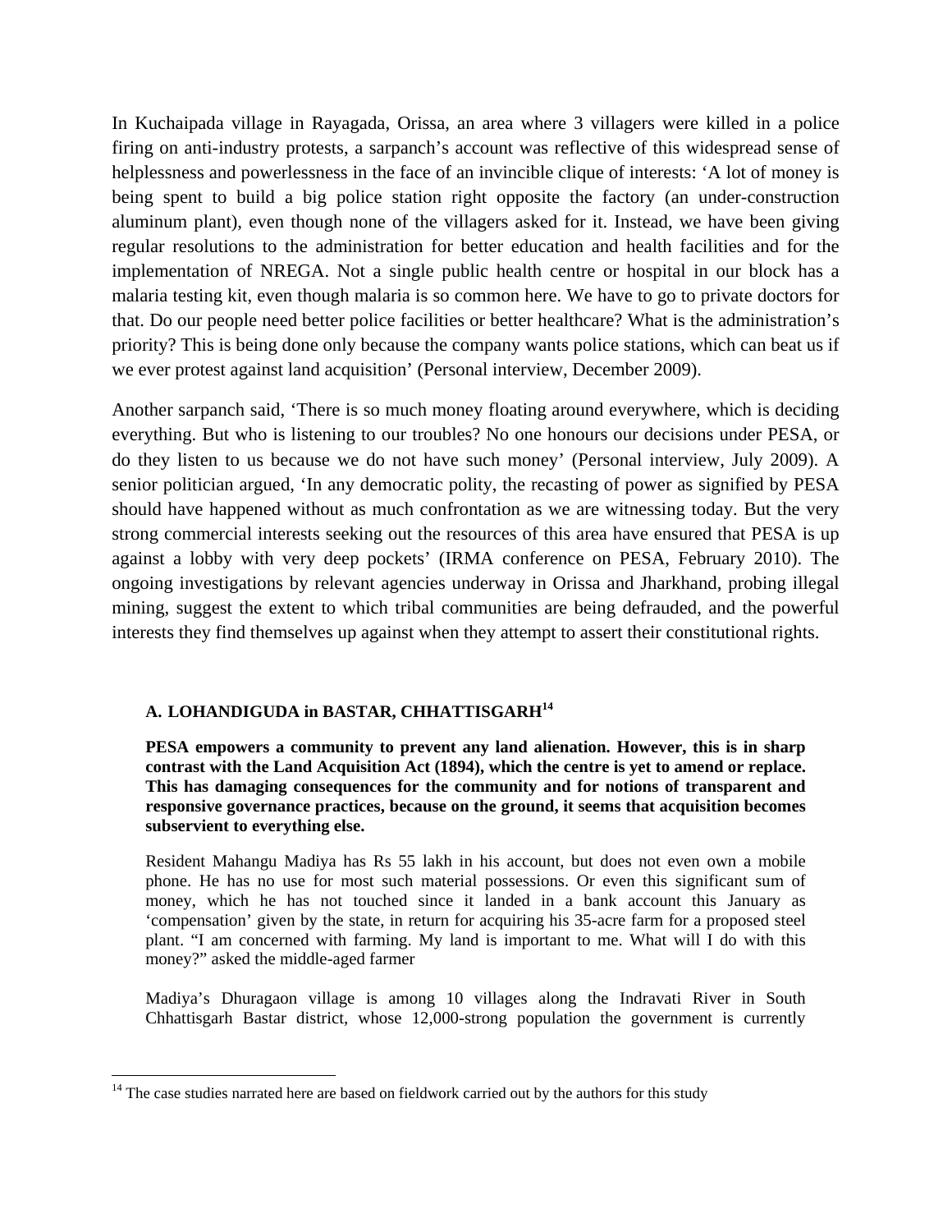In Kuchaipada village in Rayagada, Orissa, an area where 3 villagers were killed in a police firing on anti-industry protests, a sarpanch's account was reflective of this widespread sense of helplessness and powerlessness in the face of an invincible clique of interests: 'A lot of money is being spent to build a big police station right opposite the factory (an under-construction aluminum plant), even though none of the villagers asked for it. Instead, we have been giving regular resolutions to the administration for better education and health facilities and for the implementation of NREGA. Not a single public health centre or hospital in our block has a malaria testing kit, even though malaria is so common here. We have to go to private doctors for that. Do our people need better police facilities or better healthcare? What is the administration's priority? This is being done only because the company wants police stations, which can beat us if we ever protest against land acquisition' (Personal interview, December 2009).

Another sarpanch said, 'There is so much money floating around everywhere, which is deciding everything. But who is listening to our troubles? No one honours our decisions under PESA, or do they listen to us because we do not have such money' (Personal interview, July 2009). A senior politician argued, 'In any democratic polity, the recasting of power as signified by PESA should have happened without as much confrontation as we are witnessing today. But the very strong commercial interests seeking out the resources of this area have ensured that PESA is up against a lobby with very deep pockets' (IRMA conference on PESA, February 2010). The ongoing investigations by relevant agencies underway in Orissa and Jharkhand, probing illegal mining, suggest the extent to which tribal communities are being defrauded, and the powerful interests they find themselves up against when they attempt to assert their constitutional rights.

### A. LOHANDIGUDA in BASTAR, CHHATTISGARH[14]

**PESA empowers a community to prevent any land alienation. However, this is in sharp contrast with the Land Acquisition Act (1894), which the centre is yet to amend or replace. This has damaging consequences for the community and for notions of transparent and responsive governance practices, because on the ground, it seems that acquisition becomes subservient to everything else.**

Resident Mahangu Madiya has Rs 55 lakh in his account, but does not even own a mobile phone. He has no use for most such material possessions. Or even this significant sum of money, which he has not touched since it landed in a bank account this January as 'compensation' given by the state, in return for acquiring his 35-acre farm for a proposed steel plant. "I am concerned with farming. My land is important to me. What will I do with this money?" asked the middle-aged farmer

Madiya's Dhuragaon village is among 10 villages along the Indravati River in South Chhattisgarh Bastar district, whose 12,000-strong population the government is currently

[14] The case studies narrated here are based on fieldwork carried out by the authors for this study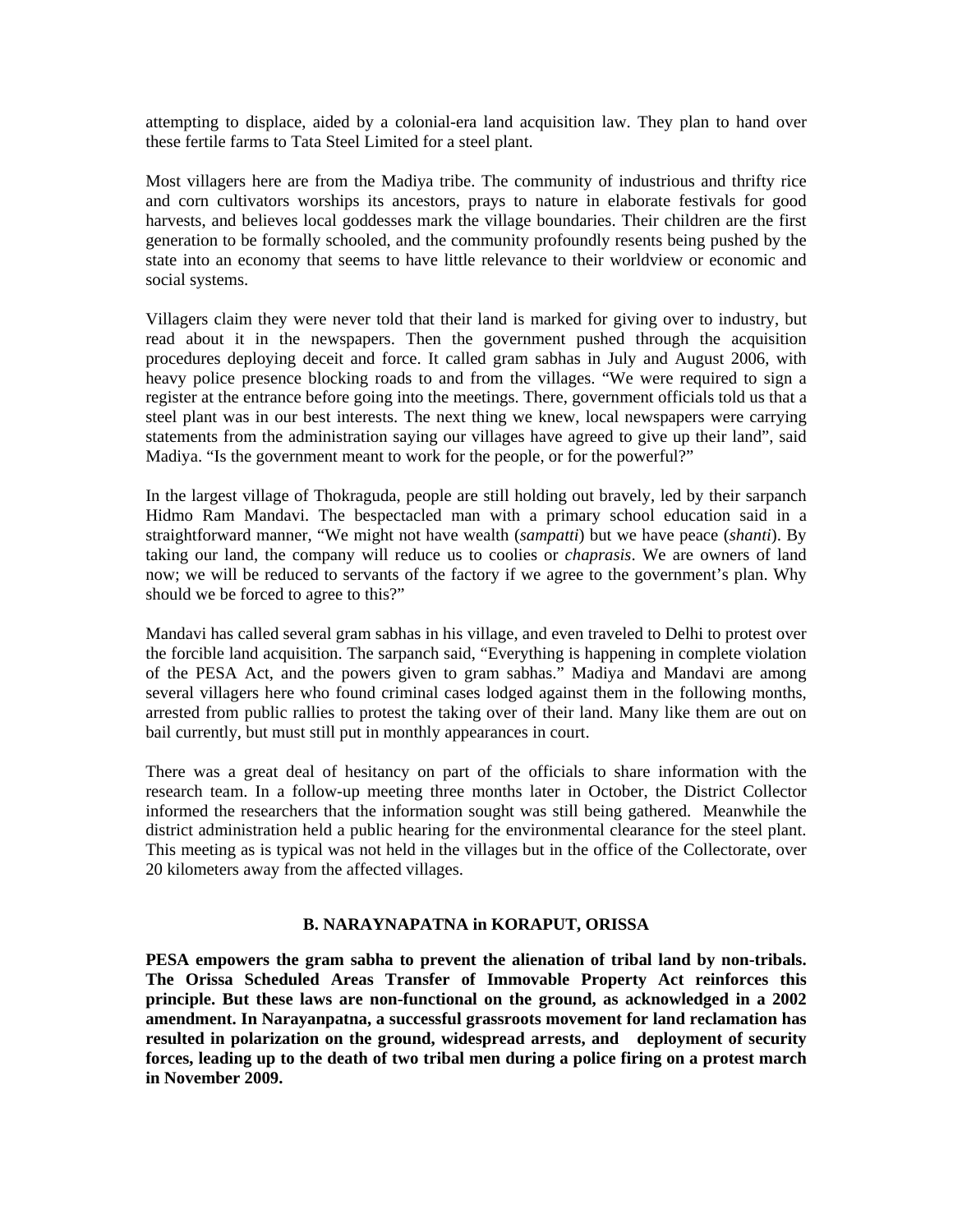attempting to displace, aided by a colonial-era land acquisition law. They plan to hand over these fertile farms to Tata Steel Limited for a steel plant.

Most villagers here are from the Madiya tribe. The community of industrious and thrifty rice and corn cultivators worships its ancestors, prays to nature in elaborate festivals for good harvests, and believes local goddesses mark the village boundaries. Their children are the first generation to be formally schooled, and the community profoundly resents being pushed by the state into an economy that seems to have little relevance to their worldview or economic and social systems.

Villagers claim they were never told that their land is marked for giving over to industry, but read about it in the newspapers. Then the government pushed through the acquisition procedures deploying deceit and force. It called gram sabhas in July and August 2006, with heavy police presence blocking roads to and from the villages. "We were required to sign a register at the entrance before going into the meetings. There, government officials told us that a steel plant was in our best interests. The next thing we knew, local newspapers were carrying statements from the administration saying our villages have agreed to give up their land", said Madiya. "Is the government meant to work for the people, or for the powerful?"

In the largest village of Thokraguda, people are still holding out bravely, led by their sarpanch Hidmo Ram Mandavi. The bespectacled man with a primary school education said in a straightforward manner, "We might not have wealth (*sampatti*) but we have peace (*shanti*). By taking our land, the company will reduce us to coolies or *chaprasis*. We are owners of land now; we will be reduced to servants of the factory if we agree to the government's plan. Why should we be forced to agree to this?"

Mandavi has called several gram sabhas in his village, and even traveled to Delhi to protest over the forcible land acquisition. The sarpanch said, "Everything is happening in complete violation of the PESA Act, and the powers given to gram sabhas." Madiya and Mandavi are among several villagers here who found criminal cases lodged against them in the following months, arrested from public rallies to protest the taking over of their land. Many like them are out on bail currently, but must still put in monthly appearances in court.

There was a great deal of hesitancy on part of the officials to share information with the research team. In a follow-up meeting three months later in October, the District Collector informed the researchers that the information sought was still being gathered. Meanwhile the district administration held a public hearing for the environmental clearance for the steel plant. This meeting as is typical was not held in the villages but in the office of the Collectorate, over 20 kilometers away from the affected villages.

### B. NARAYNAPATNA in KORAPUT, ORISSA

**PESA empowers the gram sabha to prevent the alienation of tribal land by non-tribals. The Orissa Scheduled Areas Transfer of Immovable Property Act reinforces this principle. But these laws are non-functional on the ground, as acknowledged in a 2002 amendment. In Narayanpatna, a successful grassroots movement for land reclamation has resulted in polarization on the ground, widespread arrests, and deployment of security forces, leading up to the death of two tribal men during a police firing on a protest march in November 2009.**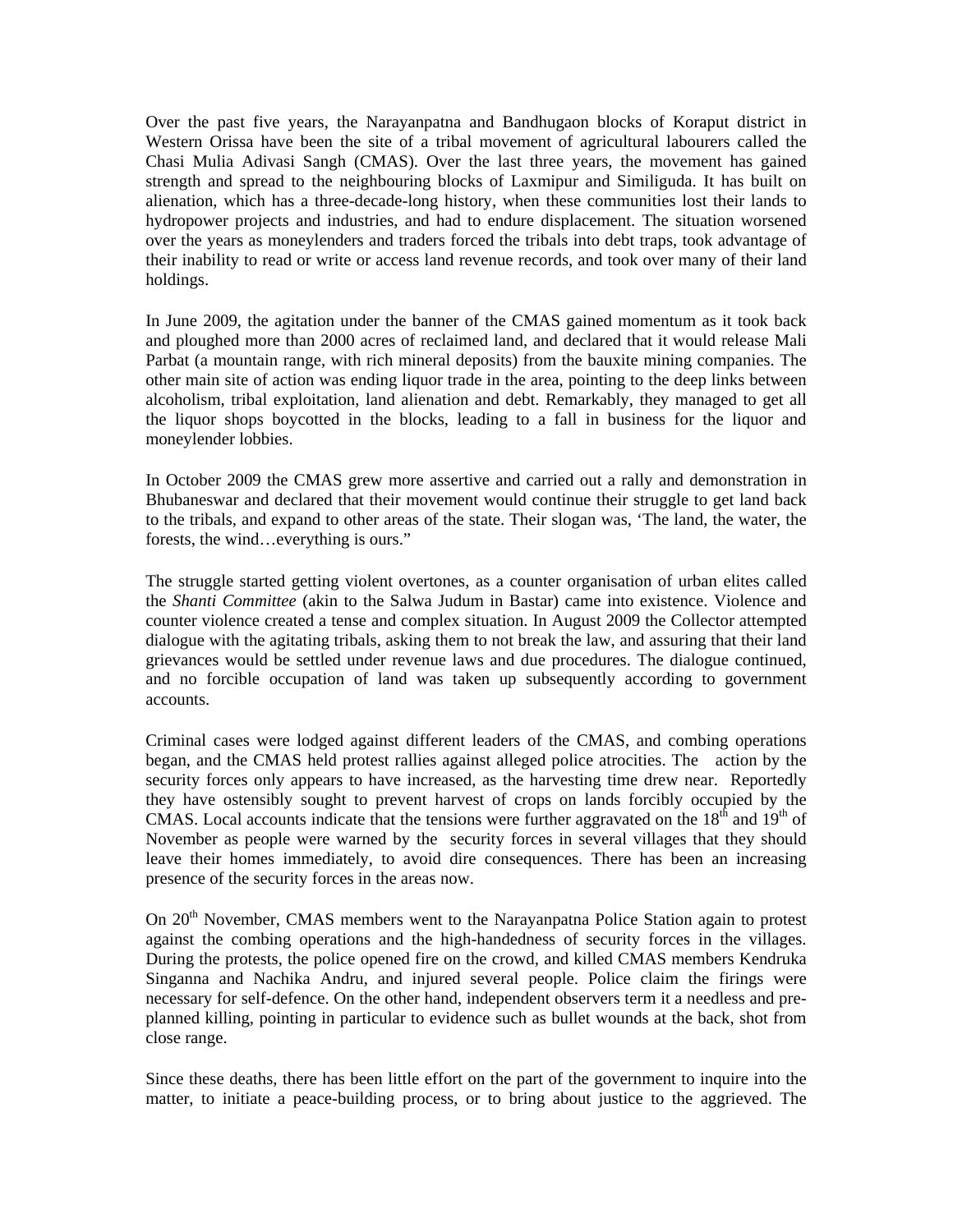Over the past five years, the Narayanpatna and Bandhugaon blocks of Koraput district in Western Orissa have been the site of a tribal movement of agricultural labourers called the Chasi Mulia Adivasi Sangh (CMAS). Over the last three years, the movement has gained strength and spread to the neighbouring blocks of Laxmipur and Similiguda. It has built on alienation, which has a three-decade-long history, when these communities lost their lands to hydropower projects and industries, and had to endure displacement. The situation worsened over the years as moneylenders and traders forced the tribals into debt traps, took advantage of their inability to read or write or access land revenue records, and took over many of their land holdings.

In June 2009, the agitation under the banner of the CMAS gained momentum as it took back and ploughed more than 2000 acres of reclaimed land, and declared that it would release Mali Parbat (a mountain range, with rich mineral deposits) from the bauxite mining companies. The other main site of action was ending liquor trade in the area, pointing to the deep links between alcoholism, tribal exploitation, land alienation and debt. Remarkably, they managed to get all the liquor shops boycotted in the blocks, leading to a fall in business for the liquor and moneylender lobbies.

In October 2009 the CMAS grew more assertive and carried out a rally and demonstration in Bhubaneswar and declared that their movement would continue their struggle to get land back to the tribals, and expand to other areas of the state. Their slogan was, 'The land, the water, the forests, the wind…everything is ours."

The struggle started getting violent overtones, as a counter organisation of urban elites called the *Shanti Committee* (akin to the Salwa Judum in Bastar) came into existence. Violence and counter violence created a tense and complex situation. In August 2009 the Collector attempted dialogue with the agitating tribals, asking them to not break the law, and assuring that their land grievances would be settled under revenue laws and due procedures. The dialogue continued, and no forcible occupation of land was taken up subsequently according to government accounts.

Criminal cases were lodged against different leaders of the CMAS, and combing operations began, and the CMAS held protest rallies against alleged police atrocities. The action by the security forces only appears to have increased, as the harvesting time drew near. Reportedly they have ostensibly sought to prevent harvest of crops on lands forcibly occupied by the CMAS. Local accounts indicate that the tensions were further aggravated on the 18th and 19th of November as people were warned by the security forces in several villages that they should leave their homes immediately, to avoid dire consequences. There has been an increasing presence of the security forces in the areas now.

On 20th November, CMAS members went to the Narayanpatna Police Station again to protest against the combing operations and the high-handedness of security forces in the villages. During the protests, the police opened fire on the crowd, and killed CMAS members Kendruka Singanna and Nachika Andru, and injured several people. Police claim the firings were necessary for self-defence. On the other hand, independent observers term it a needless and pre-planned killing, pointing in particular to evidence such as bullet wounds at the back, shot from close range.

Since these deaths, there has been little effort on the part of the government to inquire into the matter, to initiate a peace-building process, or to bring about justice to the aggrieved. The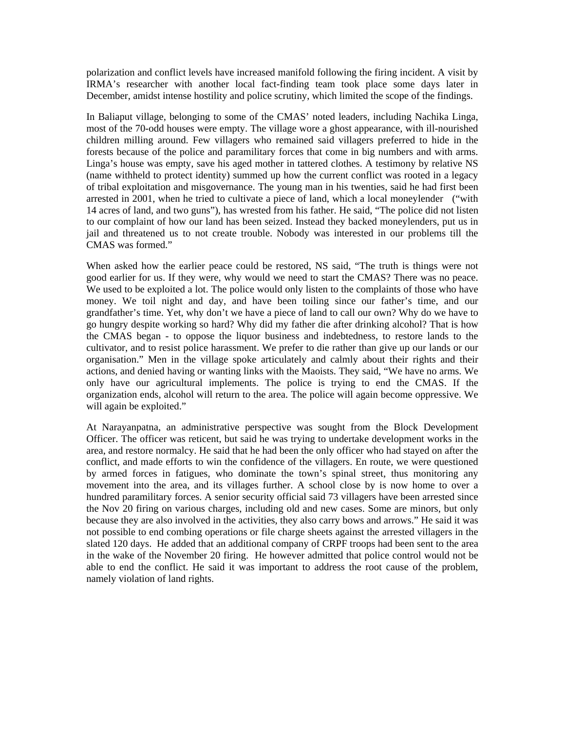polarization and conflict levels have increased manifold following the firing incident. A visit by IRMA's researcher with another local fact-finding team took place some days later in December, amidst intense hostility and police scrutiny, which limited the scope of the findings.

In Baliaput village, belonging to some of the CMAS' noted leaders, including Nachika Linga, most of the 70-odd houses were empty. The village wore a ghost appearance, with ill-nourished children milling around. Few villagers who remained said villagers preferred to hide in the forests because of the police and paramilitary forces that come in big numbers and with arms. Linga's house was empty, save his aged mother in tattered clothes. A testimony by relative NS (name withheld to protect identity) summed up how the current conflict was rooted in a legacy of tribal exploitation and misgovernance. The young man in his twenties, said he had first been arrested in 2001, when he tried to cultivate a piece of land, which a local moneylender ("with 14 acres of land, and two guns"), has wrested from his father. He said, "The police did not listen to our complaint of how our land has been seized. Instead they backed moneylenders, put us in jail and threatened us to not create trouble. Nobody was interested in our problems till the CMAS was formed."

When asked how the earlier peace could be restored, NS said, "The truth is things were not good earlier for us. If they were, why would we need to start the CMAS? There was no peace. We used to be exploited a lot. The police would only listen to the complaints of those who have money. We toil night and day, and have been toiling since our father's time, and our grandfather's time. Yet, why don't we have a piece of land to call our own? Why do we have to go hungry despite working so hard? Why did my father die after drinking alcohol? That is how the CMAS began - to oppose the liquor business and indebtedness, to restore lands to the cultivator, and to resist police harassment. We prefer to die rather than give up our lands or our organisation." Men in the village spoke articulately and calmly about their rights and their actions, and denied having or wanting links with the Maoists. They said, "We have no arms. We only have our agricultural implements. The police is trying to end the CMAS. If the organization ends, alcohol will return to the area. The police will again become oppressive. We will again be exploited."

At Narayanpatna, an administrative perspective was sought from the Block Development Officer. The officer was reticent, but said he was trying to undertake development works in the area, and restore normalcy. He said that he had been the only officer who had stayed on after the conflict, and made efforts to win the confidence of the villagers. En route, we were questioned by armed forces in fatigues, who dominate the town's spinal street, thus monitoring any movement into the area, and its villages further. A school close by is now home to over a hundred paramilitary forces. A senior security official said 73 villagers have been arrested since the Nov 20 firing on various charges, including old and new cases. Some are minors, but only because they are also involved in the activities, they also carry bows and arrows." He said it was not possible to end combing operations or file charge sheets against the arrested villagers in the slated 120 days. He added that an additional company of CRPF troops had been sent to the area in the wake of the November 20 firing. He however admitted that police control would not be able to end the conflict. He said it was important to address the root cause of the problem, namely violation of land rights.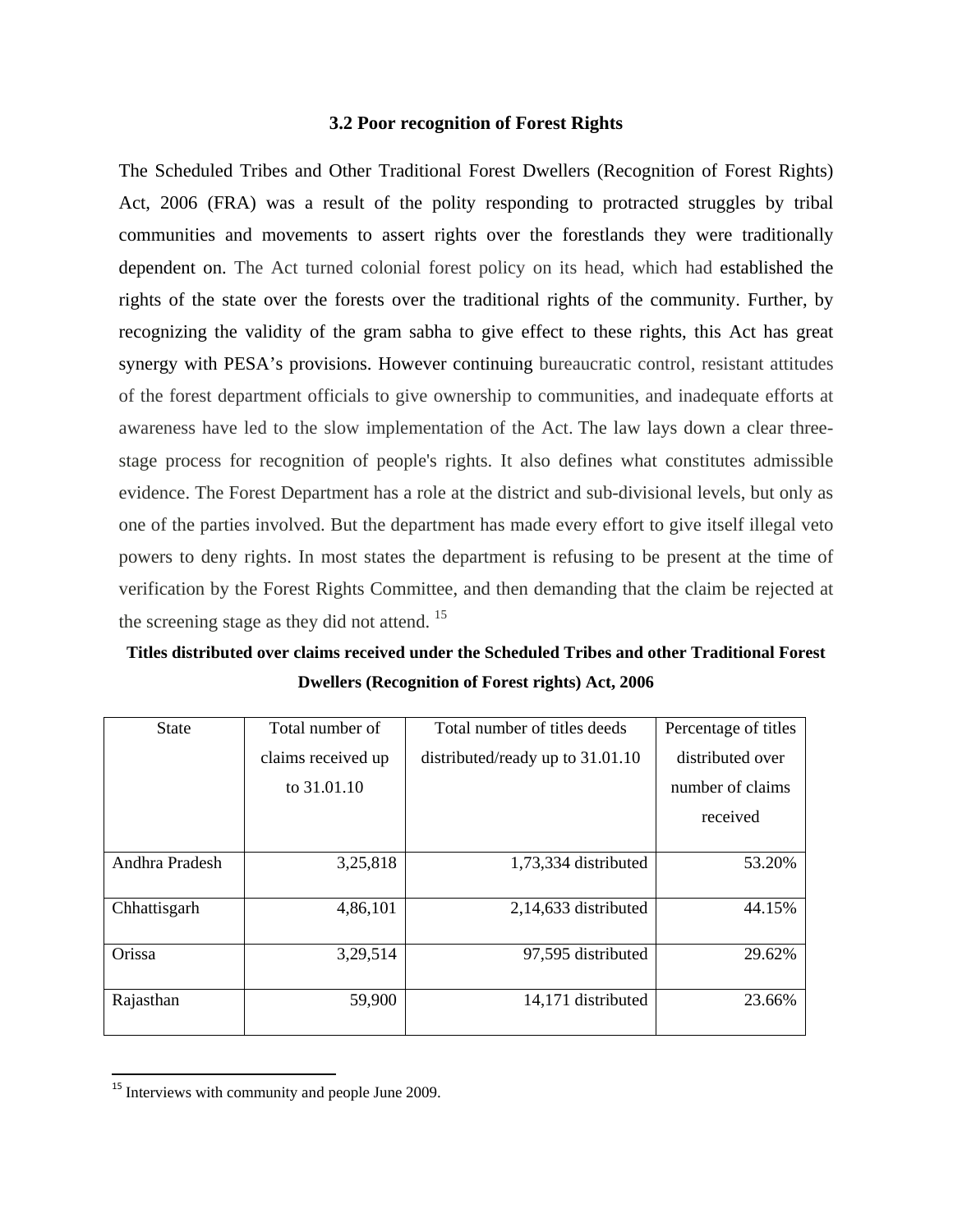### 3.2 Poor recognition of Forest Rights

The Scheduled Tribes and Other Traditional Forest Dwellers (Recognition of Forest Rights) Act, 2006 (FRA) was a result of the polity responding to protracted struggles by tribal communities and movements to assert rights over the forestlands they were traditionally dependent on. The Act turned colonial forest policy on its head, which had established the rights of the state over the forests over the traditional rights of the community. Further, by recognizing the validity of the gram sabha to give effect to these rights, this Act has great synergy with PESA's provisions. However continuing bureaucratic control, resistant attitudes of the forest department officials to give ownership to communities, and inadequate efforts at awareness have led to the slow implementation of the Act. The law lays down a clear three-stage process for recognition of people's rights. It also defines what constitutes admissible evidence. The Forest Department has a role at the district and sub-divisional levels, but only as one of the parties involved. But the department has made every effort to give itself illegal veto powers to deny rights. In most states the department is refusing to be present at the time of verification by the Forest Rights Committee, and then demanding that the claim be rejected at the screening stage as they did not attend. [15]

**Titles distributed over claims received under the Scheduled Tribes and other Traditional Forest Dwellers (Recognition of Forest rights) Act, 2006**

| State | Total number of claims received up to 31.01.10 | Total number of titles deeds distributed/ready up to 31.01.10 | Percentage of titles distributed over number of claims received |
|---|---|---|---|
| Andhra Pradesh | 3,25,818 | 1,73,334 distributed | 53.20% |
| Chhattisgarh | 4,86,101 | 2,14,633 distributed | 44.15% |
| Orissa | 3,29,514 | 97,595 distributed | 29.62% |
| Rajasthan | 59,900 | 14,171 distributed | 23.66% |

[15] Interviews with community and people June 2009.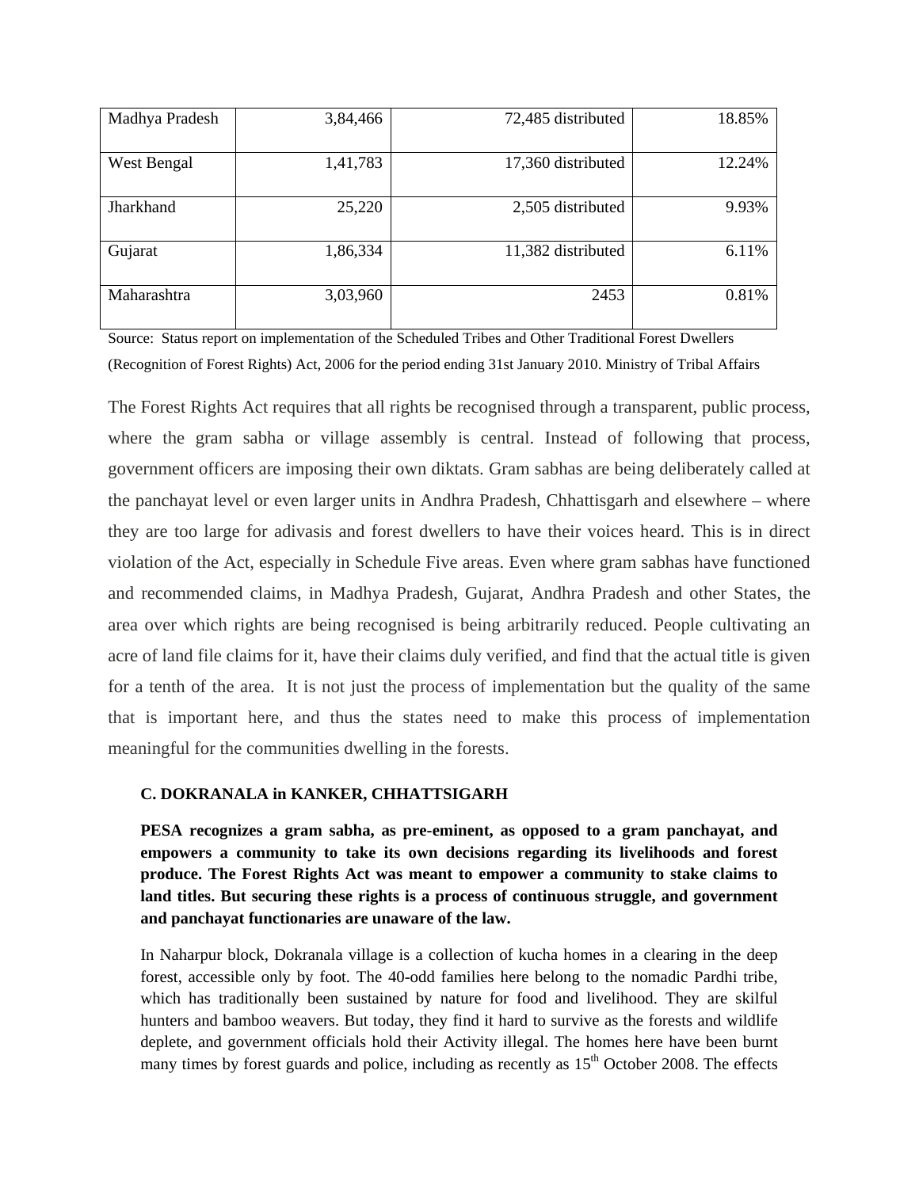| | | | |
|---|---|---|---|
| Madhya Pradesh | 3,84,466 | 72,485 distributed | 18.85% |
| West Bengal | 1,41,783 | 17,360 distributed | 12.24% |
| Jharkhand | 25,220 | 2,505 distributed | 9.93% |
| Gujarat | 1,86,334 | 11,382 distributed | 6.11% |
| Maharashtra | 3,03,960 | 2453 | 0.81% |

Source: Status report on implementation of the Scheduled Tribes and Other Traditional Forest Dwellers (Recognition of Forest Rights) Act, 2006 for the period ending 31st January 2010. Ministry of Tribal Affairs

The Forest Rights Act requires that all rights be recognised through a transparent, public process, where the gram sabha or village assembly is central. Instead of following that process, government officers are imposing their own diktats. Gram sabhas are being deliberately called at the panchayat level or even larger units in Andhra Pradesh, Chhattisgarh and elsewhere – where they are too large for adivasis and forest dwellers to have their voices heard. This is in direct violation of the Act, especially in Schedule Five areas. Even where gram sabhas have functioned and recommended claims, in Madhya Pradesh, Gujarat, Andhra Pradesh and other States, the area over which rights are being recognised is being arbitrarily reduced. People cultivating an acre of land file claims for it, have their claims duly verified, and find that the actual title is given for a tenth of the area. It is not just the process of implementation but the quality of the same that is important here, and thus the states need to make this process of implementation meaningful for the communities dwelling in the forests.

### C. DOKRANALA in KANKER, CHHATTSIGARH

**PESA recognizes a gram sabha, as pre-eminent, as opposed to a gram panchayat, and empowers a community to take its own decisions regarding its livelihoods and forest produce. The Forest Rights Act was meant to empower a community to stake claims to land titles. But securing these rights is a process of continuous struggle, and government and panchayat functionaries are unaware of the law.**

In Naharpur block, Dokranala village is a collection of kucha homes in a clearing in the deep forest, accessible only by foot. The 40-odd families here belong to the nomadic Pardhi tribe, which has traditionally been sustained by nature for food and livelihood. They are skilful hunters and bamboo weavers. But today, they find it hard to survive as the forests and wildlife deplete, and government officials hold their Activity illegal. The homes here have been burnt many times by forest guards and police, including as recently as 15th October 2008. The effects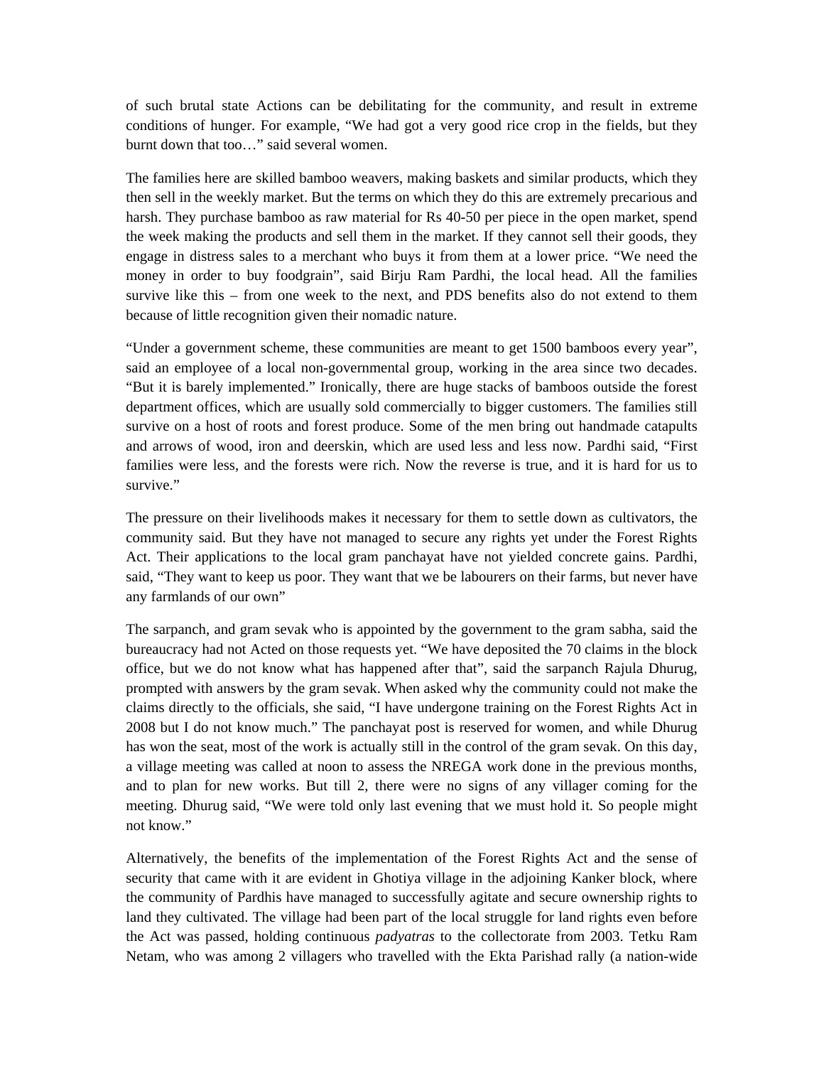of such brutal state Actions can be debilitating for the community, and result in extreme conditions of hunger. For example, "We had got a very good rice crop in the fields, but they burnt down that too…" said several women.

The families here are skilled bamboo weavers, making baskets and similar products, which they then sell in the weekly market. But the terms on which they do this are extremely precarious and harsh. They purchase bamboo as raw material for Rs 40-50 per piece in the open market, spend the week making the products and sell them in the market. If they cannot sell their goods, they engage in distress sales to a merchant who buys it from them at a lower price. "We need the money in order to buy foodgrain", said Birju Ram Pardhi, the local head. All the families survive like this – from one week to the next, and PDS benefits also do not extend to them because of little recognition given their nomadic nature.

"Under a government scheme, these communities are meant to get 1500 bamboos every year", said an employee of a local non-governmental group, working in the area since two decades. "But it is barely implemented." Ironically, there are huge stacks of bamboos outside the forest department offices, which are usually sold commercially to bigger customers. The families still survive on a host of roots and forest produce. Some of the men bring out handmade catapults and arrows of wood, iron and deerskin, which are used less and less now. Pardhi said, "First families were less, and the forests were rich. Now the reverse is true, and it is hard for us to survive."

The pressure on their livelihoods makes it necessary for them to settle down as cultivators, the community said. But they have not managed to secure any rights yet under the Forest Rights Act. Their applications to the local gram panchayat have not yielded concrete gains. Pardhi, said, "They want to keep us poor. They want that we be labourers on their farms, but never have any farmlands of our own"

The sarpanch, and gram sevak who is appointed by the government to the gram sabha, said the bureaucracy had not Acted on those requests yet. "We have deposited the 70 claims in the block office, but we do not know what has happened after that", said the sarpanch Rajula Dhurug, prompted with answers by the gram sevak. When asked why the community could not make the claims directly to the officials, she said, "I have undergone training on the Forest Rights Act in 2008 but I do not know much." The panchayat post is reserved for women, and while Dhurug has won the seat, most of the work is actually still in the control of the gram sevak. On this day, a village meeting was called at noon to assess the NREGA work done in the previous months, and to plan for new works. But till 2, there were no signs of any villager coming for the meeting. Dhurug said, "We were told only last evening that we must hold it. So people might not know."

Alternatively, the benefits of the implementation of the Forest Rights Act and the sense of security that came with it are evident in Ghotiya village in the adjoining Kanker block, where the community of Pardhis have managed to successfully agitate and secure ownership rights to land they cultivated. The village had been part of the local struggle for land rights even before the Act was passed, holding continuous *padyatras* to the collectorate from 2003. Tetku Ram Netam, who was among 2 villagers who travelled with the Ekta Parishad rally (a nation-wide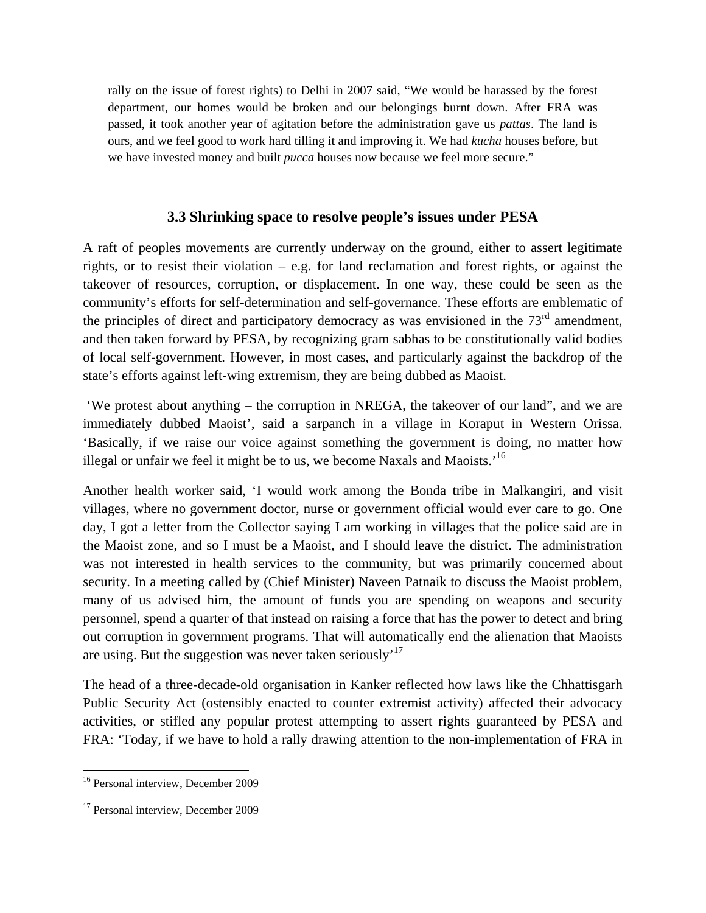> rally on the issue of forest rights) to Delhi in 2007 said, "We would be harassed by the forest department, our homes would be broken and our belongings burnt down. After FRA was passed, it took another year of agitation before the administration gave us *pattas*. The land is ours, and we feel good to work hard tilling it and improving it. We had *kucha* houses before, but we have invested money and built *pucca* houses now because we feel more secure."

### 3.3 Shrinking space to resolve people's issues under PESA

A raft of peoples movements are currently underway on the ground, either to assert legitimate rights, or to resist their violation – e.g. for land reclamation and forest rights, or against the takeover of resources, corruption, or displacement. In one way, these could be seen as the community's efforts for self-determination and self-governance. These efforts are emblematic of the principles of direct and participatory democracy as was envisioned in the 73rd amendment, and then taken forward by PESA, by recognizing gram sabhas to be constitutionally valid bodies of local self-government. However, in most cases, and particularly against the backdrop of the state's efforts against left-wing extremism, they are being dubbed as Maoist.

'We protest about anything – the corruption in NREGA, the takeover of our land", and we are immediately dubbed Maoist', said a sarpanch in a village in Koraput in Western Orissa. 'Basically, if we raise our voice against something the government is doing, no matter how illegal or unfair we feel it might be to us, we become Naxals and Maoists.'[16]

Another health worker said, 'I would work among the Bonda tribe in Malkangiri, and visit villages, where no government doctor, nurse or government official would ever care to go. One day, I got a letter from the Collector saying I am working in villages that the police said are in the Maoist zone, and so I must be a Maoist, and I should leave the district. The administration was not interested in health services to the community, but was primarily concerned about security. In a meeting called by (Chief Minister) Naveen Patnaik to discuss the Maoist problem, many of us advised him, the amount of funds you are spending on weapons and security personnel, spend a quarter of that instead on raising a force that has the power to detect and bring out corruption in government programs. That will automatically end the alienation that Maoists are using. But the suggestion was never taken seriously'[17]

The head of a three-decade-old organisation in Kanker reflected how laws like the Chhattisgarh Public Security Act (ostensibly enacted to counter extremist activity) affected their advocacy activities, or stifled any popular protest attempting to assert rights guaranteed by PESA and FRA: 'Today, if we have to hold a rally drawing attention to the non-implementation of FRA in

---

[16] Personal interview, December 2009

[17] Personal interview, December 2009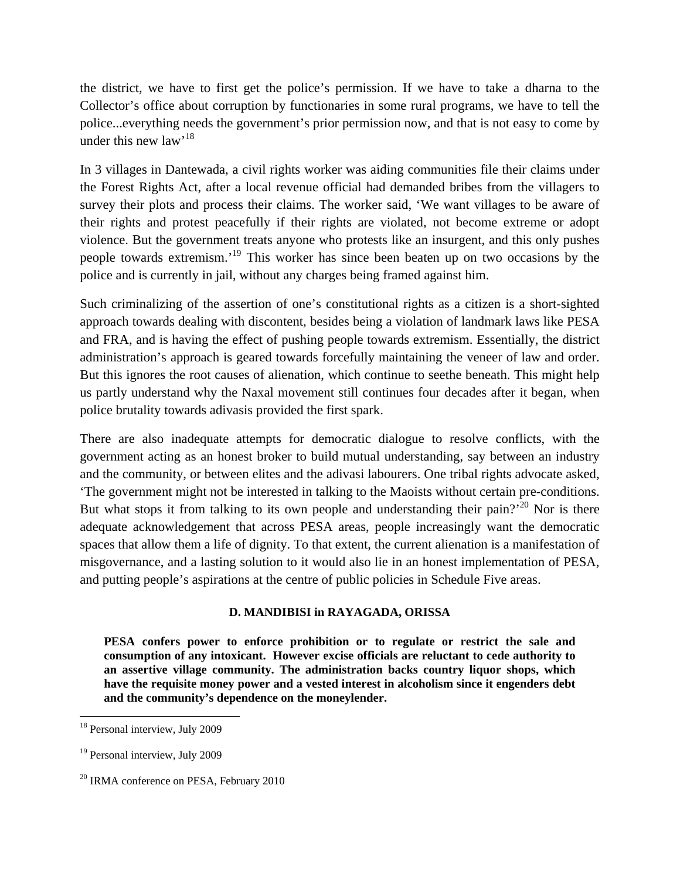the district, we have to first get the police's permission. If we have to take a dharna to the Collector's office about corruption by functionaries in some rural programs, we have to tell the police...everything needs the government's prior permission now, and that is not easy to come by under this new law'[18]

In 3 villages in Dantewada, a civil rights worker was aiding communities file their claims under the Forest Rights Act, after a local revenue official had demanded bribes from the villagers to survey their plots and process their claims. The worker said, 'We want villages to be aware of their rights and protest peacefully if their rights are violated, not become extreme or adopt violence. But the government treats anyone who protests like an insurgent, and this only pushes people towards extremism.'[19] This worker has since been beaten up on two occasions by the police and is currently in jail, without any charges being framed against him.

Such criminalizing of the assertion of one's constitutional rights as a citizen is a short-sighted approach towards dealing with discontent, besides being a violation of landmark laws like PESA and FRA, and is having the effect of pushing people towards extremism. Essentially, the district administration's approach is geared towards forcefully maintaining the veneer of law and order. But this ignores the root causes of alienation, which continue to seethe beneath. This might help us partly understand why the Naxal movement still continues four decades after it began, when police brutality towards adivasis provided the first spark.

There are also inadequate attempts for democratic dialogue to resolve conflicts, with the government acting as an honest broker to build mutual understanding, say between an industry and the community, or between elites and the adivasi labourers. One tribal rights advocate asked, 'The government might not be interested in talking to the Maoists without certain pre-conditions. But what stops it from talking to its own people and understanding their pain?'[20] Nor is there adequate acknowledgement that across PESA areas, people increasingly want the democratic spaces that allow them a life of dignity. To that extent, the current alienation is a manifestation of misgovernance, and a lasting solution to it would also lie in an honest implementation of PESA, and putting people's aspirations at the centre of public policies in Schedule Five areas.

### D. MANDIBISI in RAYAGADA, ORISSA

**PESA confers power to enforce prohibition or to regulate or restrict the sale and consumption of any intoxicant. However excise officials are reluctant to cede authority to an assertive village community. The administration backs country liquor shops, which have the requisite money power and a vested interest in alcoholism since it engenders debt and the community's dependence on the moneylender.**

---

[18] Personal interview, July 2009

[19] Personal interview, July 2009

[20] IRMA conference on PESA, February 2010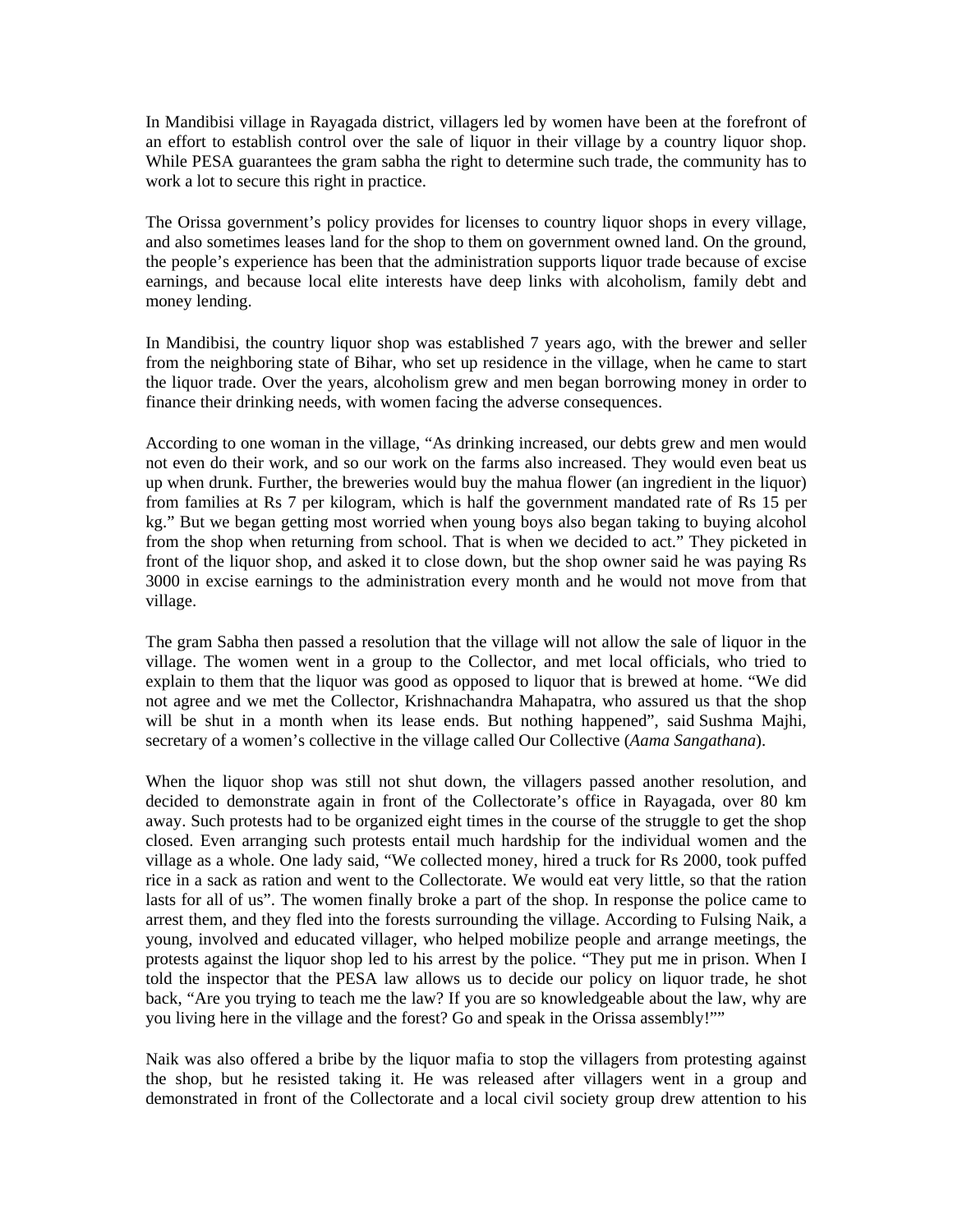In Mandibisi village in Rayagada district, villagers led by women have been at the forefront of an effort to establish control over the sale of liquor in their village by a country liquor shop. While PESA guarantees the gram sabha the right to determine such trade, the community has to work a lot to secure this right in practice.

The Orissa government's policy provides for licenses to country liquor shops in every village, and also sometimes leases land for the shop to them on government owned land. On the ground, the people's experience has been that the administration supports liquor trade because of excise earnings, and because local elite interests have deep links with alcoholism, family debt and money lending.

In Mandibisi, the country liquor shop was established 7 years ago, with the brewer and seller from the neighboring state of Bihar, who set up residence in the village, when he came to start the liquor trade. Over the years, alcoholism grew and men began borrowing money in order to finance their drinking needs, with women facing the adverse consequences.

According to one woman in the village, "As drinking increased, our debts grew and men would not even do their work, and so our work on the farms also increased. They would even beat us up when drunk. Further, the breweries would buy the mahua flower (an ingredient in the liquor) from families at Rs 7 per kilogram, which is half the government mandated rate of Rs 15 per kg." But we began getting most worried when young boys also began taking to buying alcohol from the shop when returning from school. That is when we decided to act." They picketed in front of the liquor shop, and asked it to close down, but the shop owner said he was paying Rs 3000 in excise earnings to the administration every month and he would not move from that village.

The gram Sabha then passed a resolution that the village will not allow the sale of liquor in the village. The women went in a group to the Collector, and met local officials, who tried to explain to them that the liquor was good as opposed to liquor that is brewed at home. "We did not agree and we met the Collector, Krishnachandra Mahapatra, who assured us that the shop will be shut in a month when its lease ends. But nothing happened", said Sushma Majhi, secretary of a women's collective in the village called Our Collective (*Aama Sangathana*).

When the liquor shop was still not shut down, the villagers passed another resolution, and decided to demonstrate again in front of the Collectorate's office in Rayagada, over 80 km away. Such protests had to be organized eight times in the course of the struggle to get the shop closed. Even arranging such protests entail much hardship for the individual women and the village as a whole. One lady said, "We collected money, hired a truck for Rs 2000, took puffed rice in a sack as ration and went to the Collectorate. We would eat very little, so that the ration lasts for all of us". The women finally broke a part of the shop. In response the police came to arrest them, and they fled into the forests surrounding the village. According to Fulsing Naik, a young, involved and educated villager, who helped mobilize people and arrange meetings, the protests against the liquor shop led to his arrest by the police. "They put me in prison. When I told the inspector that the PESA law allows us to decide our policy on liquor trade, he shot back, "Are you trying to teach me the law? If you are so knowledgeable about the law, why are you living here in the village and the forest? Go and speak in the Orissa assembly!""

Naik was also offered a bribe by the liquor mafia to stop the villagers from protesting against the shop, but he resisted taking it. He was released after villagers went in a group and demonstrated in front of the Collectorate and a local civil society group drew attention to his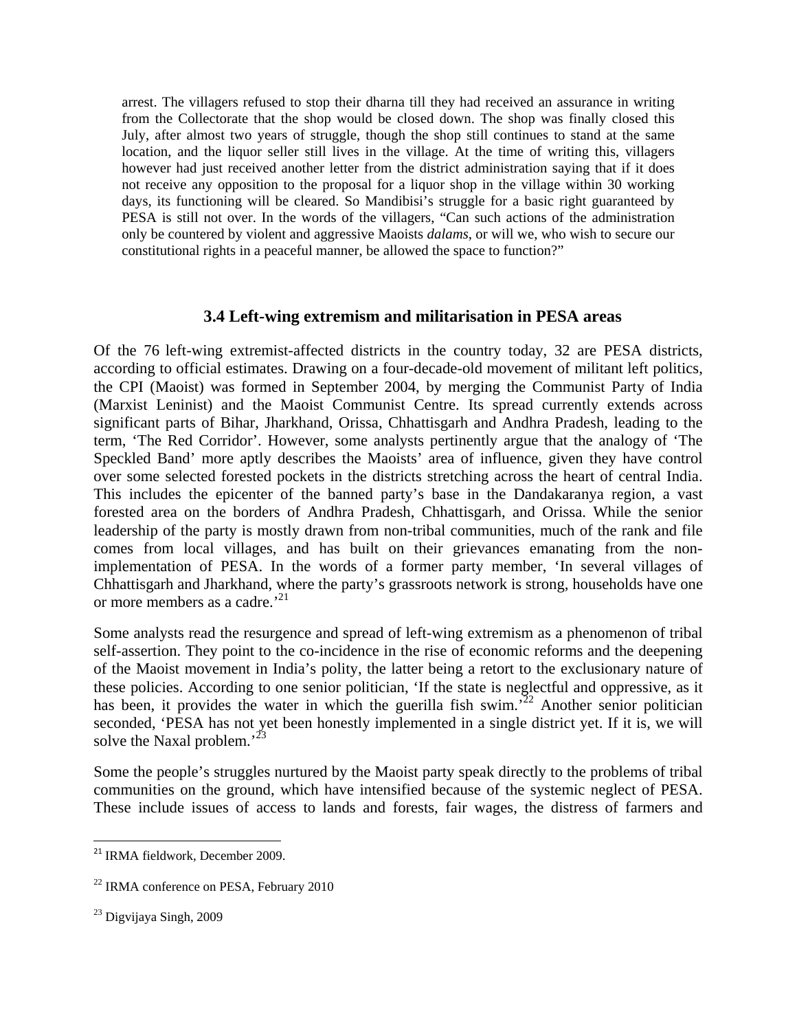arrest. The villagers refused to stop their dharna till they had received an assurance in writing from the Collectorate that the shop would be closed down. The shop was finally closed this July, after almost two years of struggle, though the shop still continues to stand at the same location, and the liquor seller still lives in the village. At the time of writing this, villagers however had just received another letter from the district administration saying that if it does not receive any opposition to the proposal for a liquor shop in the village within 30 working days, its functioning will be cleared. So Mandibisi's struggle for a basic right guaranteed by PESA is still not over. In the words of the villagers, "Can such actions of the administration only be countered by violent and aggressive Maoists *dalams*, or will we, who wish to secure our constitutional rights in a peaceful manner, be allowed the space to function?"

### 3.4 Left-wing extremism and militarisation in PESA areas

Of the 76 left-wing extremist-affected districts in the country today, 32 are PESA districts, according to official estimates. Drawing on a four-decade-old movement of militant left politics, the CPI (Maoist) was formed in September 2004, by merging the Communist Party of India (Marxist Leninist) and the Maoist Communist Centre. Its spread currently extends across significant parts of Bihar, Jharkhand, Orissa, Chhattisgarh and Andhra Pradesh, leading to the term, 'The Red Corridor'. However, some analysts pertinently argue that the analogy of 'The Speckled Band' more aptly describes the Maoists' area of influence, given they have control over some selected forested pockets in the districts stretching across the heart of central India. This includes the epicenter of the banned party's base in the Dandakaranya region, a vast forested area on the borders of Andhra Pradesh, Chhattisgarh, and Orissa. While the senior leadership of the party is mostly drawn from non-tribal communities, much of the rank and file comes from local villages, and has built on their grievances emanating from the non-implementation of PESA. In the words of a former party member, 'In several villages of Chhattisgarh and Jharkhand, where the party's grassroots network is strong, households have one or more members as a cadre.'[21]

Some analysts read the resurgence and spread of left-wing extremism as a phenomenon of tribal self-assertion. They point to the co-incidence in the rise of economic reforms and the deepening of the Maoist movement in India's polity, the latter being a retort to the exclusionary nature of these policies. According to one senior politician, 'If the state is neglectful and oppressive, as it has been, it provides the water in which the guerilla fish swim.'[22] Another senior politician seconded, 'PESA has not yet been honestly implemented in a single district yet. If it is, we will solve the Naxal problem.'[23]

Some the people's struggles nurtured by the Maoist party speak directly to the problems of tribal communities on the ground, which have intensified because of the systemic neglect of PESA. These include issues of access to lands and forests, fair wages, the distress of farmers and

---

[21] IRMA fieldwork, December 2009.

[22] IRMA conference on PESA, February 2010

[23] Digvijaya Singh, 2009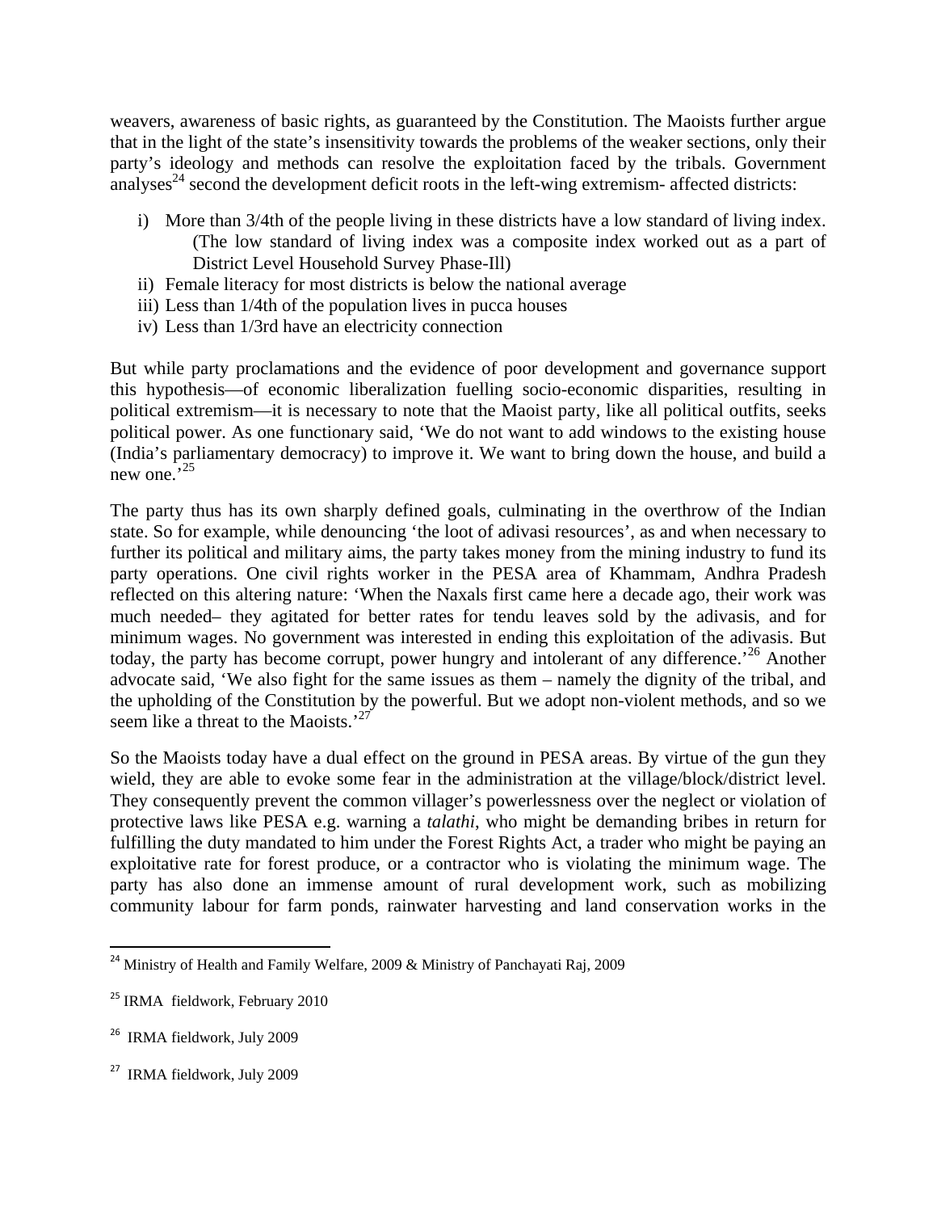weavers, awareness of basic rights, as guaranteed by the Constitution. The Maoists further argue that in the light of the state's insensitivity towards the problems of the weaker sections, only their party's ideology and methods can resolve the exploitation faced by the tribals. Government analyses[24] second the development deficit roots in the left-wing extremism- affected districts:

i) More than 3/4th of the people living in these districts have a low standard of living index. (The low standard of living index was a composite index worked out as a part of District Level Household Survey Phase-Ill)
ii) Female literacy for most districts is below the national average
iii) Less than 1/4th of the population lives in pucca houses
iv) Less than 1/3rd have an electricity connection

But while party proclamations and the evidence of poor development and governance support this hypothesis—of economic liberalization fuelling socio-economic disparities, resulting in political extremism—it is necessary to note that the Maoist party, like all political outfits, seeks political power. As one functionary said, 'We do not want to add windows to the existing house (India's parliamentary democracy) to improve it. We want to bring down the house, and build a new one.'[25]

The party thus has its own sharply defined goals, culminating in the overthrow of the Indian state. So for example, while denouncing 'the loot of adivasi resources', as and when necessary to further its political and military aims, the party takes money from the mining industry to fund its party operations. One civil rights worker in the PESA area of Khammam, Andhra Pradesh reflected on this altering nature: 'When the Naxals first came here a decade ago, their work was much needed– they agitated for better rates for tendu leaves sold by the adivasis, and for minimum wages. No government was interested in ending this exploitation of the adivasis. But today, the party has become corrupt, power hungry and intolerant of any difference.'[26] Another advocate said, 'We also fight for the same issues as them – namely the dignity of the tribal, and the upholding of the Constitution by the powerful. But we adopt non-violent methods, and so we seem like a threat to the Maoists.'[27]

So the Maoists today have a dual effect on the ground in PESA areas. By virtue of the gun they wield, they are able to evoke some fear in the administration at the village/block/district level. They consequently prevent the common villager's powerlessness over the neglect or violation of protective laws like PESA e.g. warning a *talathi*, who might be demanding bribes in return for fulfilling the duty mandated to him under the Forest Rights Act, a trader who might be paying an exploitative rate for forest produce, or a contractor who is violating the minimum wage. The party has also done an immense amount of rural development work, such as mobilizing community labour for farm ponds, rainwater harvesting and land conservation works in the

---

[24] Ministry of Health and Family Welfare, 2009 & Ministry of Panchayati Raj, 2009

[25] IRMA fieldwork, February 2010

[26] IRMA fieldwork, July 2009

[27] IRMA fieldwork, July 2009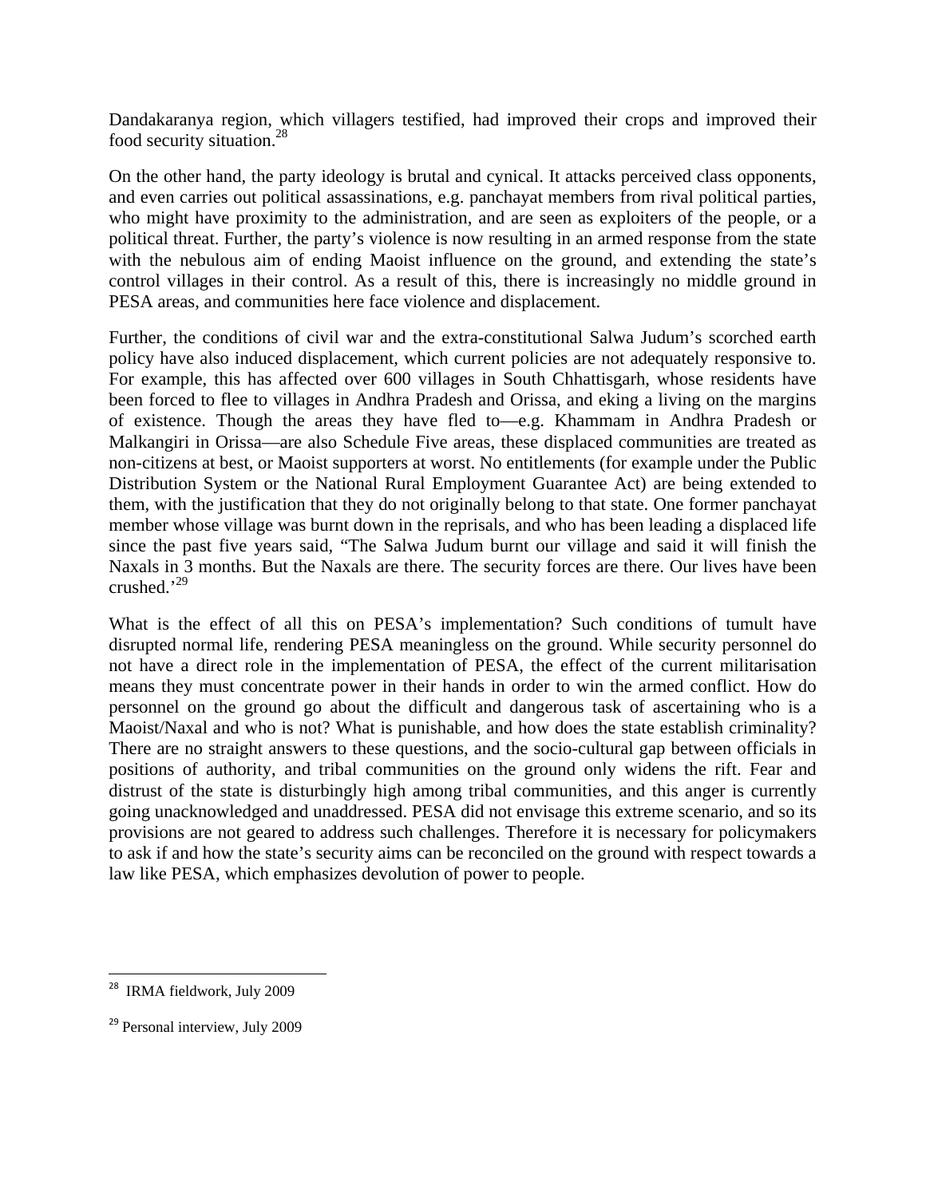Dandakaranya region, which villagers testified, had improved their crops and improved their food security situation.[28]

On the other hand, the party ideology is brutal and cynical. It attacks perceived class opponents, and even carries out political assassinations, e.g. panchayat members from rival political parties, who might have proximity to the administration, and are seen as exploiters of the people, or a political threat. Further, the party's violence is now resulting in an armed response from the state with the nebulous aim of ending Maoist influence on the ground, and extending the state's control villages in their control. As a result of this, there is increasingly no middle ground in PESA areas, and communities here face violence and displacement.

Further, the conditions of civil war and the extra-constitutional Salwa Judum's scorched earth policy have also induced displacement, which current policies are not adequately responsive to. For example, this has affected over 600 villages in South Chhattisgarh, whose residents have been forced to flee to villages in Andhra Pradesh and Orissa, and eking a living on the margins of existence. Though the areas they have fled to—e.g. Khammam in Andhra Pradesh or Malkangiri in Orissa—are also Schedule Five areas, these displaced communities are treated as non-citizens at best, or Maoist supporters at worst. No entitlements (for example under the Public Distribution System or the National Rural Employment Guarantee Act) are being extended to them, with the justification that they do not originally belong to that state. One former panchayat member whose village was burnt down in the reprisals, and who has been leading a displaced life since the past five years said, "The Salwa Judum burnt our village and said it will finish the Naxals in 3 months. But the Naxals are there. The security forces are there. Our lives have been crushed.'[29]

What is the effect of all this on PESA's implementation? Such conditions of tumult have disrupted normal life, rendering PESA meaningless on the ground. While security personnel do not have a direct role in the implementation of PESA, the effect of the current militarisation means they must concentrate power in their hands in order to win the armed conflict. How do personnel on the ground go about the difficult and dangerous task of ascertaining who is a Maoist/Naxal and who is not? What is punishable, and how does the state establish criminality? There are no straight answers to these questions, and the socio-cultural gap between officials in positions of authority, and tribal communities on the ground only widens the rift. Fear and distrust of the state is disturbingly high among tribal communities, and this anger is currently going unacknowledged and unaddressed. PESA did not envisage this extreme scenario, and so its provisions are not geared to address such challenges. Therefore it is necessary for policymakers to ask if and how the state's security aims can be reconciled on the ground with respect towards a law like PESA, which emphasizes devolution of power to people.

---

[28] IRMA fieldwork, July 2009

[29] Personal interview, July 2009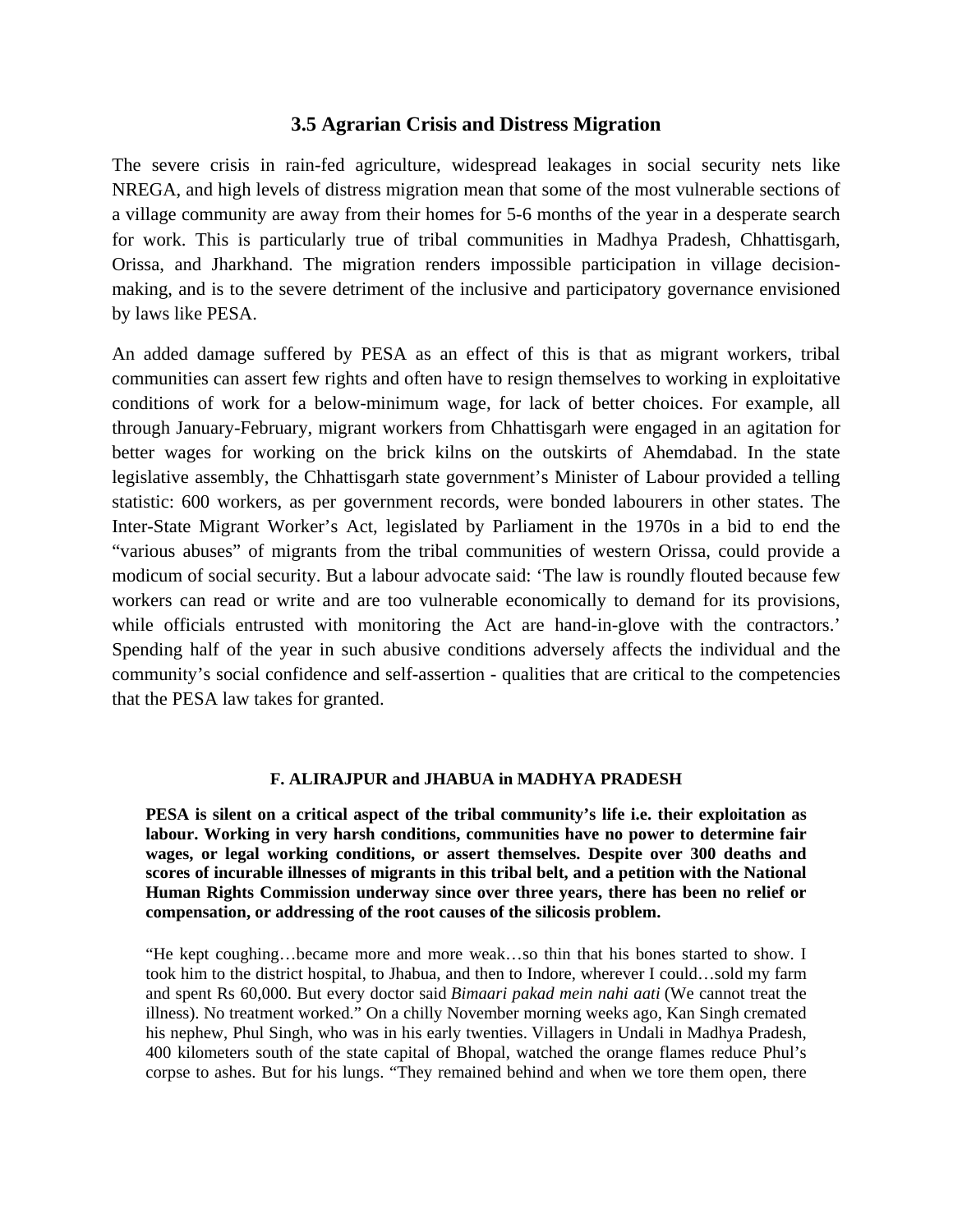### 3.5 Agrarian Crisis and Distress Migration

The severe crisis in rain-fed agriculture, widespread leakages in social security nets like NREGA, and high levels of distress migration mean that some of the most vulnerable sections of a village community are away from their homes for 5-6 months of the year in a desperate search for work. This is particularly true of tribal communities in Madhya Pradesh, Chhattisgarh, Orissa, and Jharkhand. The migration renders impossible participation in village decision-making, and is to the severe detriment of the inclusive and participatory governance envisioned by laws like PESA.

An added damage suffered by PESA as an effect of this is that as migrant workers, tribal communities can assert few rights and often have to resign themselves to working in exploitative conditions of work for a below-minimum wage, for lack of better choices. For example, all through January-February, migrant workers from Chhattisgarh were engaged in an agitation for better wages for working on the brick kilns on the outskirts of Ahemdabad. In the state legislative assembly, the Chhattisgarh state government's Minister of Labour provided a telling statistic: 600 workers, as per government records, were bonded labourers in other states. The Inter-State Migrant Worker's Act, legislated by Parliament in the 1970s in a bid to end the "various abuses" of migrants from the tribal communities of western Orissa, could provide a modicum of social security. But a labour advocate said: 'The law is roundly flouted because few workers can read or write and are too vulnerable economically to demand for its provisions, while officials entrusted with monitoring the Act are hand-in-glove with the contractors.' Spending half of the year in such abusive conditions adversely affects the individual and the community's social confidence and self-assertion - qualities that are critical to the competencies that the PESA law takes for granted.

#### F. ALIRAJPUR and JHABUA in MADHYA PRADESH

**PESA is silent on a critical aspect of the tribal community's life i.e. their exploitation as labour. Working in very harsh conditions, communities have no power to determine fair wages, or legal working conditions, or assert themselves. Despite over 300 deaths and scores of incurable illnesses of migrants in this tribal belt, and a petition with the National Human Rights Commission underway since over three years, there has been no relief or compensation, or addressing of the root causes of the silicosis problem.**

"He kept coughing…became more and more weak…so thin that his bones started to show. I took him to the district hospital, to Jhabua, and then to Indore, wherever I could…sold my farm and spent Rs 60,000. But every doctor said *Bimaari pakad mein nahi aati* (We cannot treat the illness). No treatment worked." On a chilly November morning weeks ago, Kan Singh cremated his nephew, Phul Singh, who was in his early twenties. Villagers in Undali in Madhya Pradesh, 400 kilometers south of the state capital of Bhopal, watched the orange flames reduce Phul's corpse to ashes. But for his lungs. "They remained behind and when we tore them open, there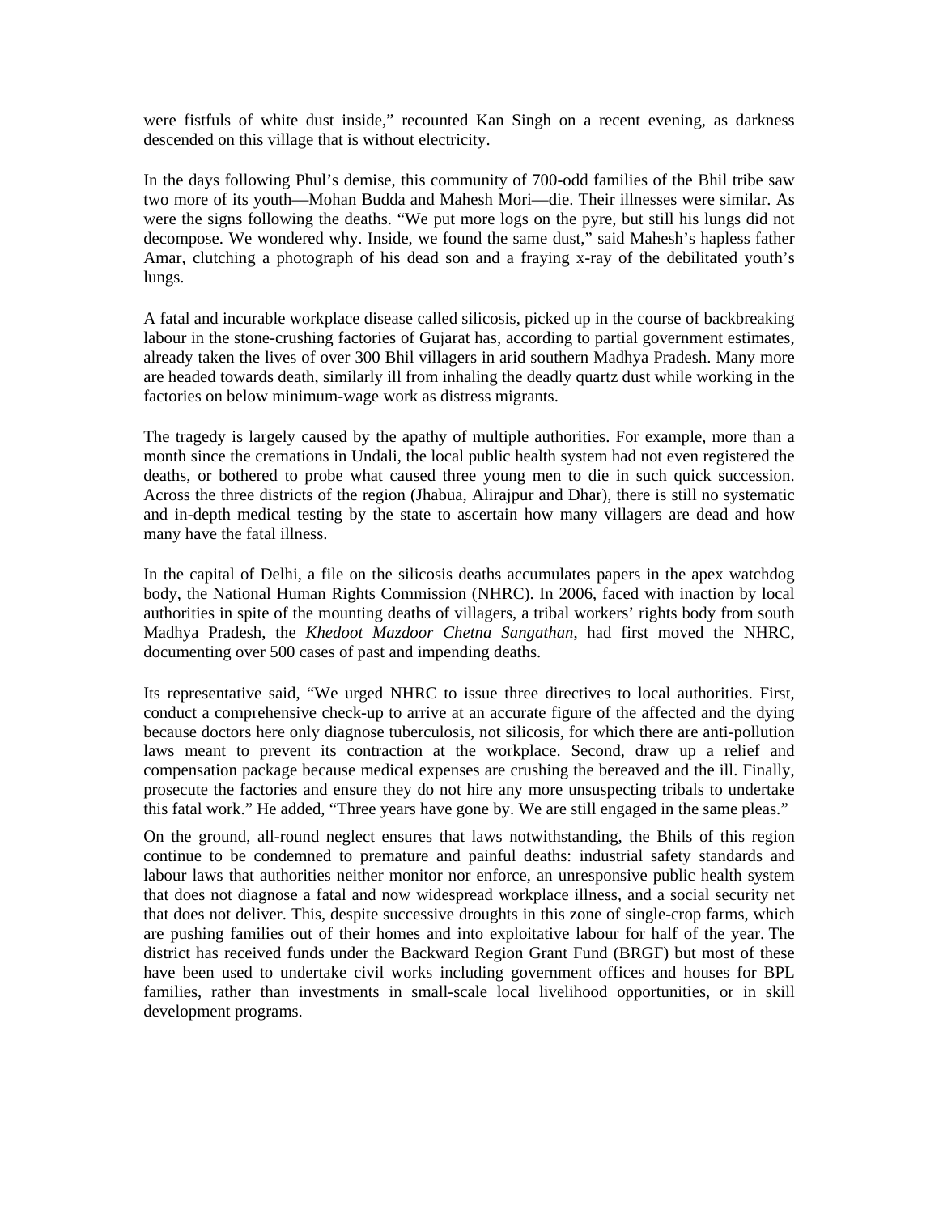were fistfuls of white dust inside," recounted Kan Singh on a recent evening, as darkness descended on this village that is without electricity.

In the days following Phul's demise, this community of 700-odd families of the Bhil tribe saw two more of its youth—Mohan Budda and Mahesh Mori—die. Their illnesses were similar. As were the signs following the deaths. "We put more logs on the pyre, but still his lungs did not decompose. We wondered why. Inside, we found the same dust," said Mahesh's hapless father Amar, clutching a photograph of his dead son and a fraying x-ray of the debilitated youth's lungs.

A fatal and incurable workplace disease called silicosis, picked up in the course of backbreaking labour in the stone-crushing factories of Gujarat has, according to partial government estimates, already taken the lives of over 300 Bhil villagers in arid southern Madhya Pradesh. Many more are headed towards death, similarly ill from inhaling the deadly quartz dust while working in the factories on below minimum-wage work as distress migrants.

The tragedy is largely caused by the apathy of multiple authorities. For example, more than a month since the cremations in Undali, the local public health system had not even registered the deaths, or bothered to probe what caused three young men to die in such quick succession. Across the three districts of the region (Jhabua, Alirajpur and Dhar), there is still no systematic and in-depth medical testing by the state to ascertain how many villagers are dead and how many have the fatal illness.

In the capital of Delhi, a file on the silicosis deaths accumulates papers in the apex watchdog body, the National Human Rights Commission (NHRC). In 2006, faced with inaction by local authorities in spite of the mounting deaths of villagers, a tribal workers' rights body from south Madhya Pradesh, the *Khedoot Mazdoor Chetna Sangathan*, had first moved the NHRC, documenting over 500 cases of past and impending deaths.

Its representative said, "We urged NHRC to issue three directives to local authorities. First, conduct a comprehensive check-up to arrive at an accurate figure of the affected and the dying because doctors here only diagnose tuberculosis, not silicosis, for which there are anti-pollution laws meant to prevent its contraction at the workplace. Second, draw up a relief and compensation package because medical expenses are crushing the bereaved and the ill. Finally, prosecute the factories and ensure they do not hire any more unsuspecting tribals to undertake this fatal work." He added, "Three years have gone by. We are still engaged in the same pleas."

On the ground, all-round neglect ensures that laws notwithstanding, the Bhils of this region continue to be condemned to premature and painful deaths: industrial safety standards and labour laws that authorities neither monitor nor enforce, an unresponsive public health system that does not diagnose a fatal and now widespread workplace illness, and a social security net that does not deliver. This, despite successive droughts in this zone of single-crop farms, which are pushing families out of their homes and into exploitative labour for half of the year. The district has received funds under the Backward Region Grant Fund (BRGF) but most of these have been used to undertake civil works including government offices and houses for BPL families, rather than investments in small-scale local livelihood opportunities, or in skill development programs.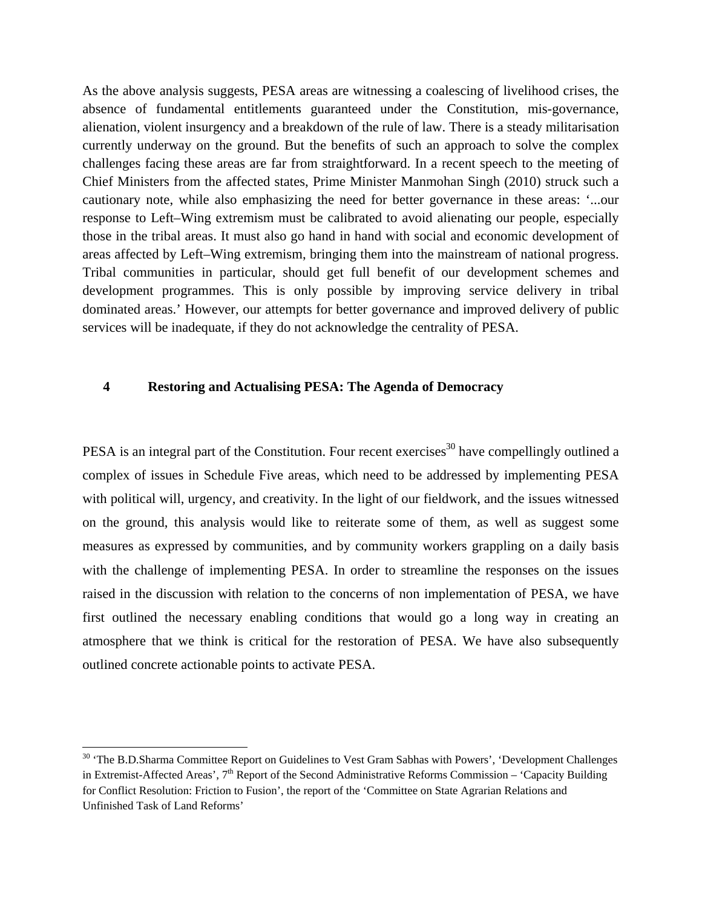As the above analysis suggests, PESA areas are witnessing a coalescing of livelihood crises, the absence of fundamental entitlements guaranteed under the Constitution, mis-governance, alienation, violent insurgency and a breakdown of the rule of law. There is a steady militarisation currently underway on the ground. But the benefits of such an approach to solve the complex challenges facing these areas are far from straightforward. In a recent speech to the meeting of Chief Ministers from the affected states, Prime Minister Manmohan Singh (2010) struck such a cautionary note, while also emphasizing the need for better governance in these areas: '...our response to Left–Wing extremism must be calibrated to avoid alienating our people, especially those in the tribal areas. It must also go hand in hand with social and economic development of areas affected by Left–Wing extremism, bringing them into the mainstream of national progress. Tribal communities in particular, should get full benefit of our development schemes and development programmes. This is only possible by improving service delivery in tribal dominated areas.' However, our attempts for better governance and improved delivery of public services will be inadequate, if they do not acknowledge the centrality of PESA.

## 4 Restoring and Actualising PESA: The Agenda of Democracy

PESA is an integral part of the Constitution. Four recent exercises[30] have compellingly outlined a complex of issues in Schedule Five areas, which need to be addressed by implementing PESA with political will, urgency, and creativity. In the light of our fieldwork, and the issues witnessed on the ground, this analysis would like to reiterate some of them, as well as suggest some measures as expressed by communities, and by community workers grappling on a daily basis with the challenge of implementing PESA. In order to streamline the responses on the issues raised in the discussion with relation to the concerns of non implementation of PESA, we have first outlined the necessary enabling conditions that would go a long way in creating an atmosphere that we think is critical for the restoration of PESA. We have also subsequently outlined concrete actionable points to activate PESA.

[30] 'The B.D.Sharma Committee Report on Guidelines to Vest Gram Sabhas with Powers', 'Development Challenges in Extremist-Affected Areas', 7th Report of the Second Administrative Reforms Commission – 'Capacity Building for Conflict Resolution: Friction to Fusion', the report of the 'Committee on State Agrarian Relations and Unfinished Task of Land Reforms'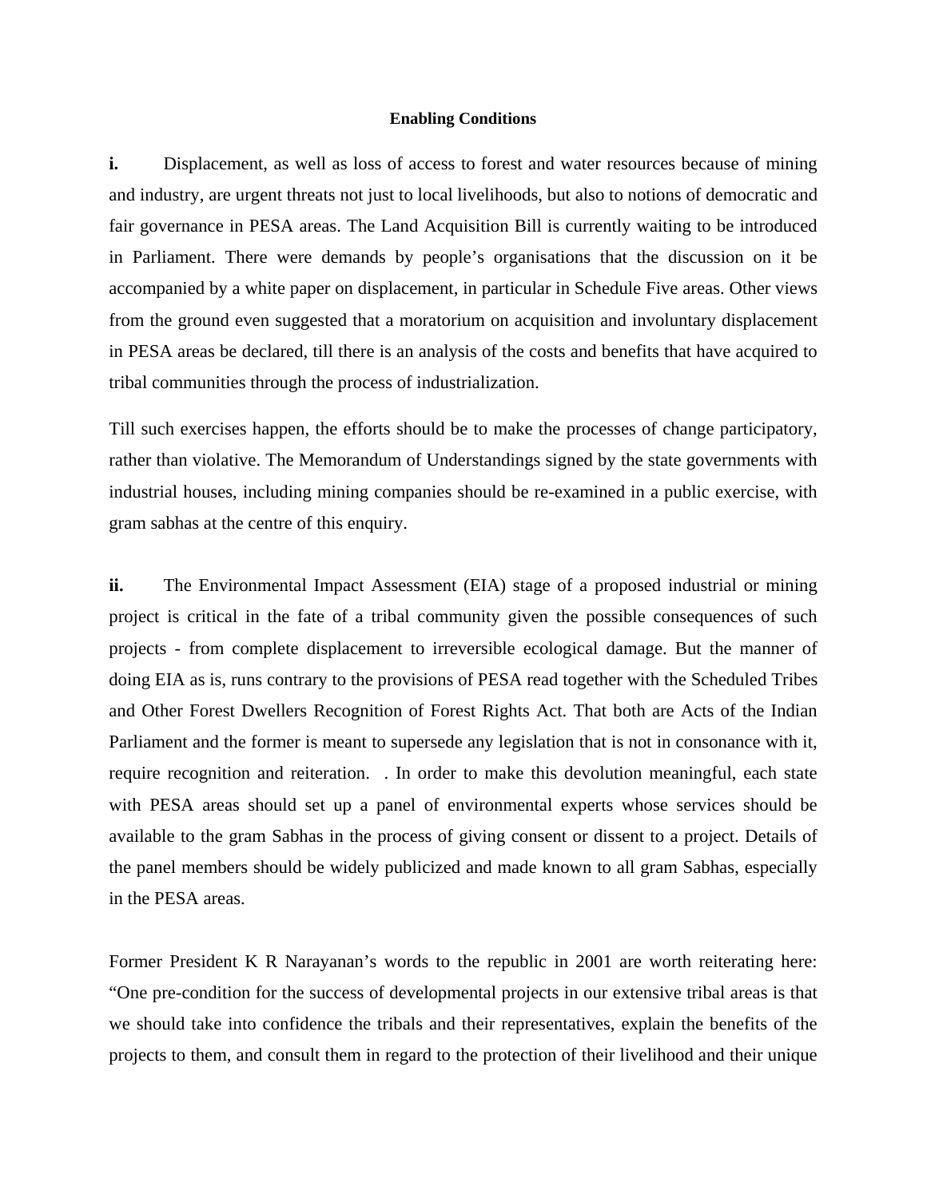**Enabling Conditions**

**i.** Displacement, as well as loss of access to forest and water resources because of mining and industry, are urgent threats not just to local livelihoods, but also to notions of democratic and fair governance in PESA areas. The Land Acquisition Bill is currently waiting to be introduced in Parliament. There were demands by people's organisations that the discussion on it be accompanied by a white paper on displacement, in particular in Schedule Five areas. Other views from the ground even suggested that a moratorium on acquisition and involuntary displacement in PESA areas be declared, till there is an analysis of the costs and benefits that have acquired to tribal communities through the process of industrialization.

Till such exercises happen, the efforts should be to make the processes of change participatory, rather than violative. The Memorandum of Understandings signed by the state governments with industrial houses, including mining companies should be re-examined in a public exercise, with gram sabhas at the centre of this enquiry.

**ii.** The Environmental Impact Assessment (EIA) stage of a proposed industrial or mining project is critical in the fate of a tribal community given the possible consequences of such projects - from complete displacement to irreversible ecological damage. But the manner of doing EIA as is, runs contrary to the provisions of PESA read together with the Scheduled Tribes and Other Forest Dwellers Recognition of Forest Rights Act. That both are Acts of the Indian Parliament and the former is meant to supersede any legislation that is not in consonance with it, require recognition and reiteration. . In order to make this devolution meaningful, each state with PESA areas should set up a panel of environmental experts whose services should be available to the gram Sabhas in the process of giving consent or dissent to a project. Details of the panel members should be widely publicized and made known to all gram Sabhas, especially in the PESA areas.

Former President K R Narayanan's words to the republic in 2001 are worth reiterating here: "One pre-condition for the success of developmental projects in our extensive tribal areas is that we should take into confidence the tribals and their representatives, explain the benefits of the projects to them, and consult them in regard to the protection of their livelihood and their unique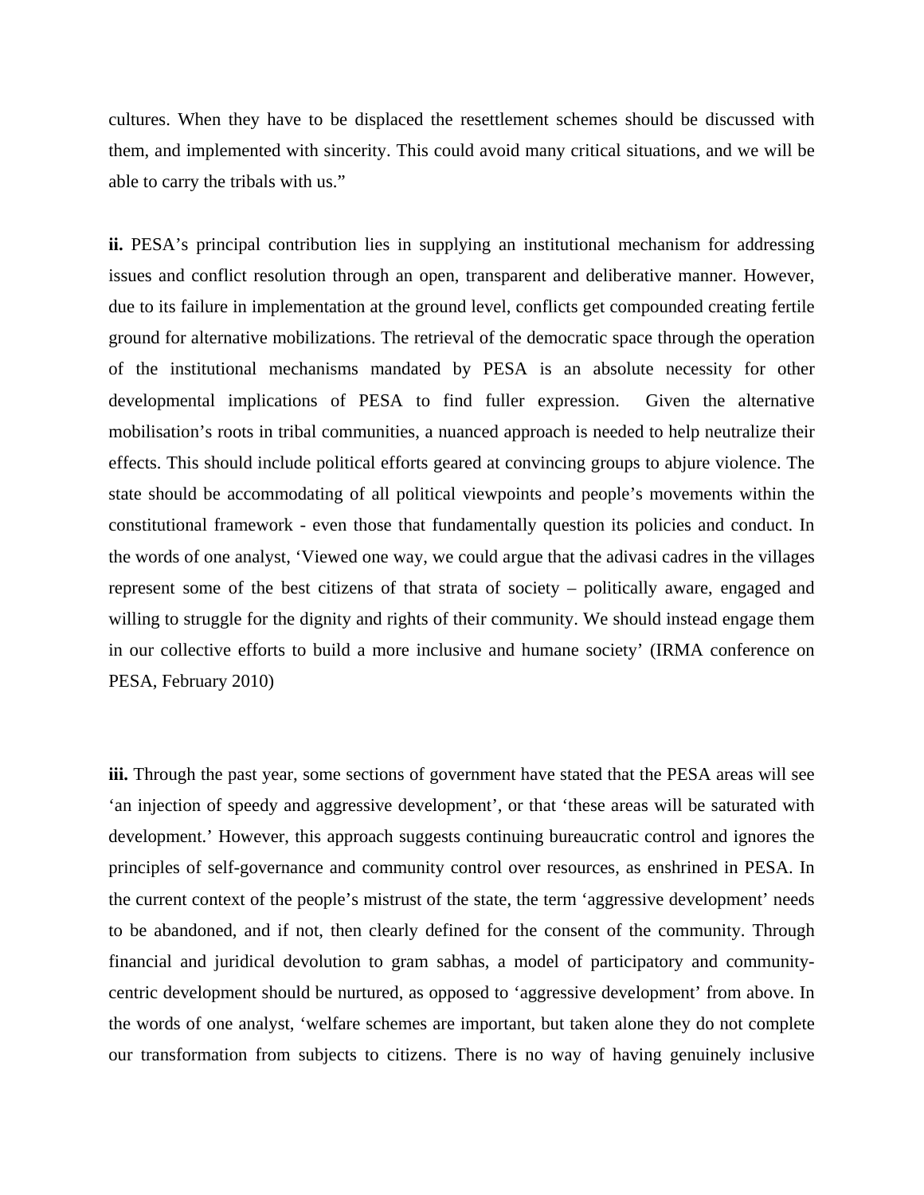cultures. When they have to be displaced the resettlement schemes should be discussed with them, and implemented with sincerity. This could avoid many critical situations, and we will be able to carry the tribals with us."

**ii.** PESA's principal contribution lies in supplying an institutional mechanism for addressing issues and conflict resolution through an open, transparent and deliberative manner. However, due to its failure in implementation at the ground level, conflicts get compounded creating fertile ground for alternative mobilizations. The retrieval of the democratic space through the operation of the institutional mechanisms mandated by PESA is an absolute necessity for other developmental implications of PESA to find fuller expression. Given the alternative mobilisation's roots in tribal communities, a nuanced approach is needed to help neutralize their effects. This should include political efforts geared at convincing groups to abjure violence. The state should be accommodating of all political viewpoints and people's movements within the constitutional framework - even those that fundamentally question its policies and conduct. In the words of one analyst, 'Viewed one way, we could argue that the adivasi cadres in the villages represent some of the best citizens of that strata of society – politically aware, engaged and willing to struggle for the dignity and rights of their community. We should instead engage them in our collective efforts to build a more inclusive and humane society' (IRMA conference on PESA, February 2010)

**iii.** Through the past year, some sections of government have stated that the PESA areas will see 'an injection of speedy and aggressive development', or that 'these areas will be saturated with development.' However, this approach suggests continuing bureaucratic control and ignores the principles of self-governance and community control over resources, as enshrined in PESA. In the current context of the people's mistrust of the state, the term 'aggressive development' needs to be abandoned, and if not, then clearly defined for the consent of the community. Through financial and juridical devolution to gram sabhas, a model of participatory and community-centric development should be nurtured, as opposed to 'aggressive development' from above. In the words of one analyst, 'welfare schemes are important, but taken alone they do not complete our transformation from subjects to citizens. There is no way of having genuinely inclusive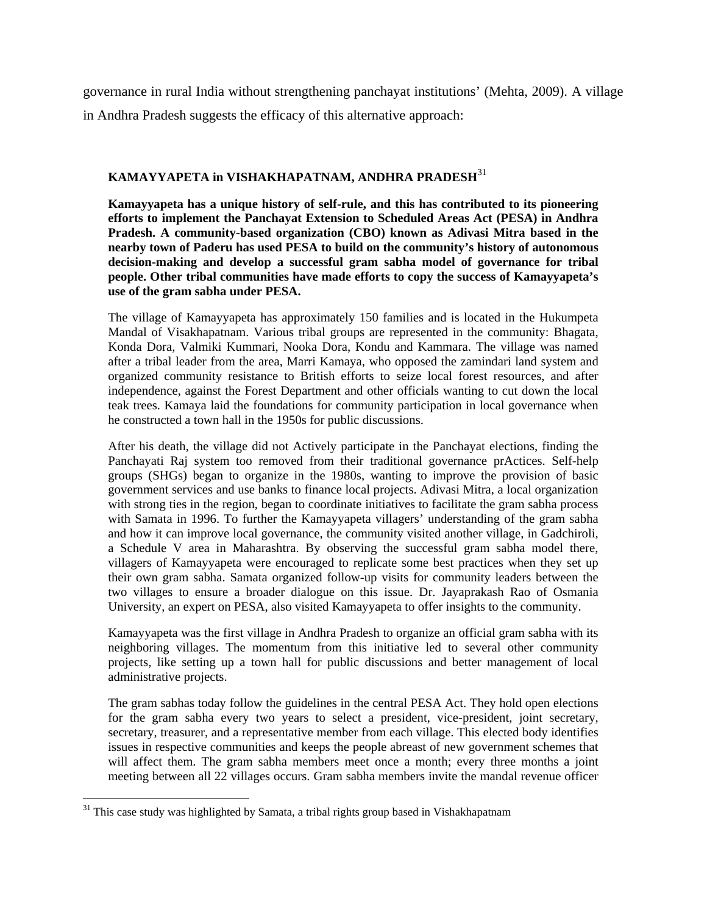governance in rural India without strengthening panchayat institutions' (Mehta, 2009). A village in Andhra Pradesh suggests the efficacy of this alternative approach:

### KAMAYYAPETA in VISHAKHAPATNAM, ANDHRA PRADESH[31]

**Kamayyapeta has a unique history of self-rule, and this has contributed to its pioneering efforts to implement the Panchayat Extension to Scheduled Areas Act (PESA) in Andhra Pradesh. A community-based organization (CBO) known as Adivasi Mitra based in the nearby town of Paderu has used PESA to build on the community's history of autonomous decision-making and develop a successful gram sabha model of governance for tribal people. Other tribal communities have made efforts to copy the success of Kamayyapeta's use of the gram sabha under PESA.**

The village of Kamayyapeta has approximately 150 families and is located in the Hukumpeta Mandal of Visakhapatnam. Various tribal groups are represented in the community: Bhagata, Konda Dora, Valmiki Kummari, Nooka Dora, Kondu and Kammara. The village was named after a tribal leader from the area, Marri Kamaya, who opposed the zamindari land system and organized community resistance to British efforts to seize local forest resources, and after independence, against the Forest Department and other officials wanting to cut down the local teak trees. Kamaya laid the foundations for community participation in local governance when he constructed a town hall in the 1950s for public discussions.

After his death, the village did not Actively participate in the Panchayat elections, finding the Panchayati Raj system too removed from their traditional governance prActices. Self-help groups (SHGs) began to organize in the 1980s, wanting to improve the provision of basic government services and use banks to finance local projects. Adivasi Mitra, a local organization with strong ties in the region, began to coordinate initiatives to facilitate the gram sabha process with Samata in 1996. To further the Kamayyapeta villagers' understanding of the gram sabha and how it can improve local governance, the community visited another village, in Gadchiroli, a Schedule V area in Maharashtra. By observing the successful gram sabha model there, villagers of Kamayyapeta were encouraged to replicate some best practices when they set up their own gram sabha. Samata organized follow-up visits for community leaders between the two villages to ensure a broader dialogue on this issue. Dr. Jayaprakash Rao of Osmania University, an expert on PESA, also visited Kamayyapeta to offer insights to the community.

Kamayyapeta was the first village in Andhra Pradesh to organize an official gram sabha with its neighboring villages. The momentum from this initiative led to several other community projects, like setting up a town hall for public discussions and better management of local administrative projects.

The gram sabhas today follow the guidelines in the central PESA Act. They hold open elections for the gram sabha every two years to select a president, vice-president, joint secretary, secretary, treasurer, and a representative member from each village. This elected body identifies issues in respective communities and keeps the people abreast of new government schemes that will affect them. The gram sabha members meet once a month; every three months a joint meeting between all 22 villages occurs. Gram sabha members invite the mandal revenue officer

---

[31] This case study was highlighted by Samata, a tribal rights group based in Vishakhapatnam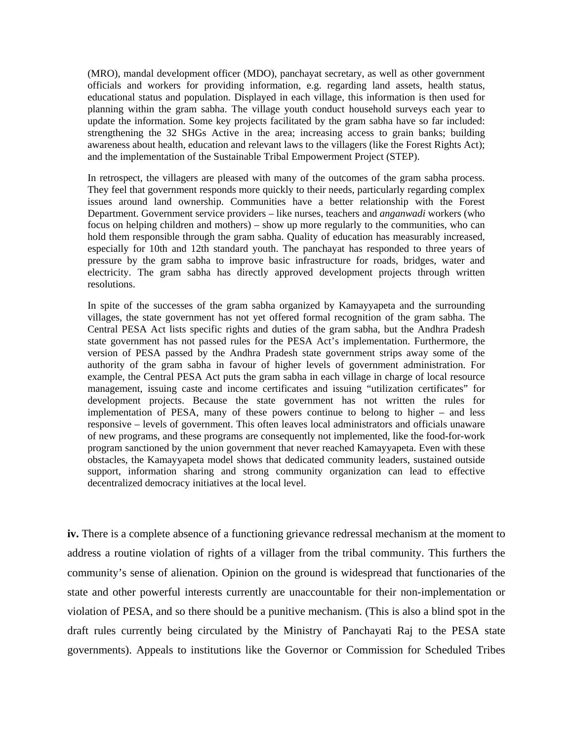> (MRO), mandal development officer (MDO), panchayat secretary, as well as other government officials and workers for providing information, e.g. regarding land assets, health status, educational status and population. Displayed in each village, this information is then used for planning within the gram sabha. The village youth conduct household surveys each year to update the information. Some key projects facilitated by the gram sabha have so far included: strengthening the 32 SHGs Active in the area; increasing access to grain banks; building awareness about health, education and relevant laws to the villagers (like the Forest Rights Act); and the implementation of the Sustainable Tribal Empowerment Project (STEP).
>
> In retrospect, the villagers are pleased with many of the outcomes of the gram sabha process. They feel that government responds more quickly to their needs, particularly regarding complex issues around land ownership. Communities have a better relationship with the Forest Department. Government service providers – like nurses, teachers and *anganwadi* workers (who focus on helping children and mothers) – show up more regularly to the communities, who can hold them responsible through the gram sabha. Quality of education has measurably increased, especially for 10th and 12th standard youth. The panchayat has responded to three years of pressure by the gram sabha to improve basic infrastructure for roads, bridges, water and electricity. The gram sabha has directly approved development projects through written resolutions.
>
> In spite of the successes of the gram sabha organized by Kamayyapeta and the surrounding villages, the state government has not yet offered formal recognition of the gram sabha. The Central PESA Act lists specific rights and duties of the gram sabha, but the Andhra Pradesh state government has not passed rules for the PESA Act's implementation. Furthermore, the version of PESA passed by the Andhra Pradesh state government strips away some of the authority of the gram sabha in favour of higher levels of government administration. For example, the Central PESA Act puts the gram sabha in each village in charge of local resource management, issuing caste and income certificates and issuing "utilization certificates" for development projects. Because the state government has not written the rules for implementation of PESA, many of these powers continue to belong to higher – and less responsive – levels of government. This often leaves local administrators and officials unaware of new programs, and these programs are consequently not implemented, like the food-for-work program sanctioned by the union government that never reached Kamayyapeta. Even with these obstacles, the Kamayyapeta model shows that dedicated community leaders, sustained outside support, information sharing and strong community organization can lead to effective decentralized democracy initiatives at the local level.

**iv.** There is a complete absence of a functioning grievance redressal mechanism at the moment to address a routine violation of rights of a villager from the tribal community. This furthers the community's sense of alienation. Opinion on the ground is widespread that functionaries of the state and other powerful interests currently are unaccountable for their non-implementation or violation of PESA, and so there should be a punitive mechanism. (This is also a blind spot in the draft rules currently being circulated by the Ministry of Panchayati Raj to the PESA state governments). Appeals to institutions like the Governor or Commission for Scheduled Tribes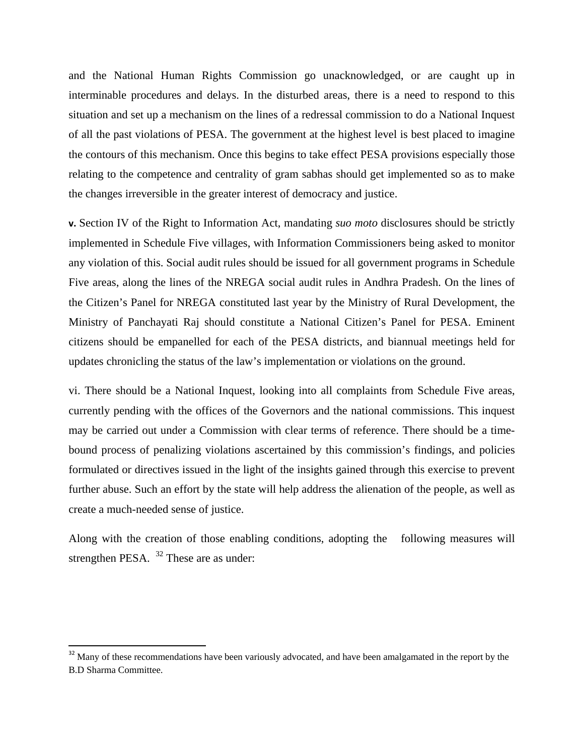and the National Human Rights Commission go unacknowledged, or are caught up in interminable procedures and delays. In the disturbed areas, there is a need to respond to this situation and set up a mechanism on the lines of a redressal commission to do a National Inquest of all the past violations of PESA. The government at the highest level is best placed to imagine the contours of this mechanism. Once this begins to take effect PESA provisions especially those relating to the competence and centrality of gram sabhas should get implemented so as to make the changes irreversible in the greater interest of democracy and justice.

**v.** Section IV of the Right to Information Act, mandating *suo moto* disclosures should be strictly implemented in Schedule Five villages, with Information Commissioners being asked to monitor any violation of this. Social audit rules should be issued for all government programs in Schedule Five areas, along the lines of the NREGA social audit rules in Andhra Pradesh. On the lines of the Citizen's Panel for NREGA constituted last year by the Ministry of Rural Development, the Ministry of Panchayati Raj should constitute a National Citizen's Panel for PESA. Eminent citizens should be empanelled for each of the PESA districts, and biannual meetings held for updates chronicling the status of the law's implementation or violations on the ground.

vi. There should be a National Inquest, looking into all complaints from Schedule Five areas, currently pending with the offices of the Governors and the national commissions. This inquest may be carried out under a Commission with clear terms of reference. There should be a time-bound process of penalizing violations ascertained by this commission's findings, and policies formulated or directives issued in the light of the insights gained through this exercise to prevent further abuse. Such an effort by the state will help address the alienation of the people, as well as create a much-needed sense of justice.

Along with the creation of those enabling conditions, adopting the following measures will strengthen PESA. [32] These are as under:

---

[32] Many of these recommendations have been variously advocated, and have been amalgamated in the report by the B.D Sharma Committee.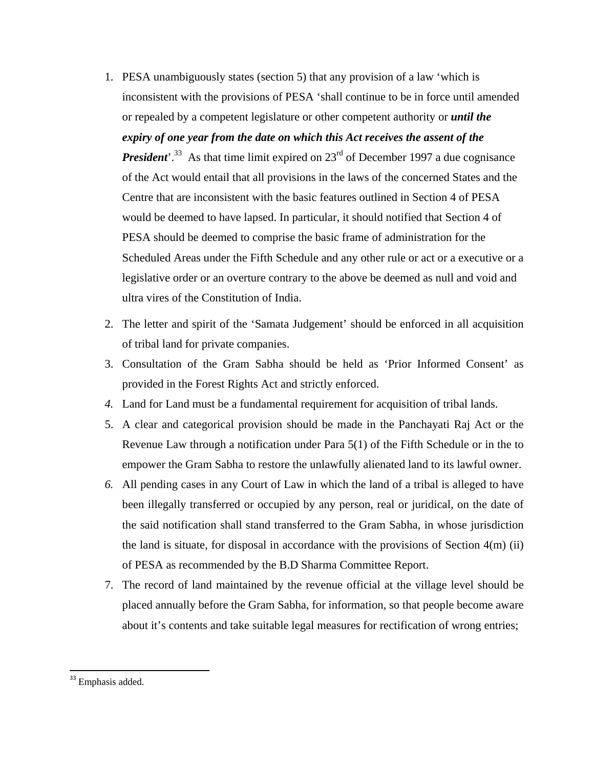1. PESA unambiguously states (section 5) that any provision of a law 'which is inconsistent with the provisions of PESA 'shall continue to be in force until amended or repealed by a competent legislature or other competent authority or ***until the expiry of one year from the date on which this Act receives the assent of the President***'.[33] As that time limit expired on 23rd of December 1997 a due cognisance of the Act would entail that all provisions in the laws of the concerned States and the Centre that are inconsistent with the basic features outlined in Section 4 of PESA would be deemed to have lapsed. In particular, it should notified that Section 4 of PESA should be deemed to comprise the basic frame of administration for the Scheduled Areas under the Fifth Schedule and any other rule or act or a executive or a legislative order or an overture contrary to the above be deemed as null and void and ultra vires of the Constitution of India.
2. The letter and spirit of the 'Samata Judgement' should be enforced in all acquisition of tribal land for private companies.
3. Consultation of the Gram Sabha should be held as 'Prior Informed Consent' as provided in the Forest Rights Act and strictly enforced.
4. Land for Land must be a fundamental requirement for acquisition of tribal lands.
5. A clear and categorical provision should be made in the Panchayati Raj Act or the Revenue Law through a notification under Para 5(1) of the Fifth Schedule or in the to empower the Gram Sabha to restore the unlawfully alienated land to its lawful owner.
6. All pending cases in any Court of Law in which the land of a tribal is alleged to have been illegally transferred or occupied by any person, real or juridical, on the date of the said notification shall stand transferred to the Gram Sabha, in whose jurisdiction the land is situate, for disposal in accordance with the provisions of Section 4(m) (ii) of PESA as recommended by the B.D Sharma Committee Report.
7. The record of land maintained by the revenue official at the village level should be placed annually before the Gram Sabha, for information, so that people become aware about it's contents and take suitable legal measures for rectification of wrong entries;

---

[33] Emphasis added.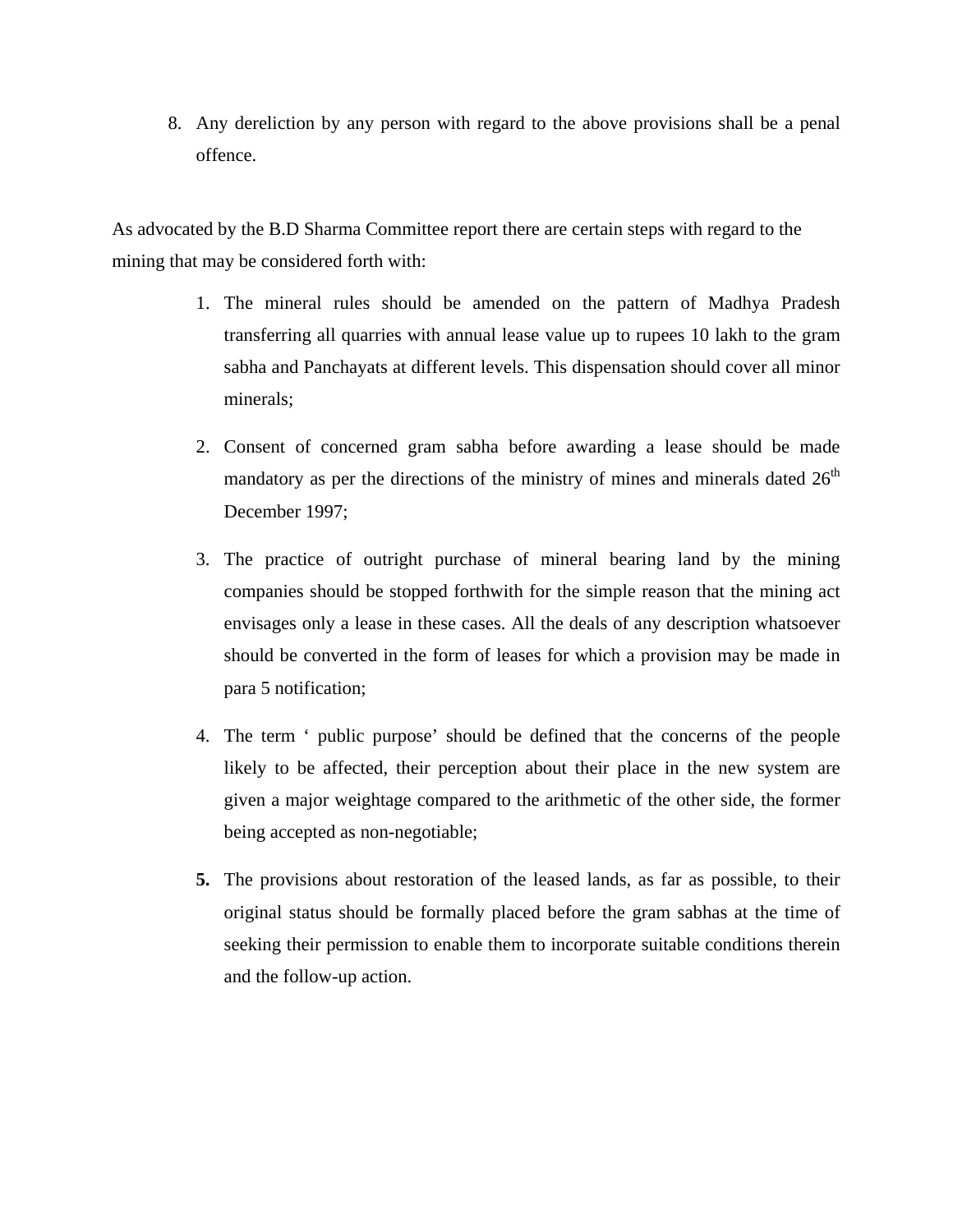8. Any dereliction by any person with regard to the above provisions shall be a penal offence.

As advocated by the B.D Sharma Committee report there are certain steps with regard to the mining that may be considered forth with:

1. The mineral rules should be amended on the pattern of Madhya Pradesh transferring all quarries with annual lease value up to rupees 10 lakh to the gram sabha and Panchayats at different levels. This dispensation should cover all minor minerals;
2. Consent of concerned gram sabha before awarding a lease should be made mandatory as per the directions of the ministry of mines and minerals dated 26th December 1997;
3. The practice of outright purchase of mineral bearing land by the mining companies should be stopped forthwith for the simple reason that the mining act envisages only a lease in these cases. All the deals of any description whatsoever should be converted in the form of leases for which a provision may be made in para 5 notification;
4. The term ' public purpose' should be defined that the concerns of the people likely to be affected, their perception about their place in the new system are given a major weightage compared to the arithmetic of the other side, the former being accepted as non-negotiable;
5. The provisions about restoration of the leased lands, as far as possible, to their original status should be formally placed before the gram sabhas at the time of seeking their permission to enable them to incorporate suitable conditions therein and the follow-up action.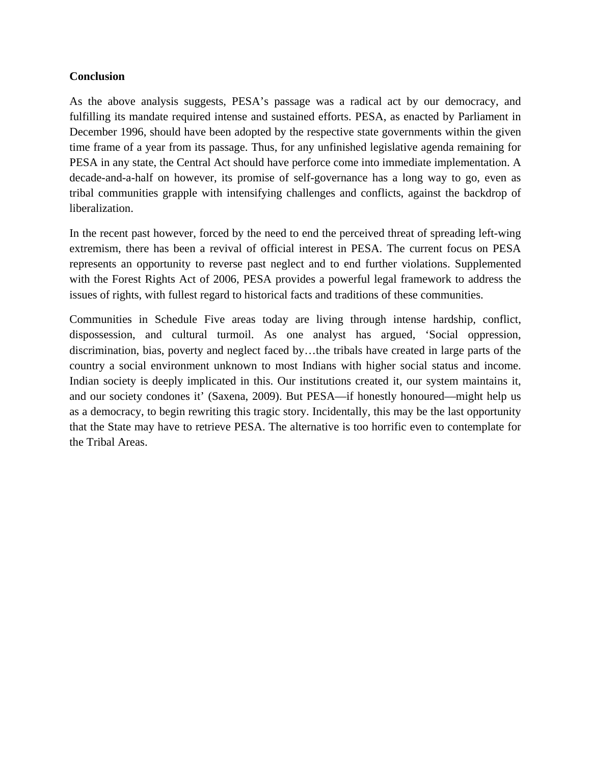**Conclusion**

As the above analysis suggests, PESA's passage was a radical act by our democracy, and fulfilling its mandate required intense and sustained efforts. PESA, as enacted by Parliament in December 1996, should have been adopted by the respective state governments within the given time frame of a year from its passage. Thus, for any unfinished legislative agenda remaining for PESA in any state, the Central Act should have perforce come into immediate implementation. A decade-and-a-half on however, its promise of self-governance has a long way to go, even as tribal communities grapple with intensifying challenges and conflicts, against the backdrop of liberalization.

In the recent past however, forced by the need to end the perceived threat of spreading left-wing extremism, there has been a revival of official interest in PESA. The current focus on PESA represents an opportunity to reverse past neglect and to end further violations. Supplemented with the Forest Rights Act of 2006, PESA provides a powerful legal framework to address the issues of rights, with fullest regard to historical facts and traditions of these communities.

Communities in Schedule Five areas today are living through intense hardship, conflict, dispossession, and cultural turmoil. As one analyst has argued, 'Social oppression, discrimination, bias, poverty and neglect faced by…the tribals have created in large parts of the country a social environment unknown to most Indians with higher social status and income. Indian society is deeply implicated in this. Our institutions created it, our system maintains it, and our society condones it' (Saxena, 2009). But PESA—if honestly honoured—might help us as a democracy, to begin rewriting this tragic story. Incidentally, this may be the last opportunity that the State may have to retrieve PESA. The alternative is too horrific even to contemplate for the Tribal Areas.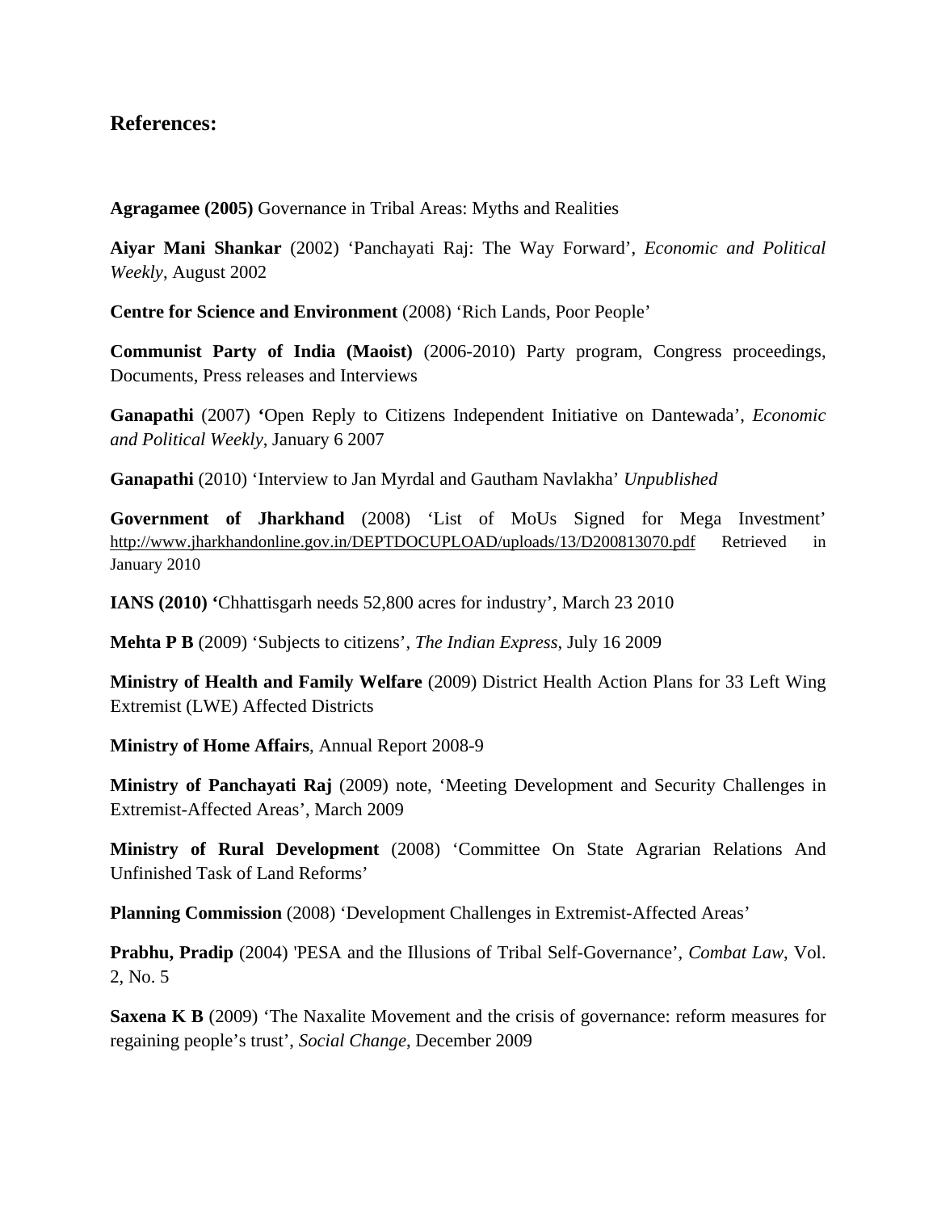## References:

**Agragamee (2005)** Governance in Tribal Areas: Myths and Realities

**Aiyar Mani Shankar** (2002) 'Panchayati Raj: The Way Forward', *Economic and Political Weekly*, August 2002

**Centre for Science and Environment** (2008) 'Rich Lands, Poor People'

**Communist Party of India (Maoist)** (2006-2010) Party program, Congress proceedings, Documents, Press releases and Interviews

**Ganapathi** (2007) **'**Open Reply to Citizens Independent Initiative on Dantewada', *Economic and Political Weekly*, January 6 2007

**Ganapathi** (2010) 'Interview to Jan Myrdal and Gautham Navlakha' *Unpublished*

**Government of Jharkhand** (2008) 'List of MoUs Signed for Mega Investment' http://www.jharkhandonline.gov.in/DEPTDOCUPLOAD/uploads/13/D200813070.pdf Retrieved in January 2010

**IANS (2010) '**Chhattisgarh needs 52,800 acres for industry', March 23 2010

**Mehta P B** (2009) 'Subjects to citizens', *The Indian Express*, July 16 2009

**Ministry of Health and Family Welfare** (2009) District Health Action Plans for 33 Left Wing Extremist (LWE) Affected Districts

**Ministry of Home Affairs**, Annual Report 2008-9

**Ministry of Panchayati Raj** (2009) note, 'Meeting Development and Security Challenges in Extremist-Affected Areas', March 2009

**Ministry of Rural Development** (2008) 'Committee On State Agrarian Relations And Unfinished Task of Land Reforms'

**Planning Commission** (2008) 'Development Challenges in Extremist-Affected Areas'

**Prabhu, Pradip** (2004) 'PESA and the Illusions of Tribal Self-Governance', *Combat Law*, Vol. 2, No. 5

**Saxena K B** (2009) 'The Naxalite Movement and the crisis of governance: reform measures for regaining people's trust', *Social Change*, December 2009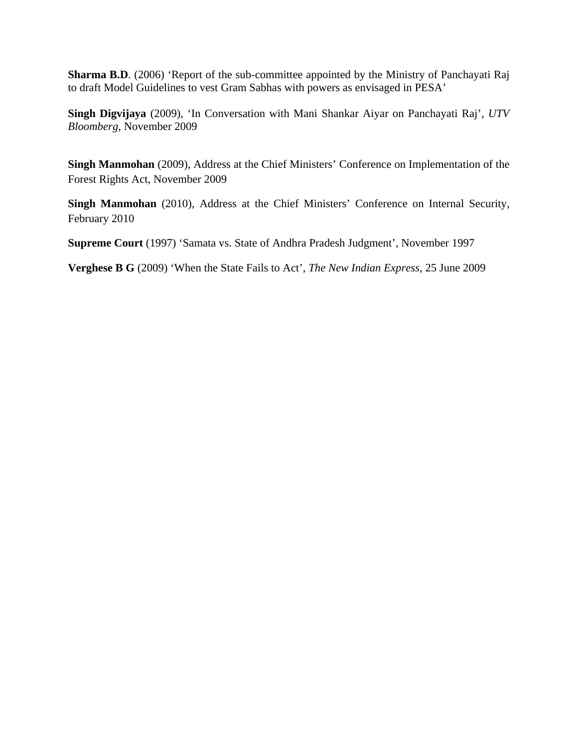**Sharma B.D**. (2006) 'Report of the sub-committee appointed by the Ministry of Panchayati Raj to draft Model Guidelines to vest Gram Sabhas with powers as envisaged in PESA'

**Singh Digvijaya** (2009), 'In Conversation with Mani Shankar Aiyar on Panchayati Raj', *UTV Bloomberg*, November 2009

**Singh Manmohan** (2009), Address at the Chief Ministers' Conference on Implementation of the Forest Rights Act, November 2009

**Singh Manmohan** (2010), Address at the Chief Ministers' Conference on Internal Security, February 2010

**Supreme Court** (1997) 'Samata vs. State of Andhra Pradesh Judgment', November 1997

**Verghese B G** (2009) 'When the State Fails to Act', *The New Indian Express*, 25 June 2009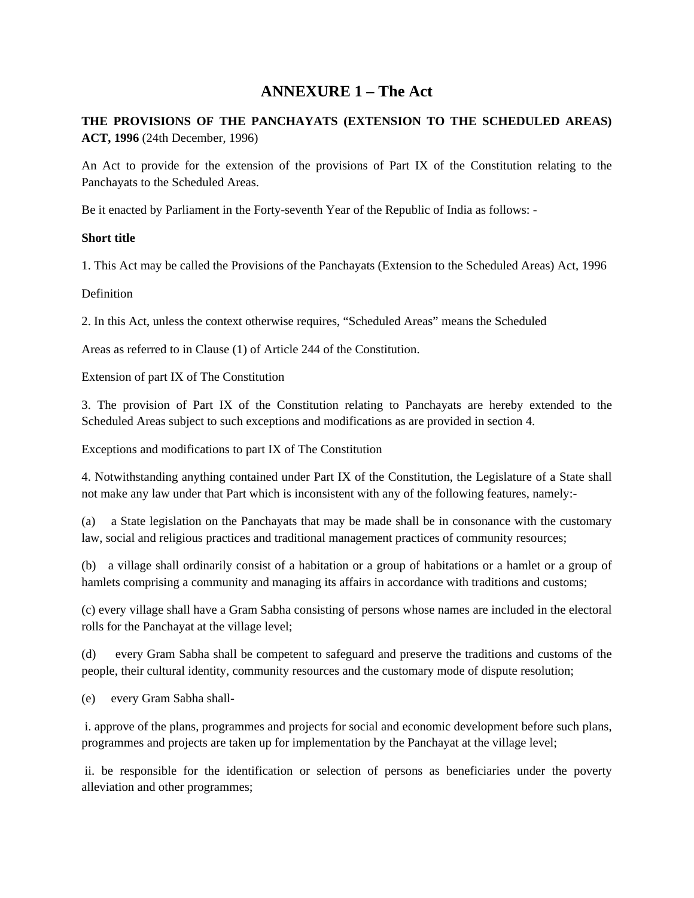# ANNEXURE 1 – The Act

**THE PROVISIONS OF THE PANCHAYATS (EXTENSION TO THE SCHEDULED AREAS) ACT, 1996** (24th December, 1996)

An Act to provide for the extension of the provisions of Part IX of the Constitution relating to the Panchayats to the Scheduled Areas.

Be it enacted by Parliament in the Forty-seventh Year of the Republic of India as follows: -

**Short title**

1. This Act may be called the Provisions of the Panchayats (Extension to the Scheduled Areas) Act, 1996

Definition

2. In this Act, unless the context otherwise requires, "Scheduled Areas" means the Scheduled

Areas as referred to in Clause (1) of Article 244 of the Constitution.

Extension of part IX of The Constitution

3. The provision of Part IX of the Constitution relating to Panchayats are hereby extended to the Scheduled Areas subject to such exceptions and modifications as are provided in section 4.

Exceptions and modifications to part IX of The Constitution

4. Notwithstanding anything contained under Part IX of the Constitution, the Legislature of a State shall not make any law under that Part which is inconsistent with any of the following features, namely:-

(a) a State legislation on the Panchayats that may be made shall be in consonance with the customary law, social and religious practices and traditional management practices of community resources;

(b) a village shall ordinarily consist of a habitation or a group of habitations or a hamlet or a group of hamlets comprising a community and managing its affairs in accordance with traditions and customs;

(c) every village shall have a Gram Sabha consisting of persons whose names are included in the electoral rolls for the Panchayat at the village level;

(d) every Gram Sabha shall be competent to safeguard and preserve the traditions and customs of the people, their cultural identity, community resources and the customary mode of dispute resolution;

(e) every Gram Sabha shall-

i. approve of the plans, programmes and projects for social and economic development before such plans, programmes and projects are taken up for implementation by the Panchayat at the village level;

ii. be responsible for the identification or selection of persons as beneficiaries under the poverty alleviation and other programmes;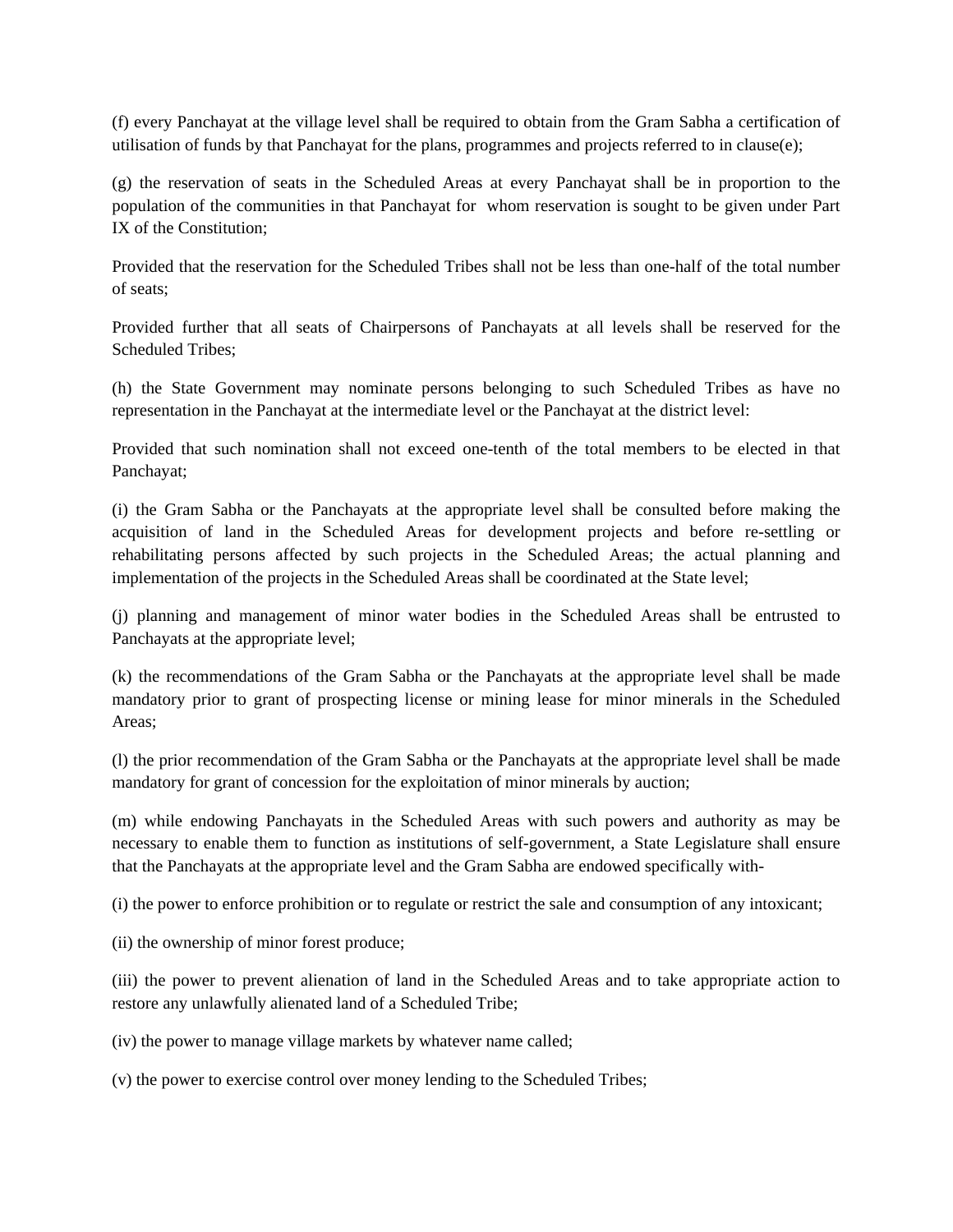(f) every Panchayat at the village level shall be required to obtain from the Gram Sabha a certification of utilisation of funds by that Panchayat for the plans, programmes and projects referred to in clause(e);

(g) the reservation of seats in the Scheduled Areas at every Panchayat shall be in proportion to the population of the communities in that Panchayat for whom reservation is sought to be given under Part IX of the Constitution;

Provided that the reservation for the Scheduled Tribes shall not be less than one-half of the total number of seats;

Provided further that all seats of Chairpersons of Panchayats at all levels shall be reserved for the Scheduled Tribes;

(h) the State Government may nominate persons belonging to such Scheduled Tribes as have no representation in the Panchayat at the intermediate level or the Panchayat at the district level:

Provided that such nomination shall not exceed one-tenth of the total members to be elected in that Panchayat;

(i) the Gram Sabha or the Panchayats at the appropriate level shall be consulted before making the acquisition of land in the Scheduled Areas for development projects and before re-settling or rehabilitating persons affected by such projects in the Scheduled Areas; the actual planning and implementation of the projects in the Scheduled Areas shall be coordinated at the State level;

(j) planning and management of minor water bodies in the Scheduled Areas shall be entrusted to Panchayats at the appropriate level;

(k) the recommendations of the Gram Sabha or the Panchayats at the appropriate level shall be made mandatory prior to grant of prospecting license or mining lease for minor minerals in the Scheduled Areas;

(l) the prior recommendation of the Gram Sabha or the Panchayats at the appropriate level shall be made mandatory for grant of concession for the exploitation of minor minerals by auction;

(m) while endowing Panchayats in the Scheduled Areas with such powers and authority as may be necessary to enable them to function as institutions of self-government, a State Legislature shall ensure that the Panchayats at the appropriate level and the Gram Sabha are endowed specifically with-

(i) the power to enforce prohibition or to regulate or restrict the sale and consumption of any intoxicant;

(ii) the ownership of minor forest produce;

(iii) the power to prevent alienation of land in the Scheduled Areas and to take appropriate action to restore any unlawfully alienated land of a Scheduled Tribe;

(iv) the power to manage village markets by whatever name called;

(v) the power to exercise control over money lending to the Scheduled Tribes;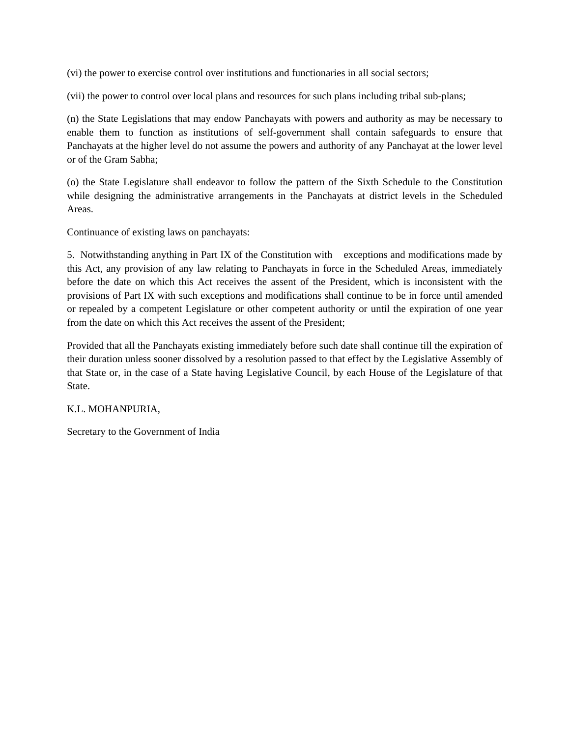(vi) the power to exercise control over institutions and functionaries in all social sectors;

(vii) the power to control over local plans and resources for such plans including tribal sub-plans;

(n) the State Legislations that may endow Panchayats with powers and authority as may be necessary to enable them to function as institutions of self-government shall contain safeguards to ensure that Panchayats at the higher level do not assume the powers and authority of any Panchayat at the lower level or of the Gram Sabha;

(o) the State Legislature shall endeavor to follow the pattern of the Sixth Schedule to the Constitution while designing the administrative arrangements in the Panchayats at district levels in the Scheduled Areas.

Continuance of existing laws on panchayats:

5. Notwithstanding anything in Part IX of the Constitution with exceptions and modifications made by this Act, any provision of any law relating to Panchayats in force in the Scheduled Areas, immediately before the date on which this Act receives the assent of the President, which is inconsistent with the provisions of Part IX with such exceptions and modifications shall continue to be in force until amended or repealed by a competent Legislature or other competent authority or until the expiration of one year from the date on which this Act receives the assent of the President;

Provided that all the Panchayats existing immediately before such date shall continue till the expiration of their duration unless sooner dissolved by a resolution passed to that effect by the Legislative Assembly of that State or, in the case of a State having Legislative Council, by each House of the Legislature of that State.

K.L. MOHANPURIA,

Secretary to the Government of India